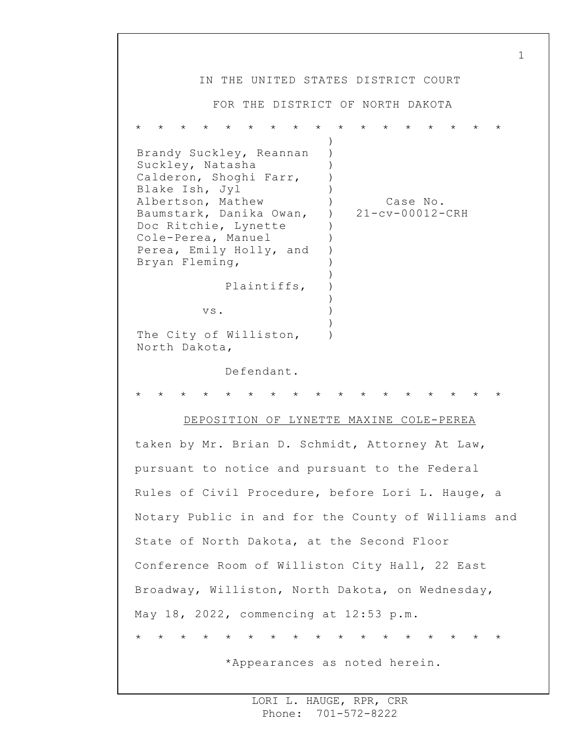IN THE UNITED STATES DISTRICT COURT

FOR THE DISTRICT OF NORTH DAKOTA

* * * * * * * * * * * * * * * * *

Brandy Suckley, Reannan Suckley, Natasha Calderon, Shoghi Farr, Blake Ish, Jyl Albertson, Mathew Baumstark, Danika Owan, Doc Ritchie, Lynette Cole-Perea, Manuel Perea, Emily Holly, and Bryan Fleming,

Plaintiffs,

vs.

The City of Williston, North Dakota,

Defendant.

Case No. 21-cv-00012-CRH

* * * * * * * * * * * * * * * * *

DEPOSITION OF LYNETTE MAXINE COLE-PEREA

taken by Mr. Brian D. Schmidt, Attorney At Law, pursuant to notice and pursuant to the Federal Rules of Civil Procedure, before Lori L. Hauge, a Notary Public in and for the County of Williams and State of North Dakota, at the Second Floor Conference Room of Williston City Hall, 22 East Broadway, Williston, North Dakota, on Wednesday, May 18, 2022, commencing at 12:53 p.m.

* * * * * * * * * * * * * * * * *

*Appearances as noted herein.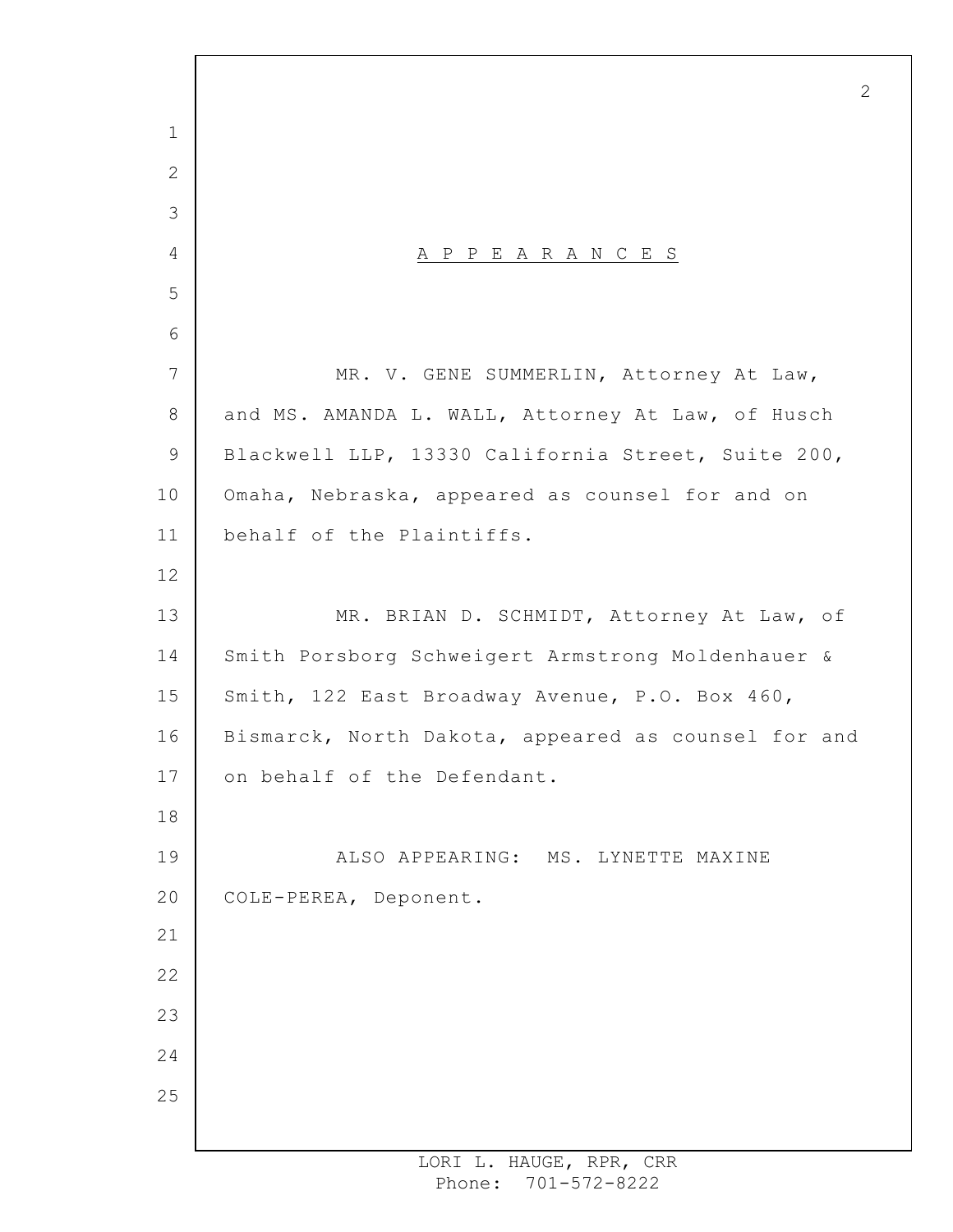# A P P E A R A N C E S

MR. V. GENE SUMMERLIN, Attorney At Law, and MS. AMANDA L. WALL, Attorney At Law, of Husch Blackwell LLP, 13330 California Street, Suite 200, Omaha, Nebraska, appeared as counsel for and on behalf of the Plaintiffs.

MR. BRIAN D. SCHMIDT, Attorney At Law, of Smith Porsborg Schweigert Armstrong Moldenhauer & Smith, 122 East Broadway Avenue, P.O. Box 460, Bismarck, North Dakota, appeared as counsel for and on behalf of the Defendant.

ALSO APPEARING: MS. LYNETTE MAXINE COLE-PEREA, Deponent.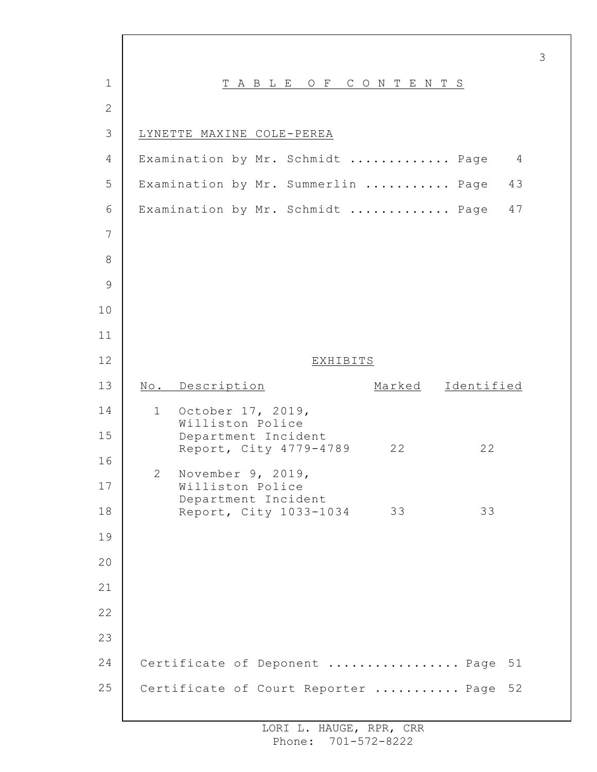# TABLE OF CONTENTS

LYNETTE MAXINE COLE-PEREA

Examination by Mr. Schmidt ............. Page 4

Examination by Mr. Summerlin ........... Page 43

Examination by Mr. Schmidt ............. Page 47

## EXHIBITS

| No. | Description | Marked | Identified |
|---|---|---|---|
| 1 | October 17, 2019, Williston Police Department Incident Report, City 4779-4789 | 22 | 22 |
| 2 | November 9, 2019, Williston Police Department Incident Report, City 1033-1034 | 33 | 33 |

Certificate of Deponent ................ Page 51

Certificate of Court Reporter ........... Page 52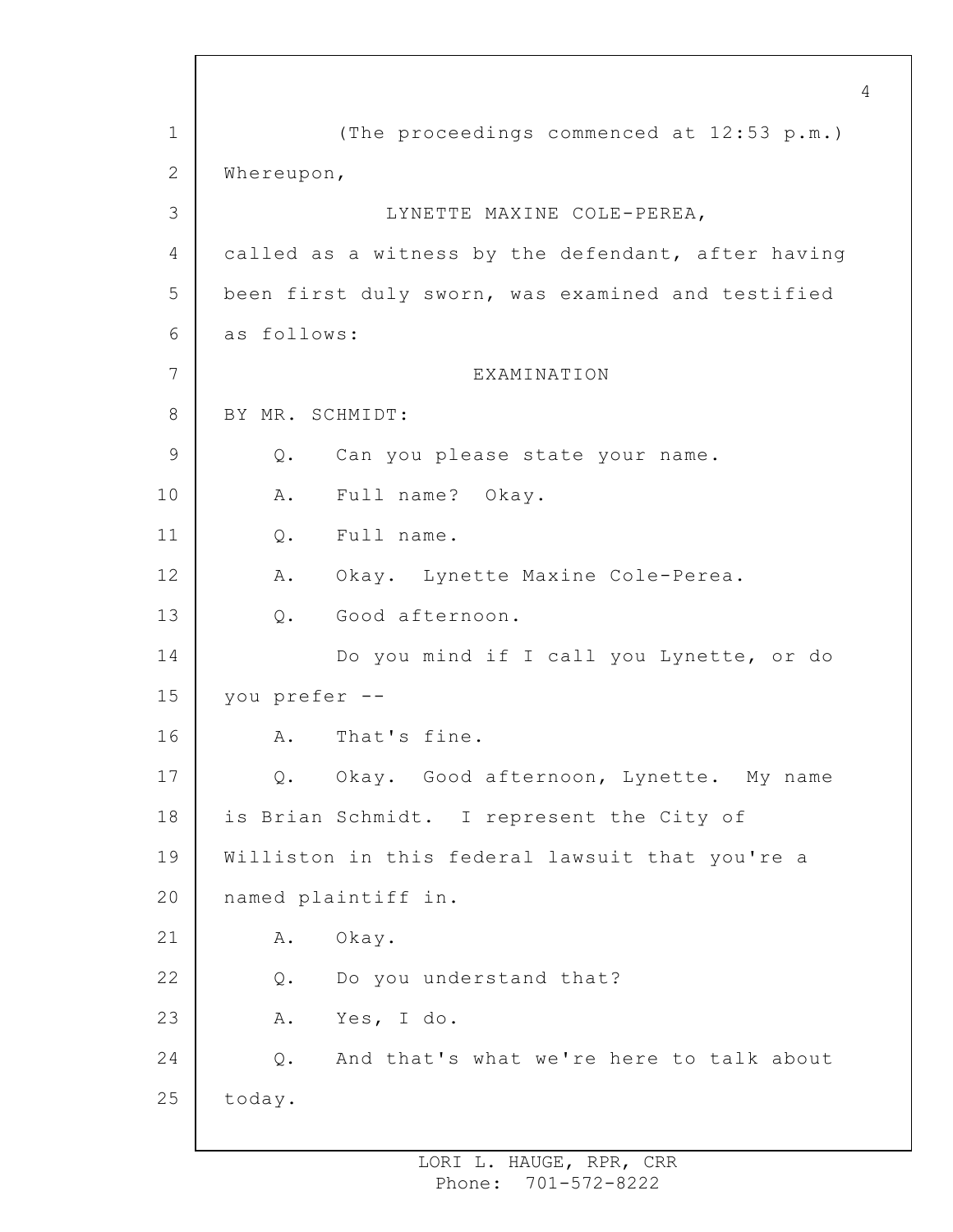(The proceedings commenced at 12:53 p.m.)

Whereupon,

LYNETTE MAXINE COLE-PEREA,

called as a witness by the defendant, after having been first duly sworn, was examined and testified as follows:

EXAMINATION

BY MR. SCHMIDT:

Q. Can you please state your name.

A. Full name? Okay.

Q. Full name.

A. Okay. Lynette Maxine Cole-Perea.

Q. Good afternoon.

Do you mind if I call you Lynette, or do you prefer --

A. That's fine.

Q. Okay. Good afternoon, Lynette. My name is Brian Schmidt. I represent the City of Williston in this federal lawsuit that you're a named plaintiff in.

A. Okay.

Q. Do you understand that?

A. Yes, I do.

Q. And that's what we're here to talk about today.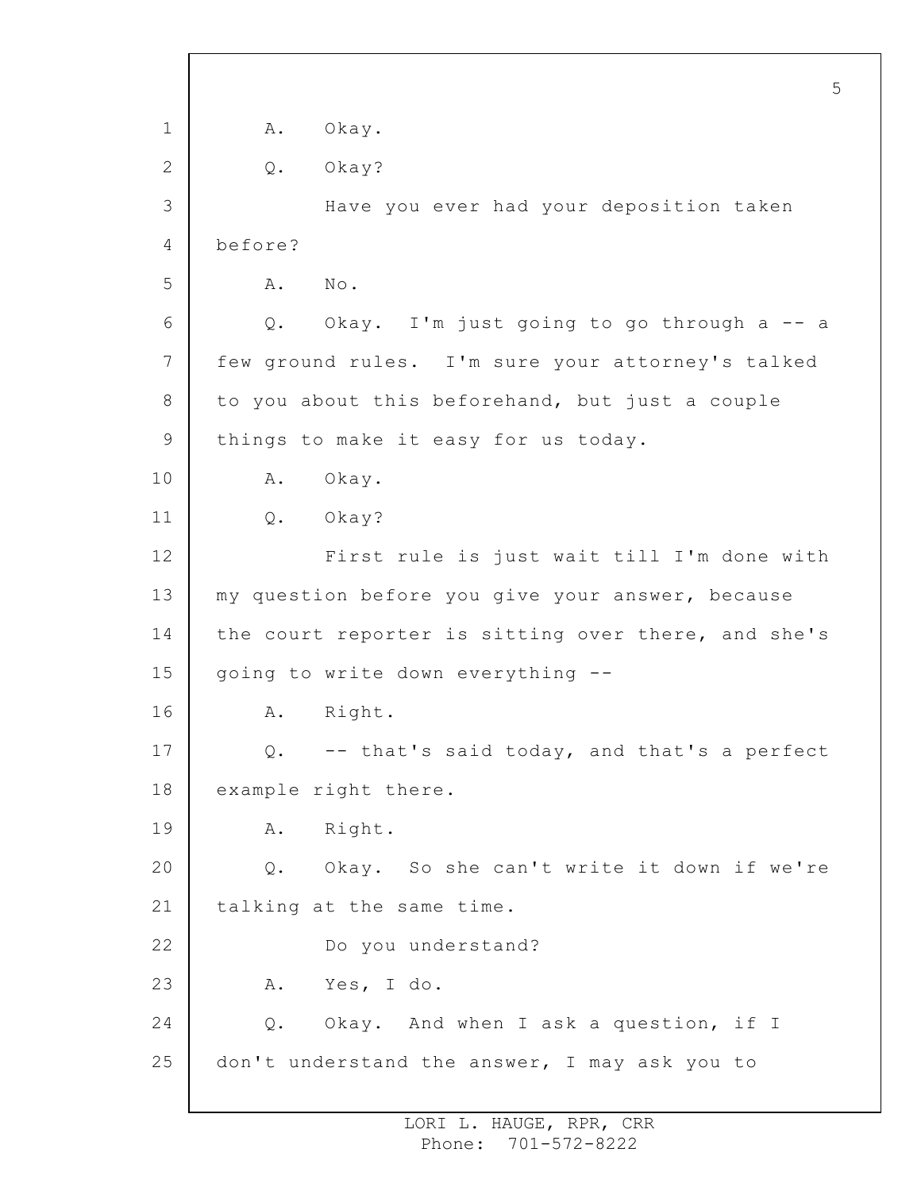A. Okay.

Q. Okay?

Have you ever had your deposition taken before?

A. No.

Q. Okay. I'm just going to go through a -- a few ground rules. I'm sure your attorney's talked to you about this beforehand, but just a couple things to make it easy for us today.

A. Okay.

Q. Okay?

First rule is just wait till I'm done with my question before you give your answer, because the court reporter is sitting over there, and she's going to write down everything --

A. Right.

Q. -- that's said today, and that's a perfect example right there.

A. Right.

Q. Okay. So she can't write it down if we're talking at the same time.

Do you understand?

A. Yes, I do.

Q. Okay. And when I ask a question, if I don't understand the answer, I may ask you to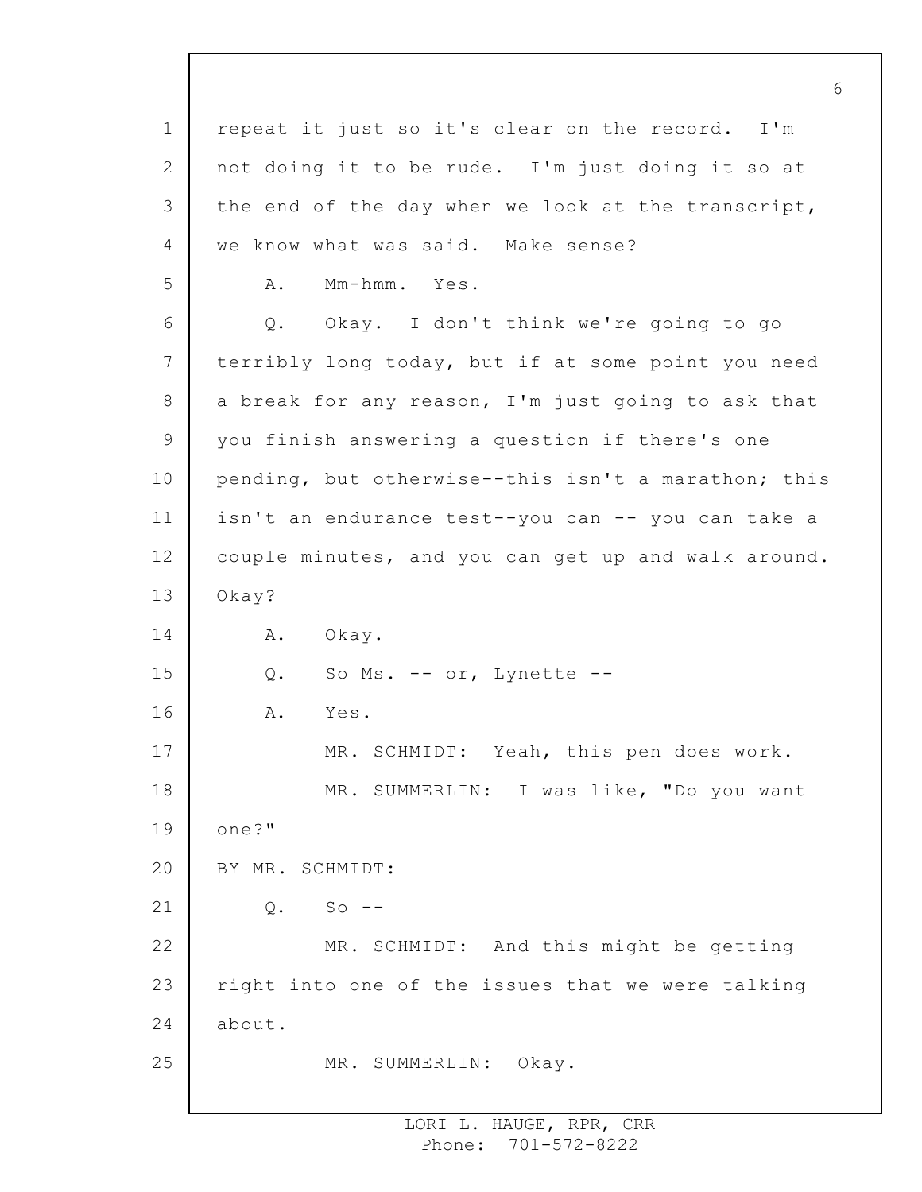repeat it just so it's clear on the record. I'm not doing it to be rude. I'm just doing it so at the end of the day when we look at the transcript, we know what was said. Make sense?

A. Mm-hmm. Yes.

Q. Okay. I don't think we're going to go terribly long today, but if at some point you need a break for any reason, I'm just going to ask that you finish answering a question if there's one pending, but otherwise--this isn't a marathon; this isn't an endurance test--you can -- you can take a couple minutes, and you can get up and walk around. Okay?

A. Okay.

Q. So Ms. -- or, Lynette --

A. Yes.

MR. SCHMIDT: Yeah, this pen does work.

MR. SUMMERLIN: I was like, "Do you want one?"

BY MR. SCHMIDT:

Q. So --

MR. SCHMIDT: And this might be getting right into one of the issues that we were talking about.

MR. SUMMERLIN: Okay.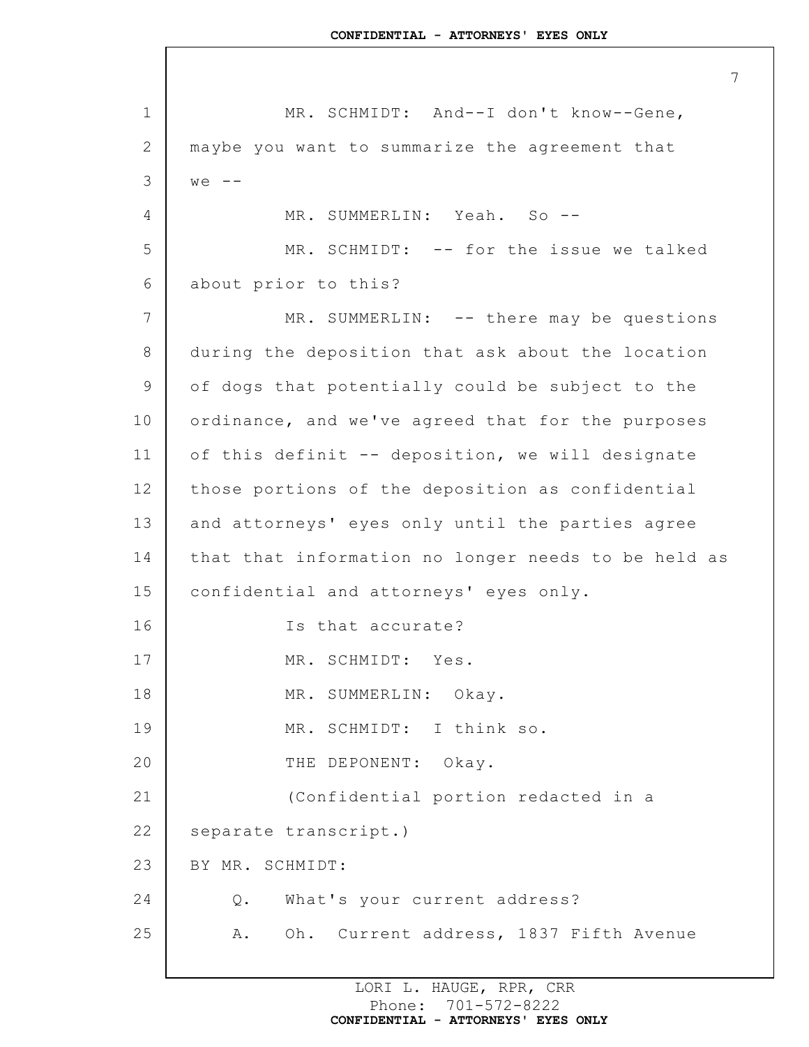MR. SCHMIDT: And--I don't know--Gene, maybe you want to summarize the agreement that we --

MR. SUMMERLIN: Yeah. So --

MR. SCHMIDT: -- for the issue we talked about prior to this?

MR. SUMMERLIN: -- there may be questions during the deposition that ask about the location of dogs that potentially could be subject to the ordinance, and we've agreed that for the purposes of this definit -- deposition, we will designate those portions of the deposition as confidential and attorneys' eyes only until the parties agree that that information no longer needs to be held as confidential and attorneys' eyes only.

Is that accurate?

MR. SCHMIDT: Yes.

MR. SUMMERLIN: Okay.

MR. SCHMIDT: I think so.

THE DEPONENT: Okay.

(Confidential portion redacted in a separate transcript.)

BY MR. SCHMIDT:

Q. What's your current address?

A. Oh. Current address, 1837 Fifth Avenue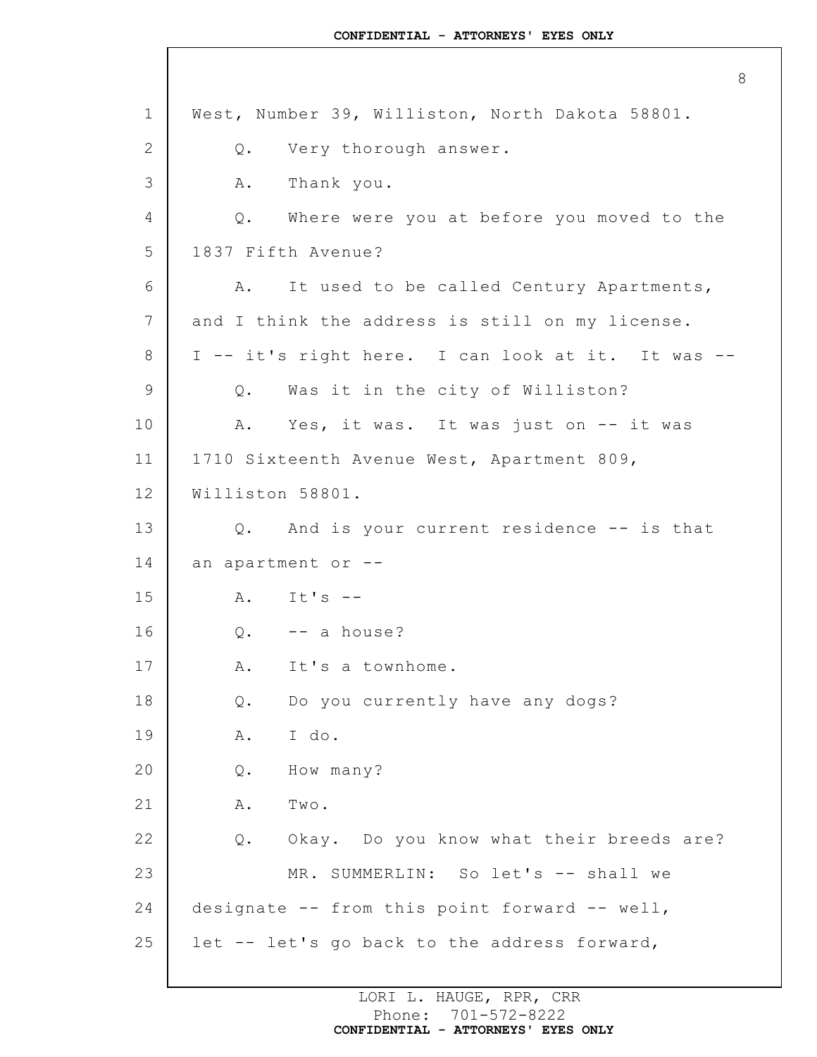West, Number 39, Williston, North Dakota 58801.

Q. Very thorough answer.

A. Thank you.

Q. Where were you at before you moved to the 1837 Fifth Avenue?

A. It used to be called Century Apartments, and I think the address is still on my license. I -- it's right here. I can look at it. It was --

Q. Was it in the city of Williston?

A. Yes, it was. It was just on -- it was 1710 Sixteenth Avenue West, Apartment 809, Williston 58801.

Q. And is your current residence -- is that an apartment or --

A. It's --

Q. -- a house?

A. It's a townhome.

Q. Do you currently have any dogs?

A. I do.

Q. How many?

A. Two.

Q. Okay. Do you know what their breeds are?

MR. SUMMERLIN: So let's -- shall we designate -- from this point forward -- well, let -- let's go back to the address forward,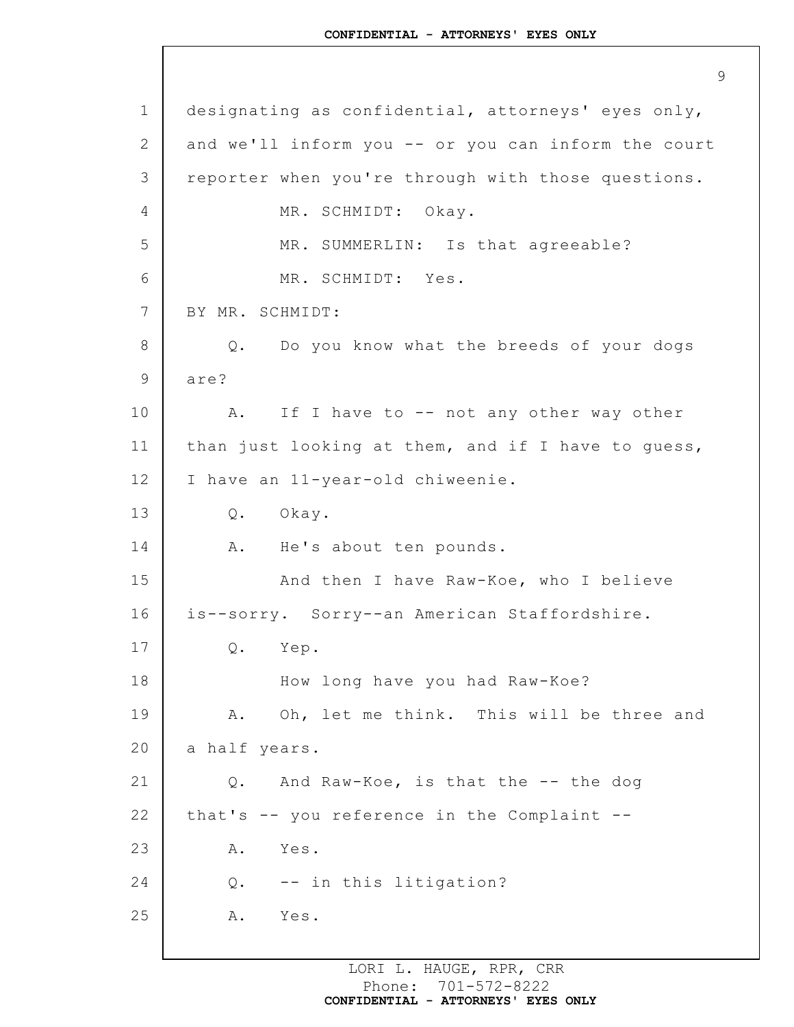designating as confidential, attorneys' eyes only, and we'll inform you -- or you can inform the court reporter when you're through with those questions.

MR. SCHMIDT: Okay.

MR. SUMMERLIN: Is that agreeable?

MR. SCHMIDT: Yes.

BY MR. SCHMIDT:

Q. Do you know what the breeds of your dogs are?

A. If I have to -- not any other way other than just looking at them, and if I have to guess, I have an 11-year-old chiweenie.

Q. Okay.

A. He's about ten pounds.

And then I have Raw-Koe, who I believe is--sorry. Sorry--an American Staffordshire.

Q. Yep.

How long have you had Raw-Koe?

A. Oh, let me think. This will be three and a half years.

Q. And Raw-Koe, is that the -- the dog that's -- you reference in the Complaint --

A. Yes.

Q. -- in this litigation?

A. Yes.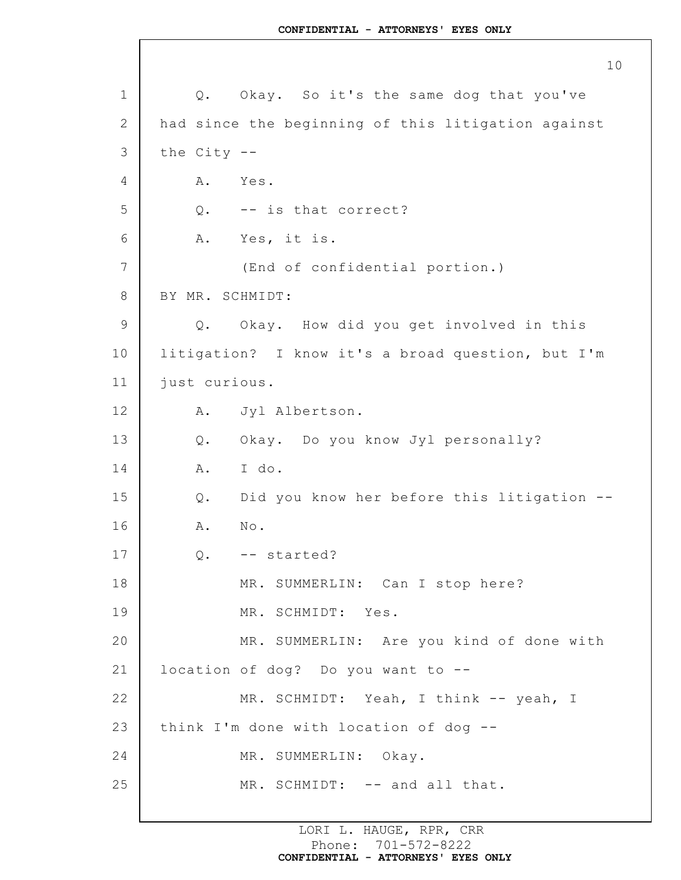Q. Okay. So it's the same dog that you've had since the beginning of this litigation against the City --

A. Yes.

Q. -- is that correct?

A. Yes, it is.

(End of confidential portion.)

BY MR. SCHMIDT:

Q. Okay. How did you get involved in this litigation? I know it's a broad question, but I'm just curious.

A. Jyl Albertson.

Q. Okay. Do you know Jyl personally?

A. I do.

Q. Did you know her before this litigation --

A. No.

Q. -- started?

MR. SUMMERLIN: Can I stop here?

MR. SCHMIDT: Yes.

MR. SUMMERLIN: Are you kind of done with location of dog? Do you want to --

MR. SCHMIDT: Yeah, I think -- yeah, I think I'm done with location of dog --

MR. SUMMERLIN: Okay.

MR. SCHMIDT: -- and all that.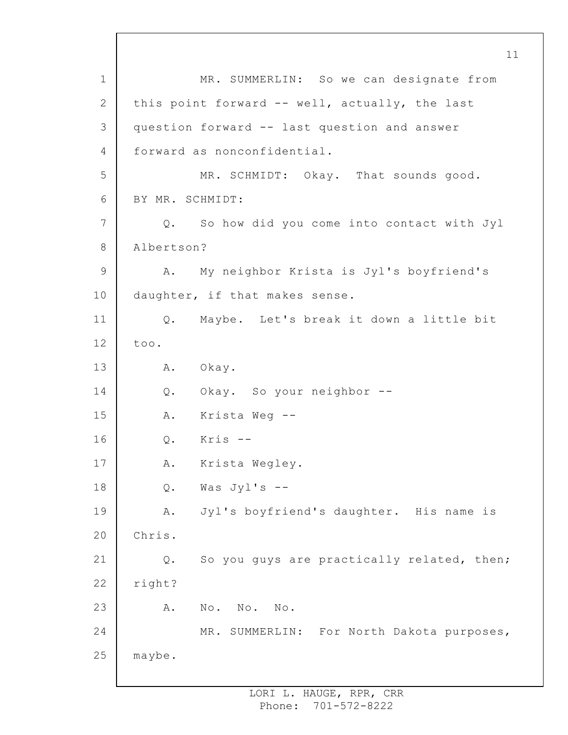MR. SUMMERLIN: So we can designate from this point forward -- well, actually, the last question forward -- last question and answer forward as nonconfidential.

MR. SCHMIDT: Okay. That sounds good.

BY MR. SCHMIDT:

Q. So how did you come into contact with Jyl Albertson?

A. My neighbor Krista is Jyl's boyfriend's daughter, if that makes sense.

Q. Maybe. Let's break it down a little bit too.

A. Okay.

Q. Okay. So your neighbor --

A. Krista Weg --

Q. Kris --

A. Krista Wegley.

Q. Was Jyl's --

A. Jyl's boyfriend's daughter. His name is Chris.

Q. So you guys are practically related, then; right?

A. No. No. No.

MR. SUMMERLIN: For North Dakota purposes, maybe.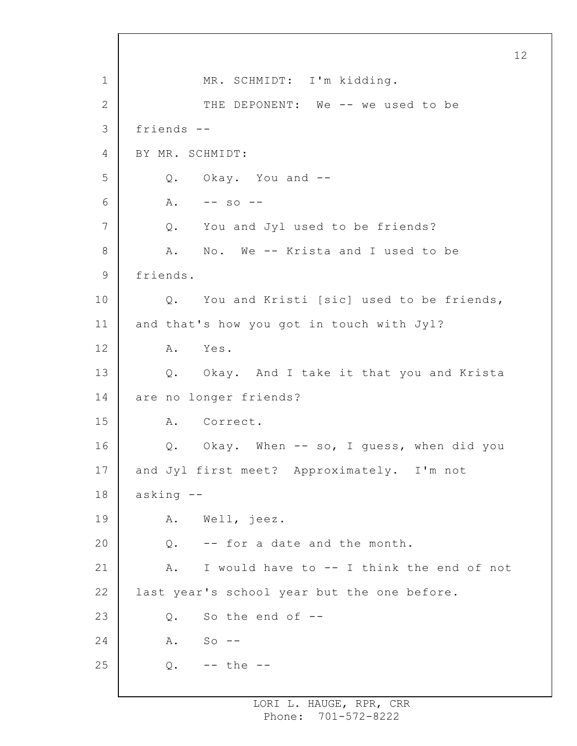MR. SCHMIDT: I'm kidding.

THE DEPONENT: We -- we used to be friends --

BY MR. SCHMIDT:

Q. Okay. You and --

A. -- so --

Q. You and Jyl used to be friends?

A. No. We -- Krista and I used to be friends.

Q. You and Kristi [sic] used to be friends, and that's how you got in touch with Jyl?

A. Yes.

Q. Okay. And I take it that you and Krista are no longer friends?

A. Correct.

Q. Okay. When -- so, I guess, when did you and Jyl first meet? Approximately. I'm not asking --

A. Well, jeez.

Q. -- for a date and the month.

A. I would have to -- I think the end of not last year's school year but the one before.

Q. So the end of --

A. So --

Q. -- the --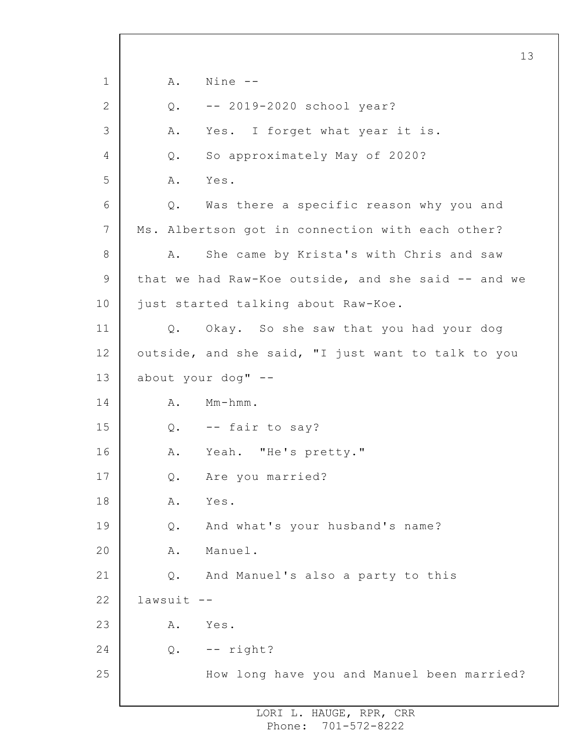A. Nine --

Q. -- 2019-2020 school year?

A. Yes. I forget what year it is.

Q. So approximately May of 2020?

A. Yes.

Q. Was there a specific reason why you and Ms. Albertson got in connection with each other?

A. She came by Krista's with Chris and saw that we had Raw-Koe outside, and she said -- and we just started talking about Raw-Koe.

Q. Okay. So she saw that you had your dog outside, and she said, "I just want to talk to you about your dog" --

A. Mm-hmm.

Q. -- fair to say?

A. Yeah. "He's pretty."

Q. Are you married?

A. Yes.

Q. And what's your husband's name?

A. Manuel.

Q. And Manuel's also a party to this lawsuit --

A. Yes.

Q. -- right?

How long have you and Manuel been married?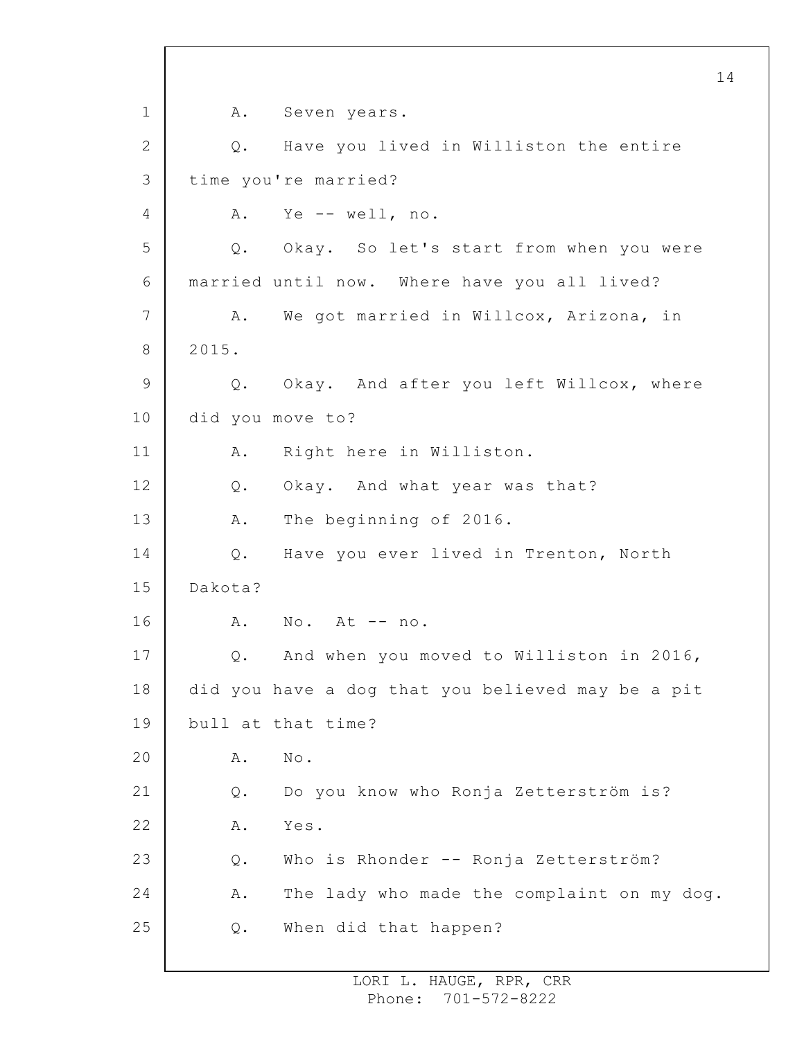A. Seven years.

Q. Have you lived in Williston the entire time you're married?

A. Ye -- well, no.

Q. Okay. So let's start from when you were married until now. Where have you all lived?

A. We got married in Willcox, Arizona, in 2015.

Q. Okay. And after you left Willcox, where did you move to?

A. Right here in Williston.

Q. Okay. And what year was that?

A. The beginning of 2016.

Q. Have you ever lived in Trenton, North Dakota?

A. No. At -- no.

Q. And when you moved to Williston in 2016, did you have a dog that you believed may be a pit bull at that time?

A. No.

Q. Do you know who Ronja Zetterström is?

A. Yes.

Q. Who is Rhonder -- Ronja Zetterström?

A. The lady who made the complaint on my dog.

Q. When did that happen?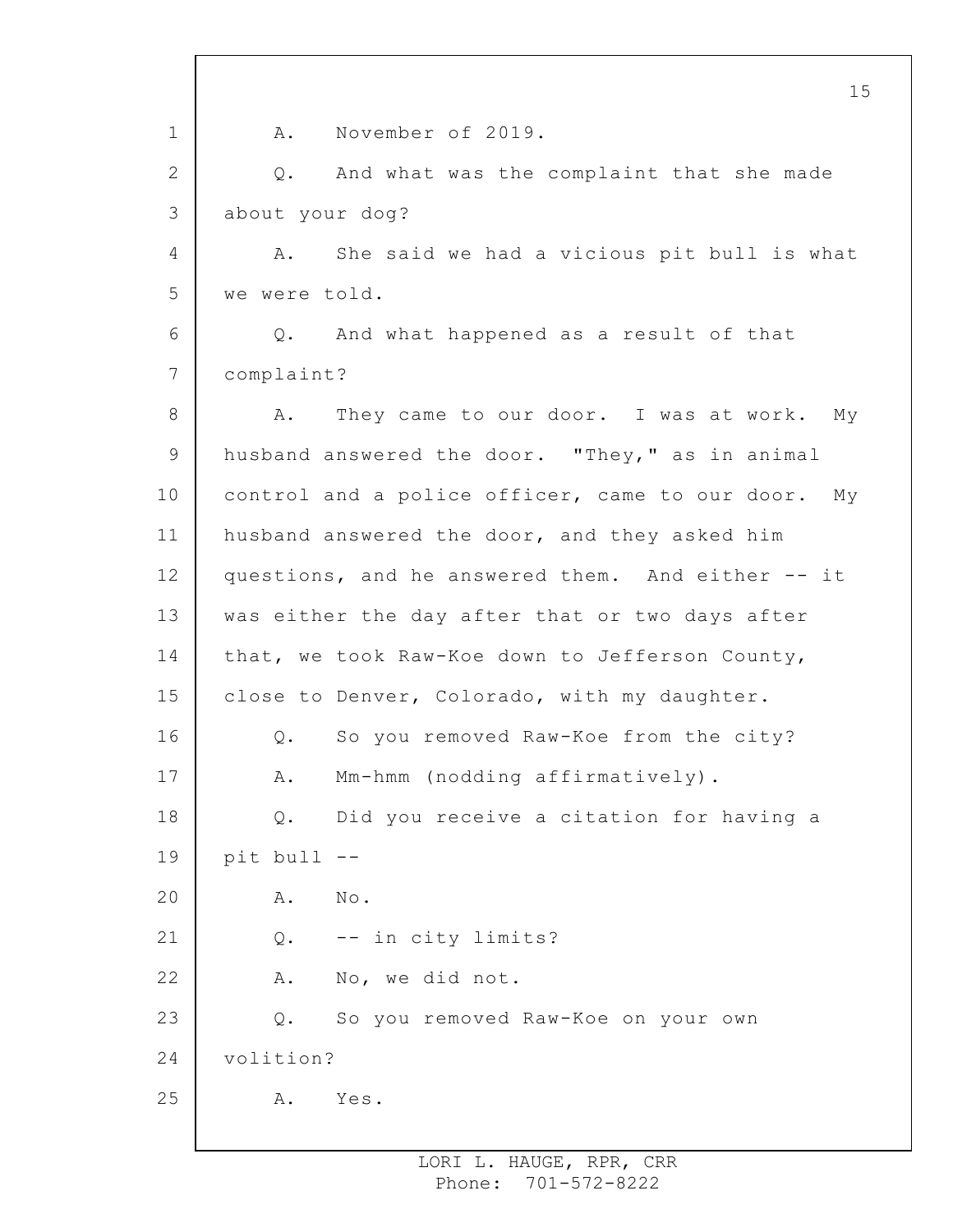A. November of 2019.

Q. And what was the complaint that she made about your dog?

A. She said we had a vicious pit bull is what we were told.

Q. And what happened as a result of that complaint?

A. They came to our door. I was at work. My husband answered the door. "They," as in animal control and a police officer, came to our door. My husband answered the door, and they asked him questions, and he answered them. And either -- it was either the day after that or two days after that, we took Raw-Koe down to Jefferson County, close to Denver, Colorado, with my daughter.

Q. So you removed Raw-Koe from the city?

A. Mm-hmm (nodding affirmatively).

Q. Did you receive a citation for having a pit bull --

A. No.

Q. -- in city limits?

A. No, we did not.

Q. So you removed Raw-Koe on your own volition?

A. Yes.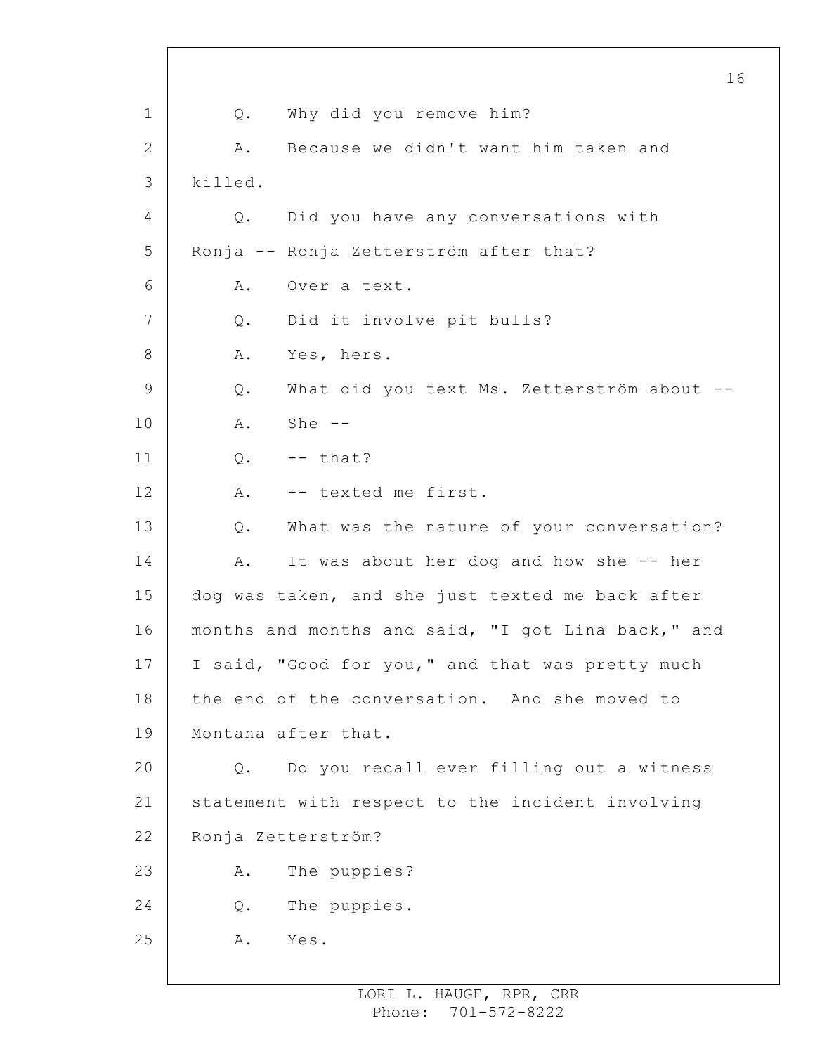1 Q. Why did you remove him?

2 A. Because we didn't want him taken and

3 killed.

4 Q. Did you have any conversations with

5 Ronja -- Ronja Zetterström after that?

6 A. Over a text.

7 Q. Did it involve pit bulls?

8 A. Yes, hers.

9 Q. What did you text Ms. Zetterström about --

10 A. She --

11 Q. -- that?

12 A. -- texted me first.

13 Q. What was the nature of your conversation?

14 A. It was about her dog and how she -- her

15 dog was taken, and she just texted me back after

16 months and months and said, "I got Lina back," and

17 I said, "Good for you," and that was pretty much

18 the end of the conversation. And she moved to

19 Montana after that.

20 Q. Do you recall ever filling out a witness

21 statement with respect to the incident involving

22 Ronja Zetterström?

23 A. The puppies?

24 Q. The puppies.

25 A. Yes.

LORI L. HAUGE, RPR, CRR
Phone: 701-572-8222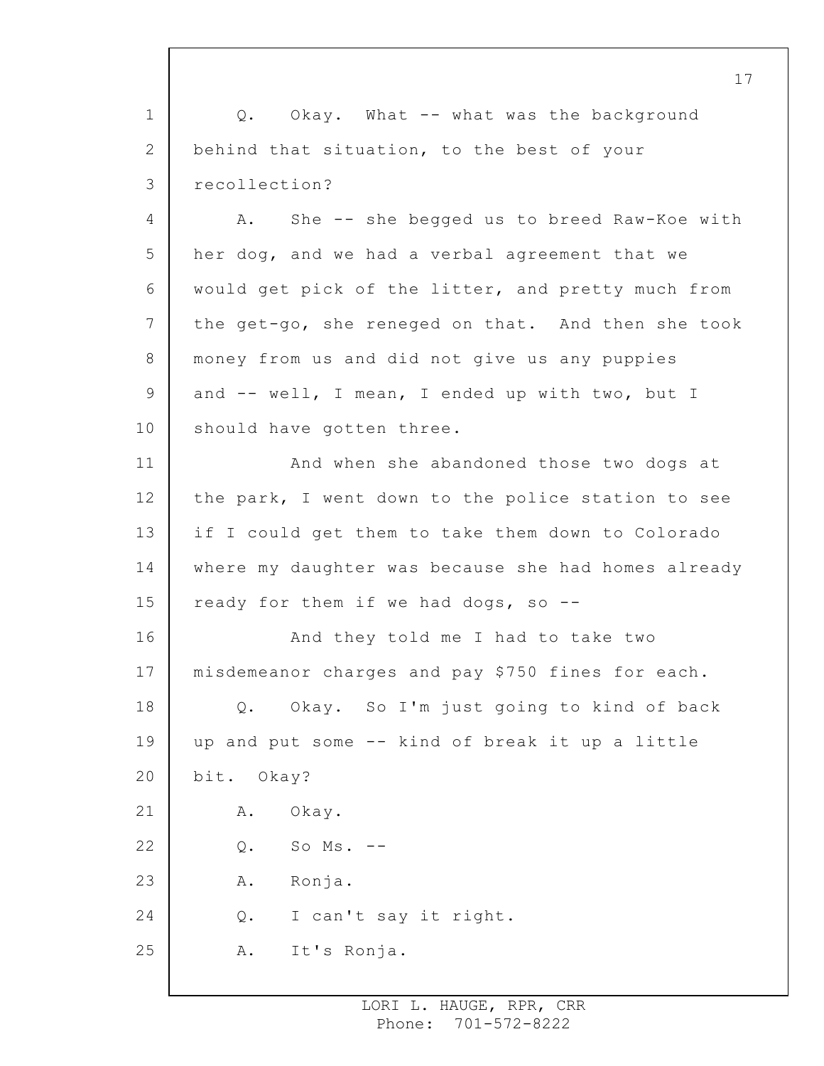Q. Okay. What -- what was the background behind that situation, to the best of your recollection?

A. She -- she begged us to breed Raw-Koe with her dog, and we had a verbal agreement that we would get pick of the litter, and pretty much from the get-go, she reneged on that. And then she took money from us and did not give us any puppies and -- well, I mean, I ended up with two, but I should have gotten three.

And when she abandoned those two dogs at the park, I went down to the police station to see if I could get them to take them down to Colorado where my daughter was because she had homes already ready for them if we had dogs, so --

And they told me I had to take two misdemeanor charges and pay $750 fines for each.

Q. Okay. So I'm just going to kind of back up and put some -- kind of break it up a little bit. Okay?

A. Okay.

Q. So Ms. --

A. Ronja.

Q. I can't say it right.

A. It's Ronja.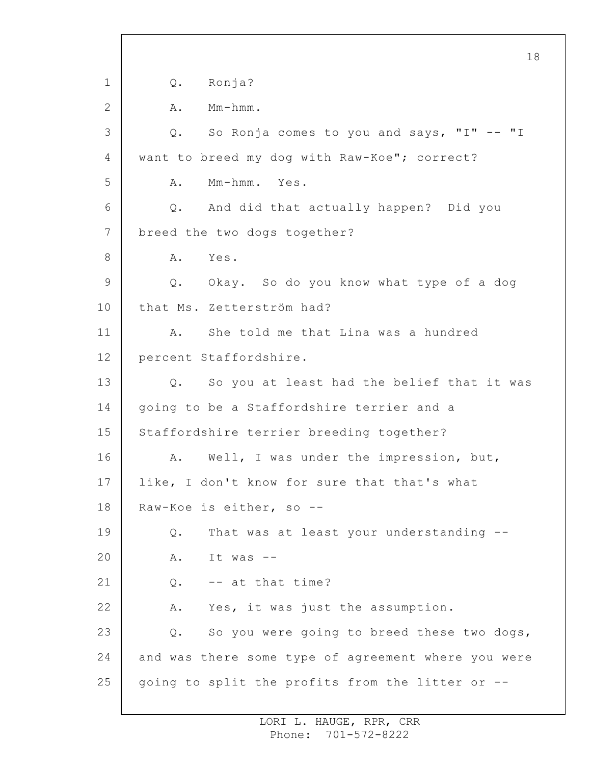Q. Ronja?

A. Mm-hmm.

Q. So Ronja comes to you and says, "I" -- "I want to breed my dog with Raw-Koe"; correct?

A. Mm-hmm. Yes.

Q. And did that actually happen? Did you breed the two dogs together?

A. Yes.

Q. Okay. So do you know what type of a dog that Ms. Zetterström had?

A. She told me that Lina was a hundred percent Staffordshire.

Q. So you at least had the belief that it was going to be a Staffordshire terrier and a Staffordshire terrier breeding together?

A. Well, I was under the impression, but, like, I don't know for sure that that's what Raw-Koe is either, so --

Q. That was at least your understanding --

A. It was --

Q. -- at that time?

A. Yes, it was just the assumption.

Q. So you were going to breed these two dogs, and was there some type of agreement where you were going to split the profits from the litter or --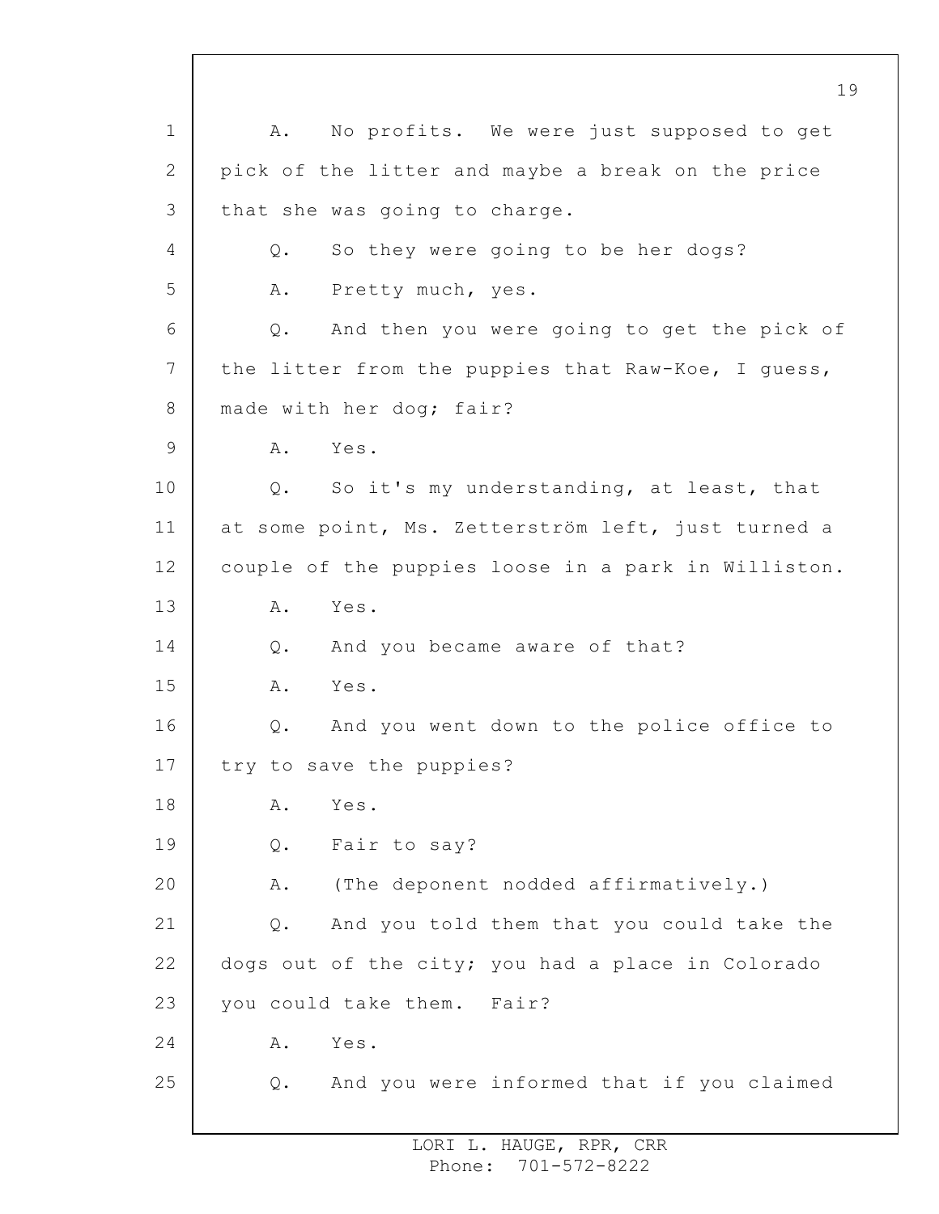A. No profits. We were just supposed to get pick of the litter and maybe a break on the price that she was going to charge.

Q. So they were going to be her dogs?

A. Pretty much, yes.

Q. And then you were going to get the pick of the litter from the puppies that Raw-Koe, I guess, made with her dog; fair?

A. Yes.

Q. So it's my understanding, at least, that at some point, Ms. Zetterström left, just turned a couple of the puppies loose in a park in Williston.

A. Yes.

Q. And you became aware of that?

A. Yes.

Q. And you went down to the police office to try to save the puppies?

A. Yes.

Q. Fair to say?

A. (The deponent nodded affirmatively.)

Q. And you told them that you could take the dogs out of the city; you had a place in Colorado you could take them. Fair?

A. Yes.

Q. And you were informed that if you claimed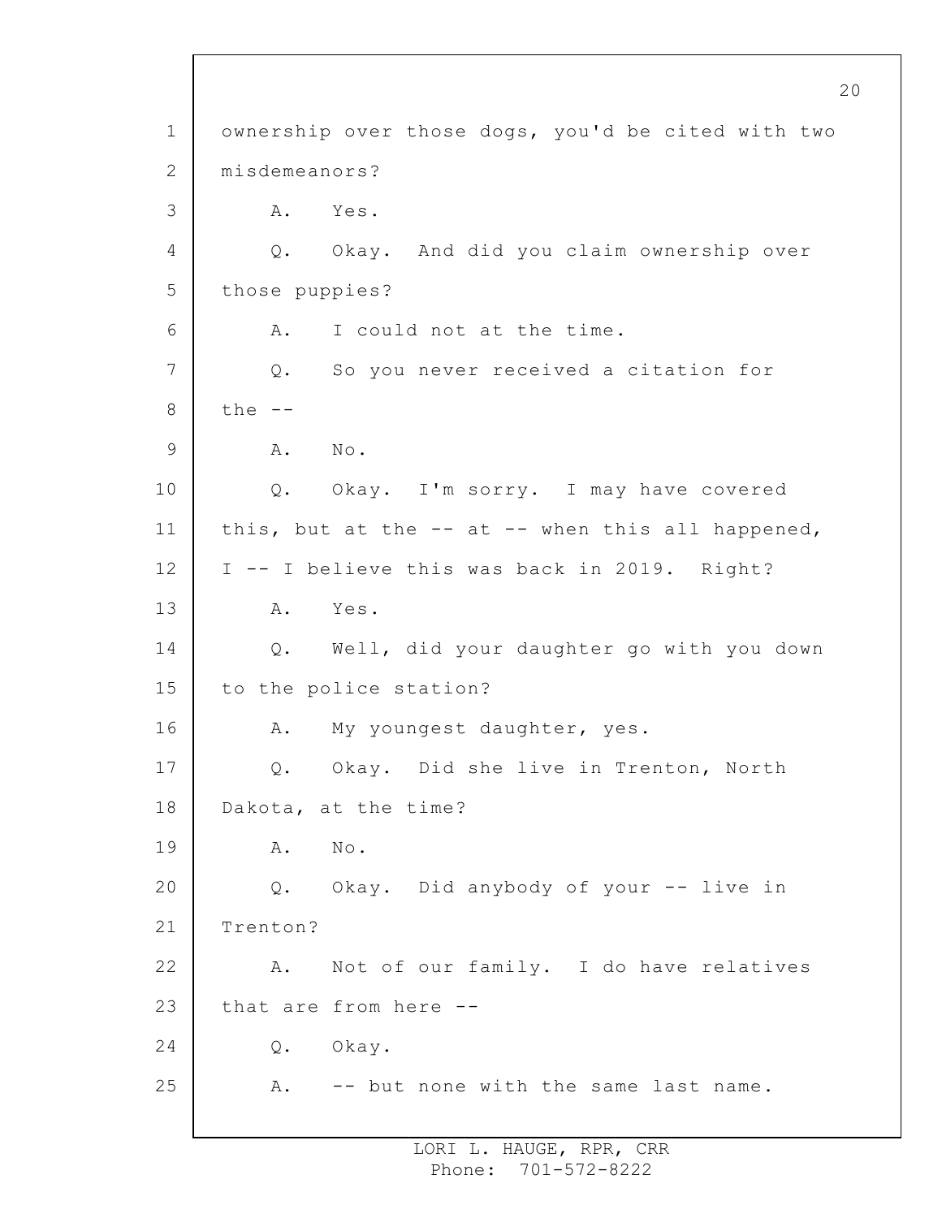1 ownership over those dogs, you'd be cited with two
2 misdemeanors?
3 A. Yes.
4 Q. Okay. And did you claim ownership over
5 those puppies?
6 A. I could not at the time.
7 Q. So you never received a citation for
8 the --
9 A. No.
10 Q. Okay. I'm sorry. I may have covered
11 this, but at the -- at -- when this all happened,
12 I -- I believe this was back in 2019. Right?
13 A. Yes.
14 Q. Well, did your daughter go with you down
15 to the police station?
16 A. My youngest daughter, yes.
17 Q. Okay. Did she live in Trenton, North
18 Dakota, at the time?
19 A. No.
20 Q. Okay. Did anybody of your -- live in
21 Trenton?
22 A. Not of our family. I do have relatives
23 that are from here --
24 Q. Okay.
25 A. -- but none with the same last name.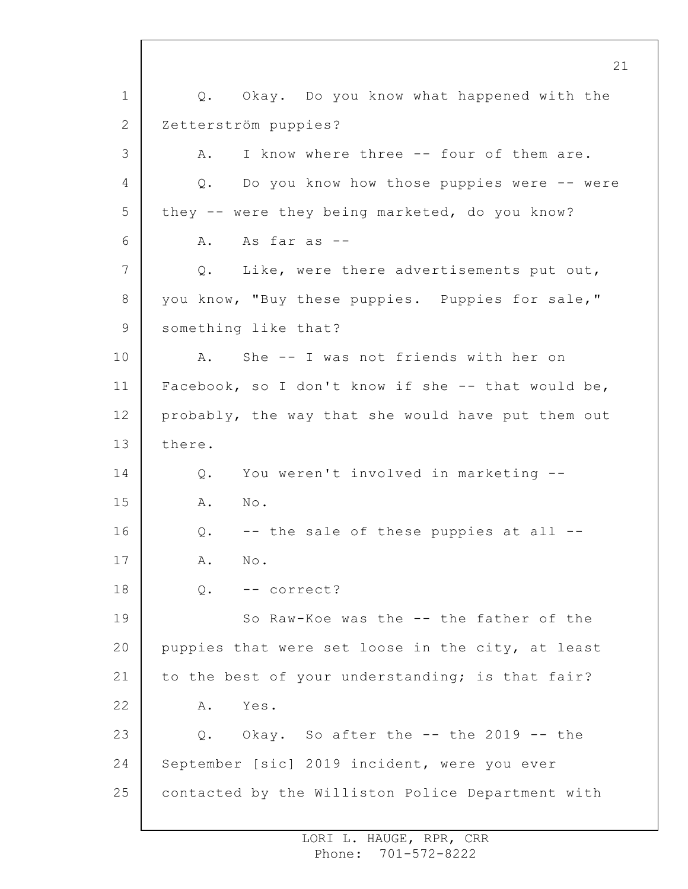Q. Okay. Do you know what happened with the Zetterström puppies?

A. I know where three -- four of them are.

Q. Do you know how those puppies were -- were they -- were they being marketed, do you know?

A. As far as --

Q. Like, were there advertisements put out, you know, "Buy these puppies. Puppies for sale," something like that?

A. She -- I was not friends with her on Facebook, so I don't know if she -- that would be, probably, the way that she would have put them out there.

Q. You weren't involved in marketing --

A. No.

Q. -- the sale of these puppies at all --

A. No.

Q. -- correct?

So Raw-Koe was the -- the father of the puppies that were set loose in the city, at least to the best of your understanding; is that fair?

A. Yes.

Q. Okay. So after the -- the 2019 -- the September [sic] 2019 incident, were you ever contacted by the Williston Police Department with

LORI L. HAUGE, RPR, CRR
Phone: 701-572-8222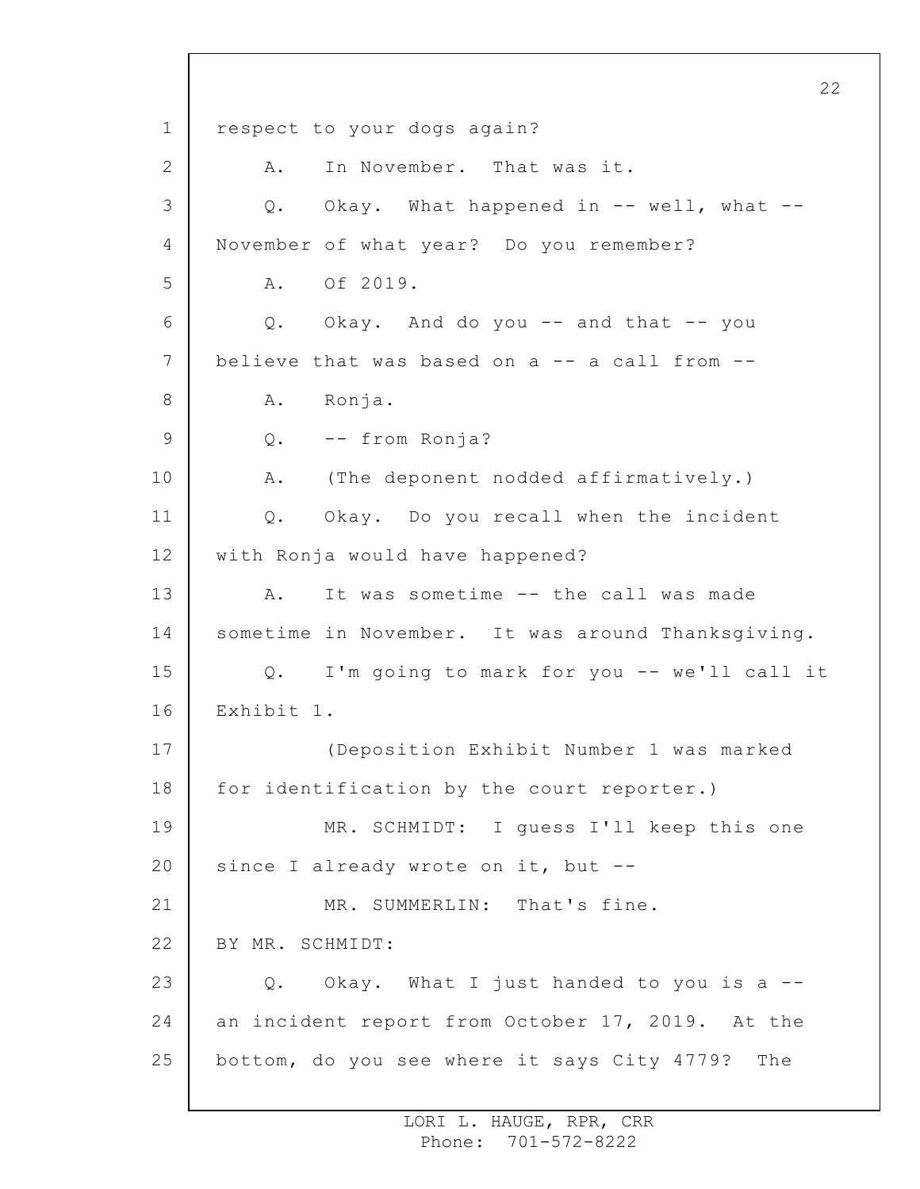respect to your dogs again?

A. In November. That was it.

Q. Okay. What happened in -- well, what -- November of what year? Do you remember?

A. Of 2019.

Q. Okay. And do you -- and that -- you believe that was based on a -- a call from --

A. Ronja.

Q. -- from Ronja?

A. (The deponent nodded affirmatively.)

Q. Okay. Do you recall when the incident with Ronja would have happened?

A. It was sometime -- the call was made sometime in November. It was around Thanksgiving.

Q. I'm going to mark for you -- we'll call it Exhibit 1.

(Deposition Exhibit Number 1 was marked for identification by the court reporter.)

MR. SCHMIDT: I guess I'll keep this one since I already wrote on it, but --

MR. SUMMERLIN: That's fine.

BY MR. SCHMIDT:

Q. Okay. What I just handed to you is a -- an incident report from October 17, 2019. At the bottom, do you see where it says City 4779? The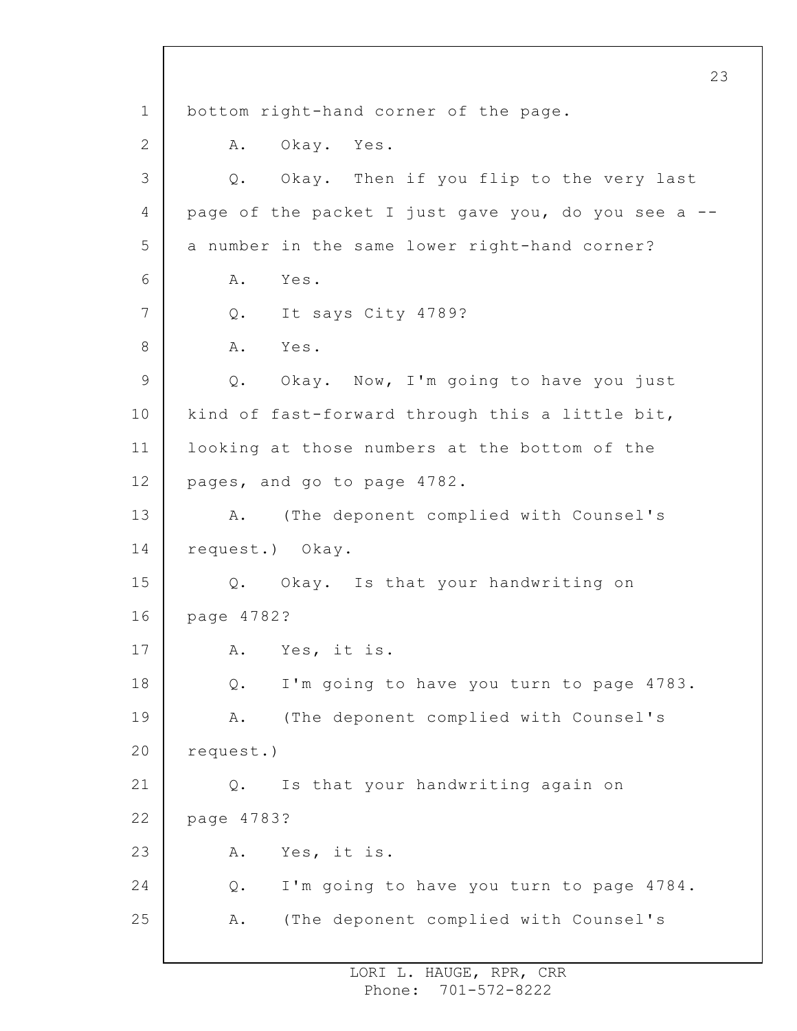bottom right-hand corner of the page.

A. Okay. Yes.

Q. Okay. Then if you flip to the very last page of the packet I just gave you, do you see a -- a number in the same lower right-hand corner?

A. Yes.

Q. It says City 4789?

A. Yes.

Q. Okay. Now, I'm going to have you just kind of fast-forward through this a little bit, looking at those numbers at the bottom of the pages, and go to page 4782.

A. (The deponent complied with Counsel's request.) Okay.

Q. Okay. Is that your handwriting on page 4782?

A. Yes, it is.

Q. I'm going to have you turn to page 4783.

A. (The deponent complied with Counsel's request.)

Q. Is that your handwriting again on page 4783?

A. Yes, it is.

Q. I'm going to have you turn to page 4784.

A. (The deponent complied with Counsel's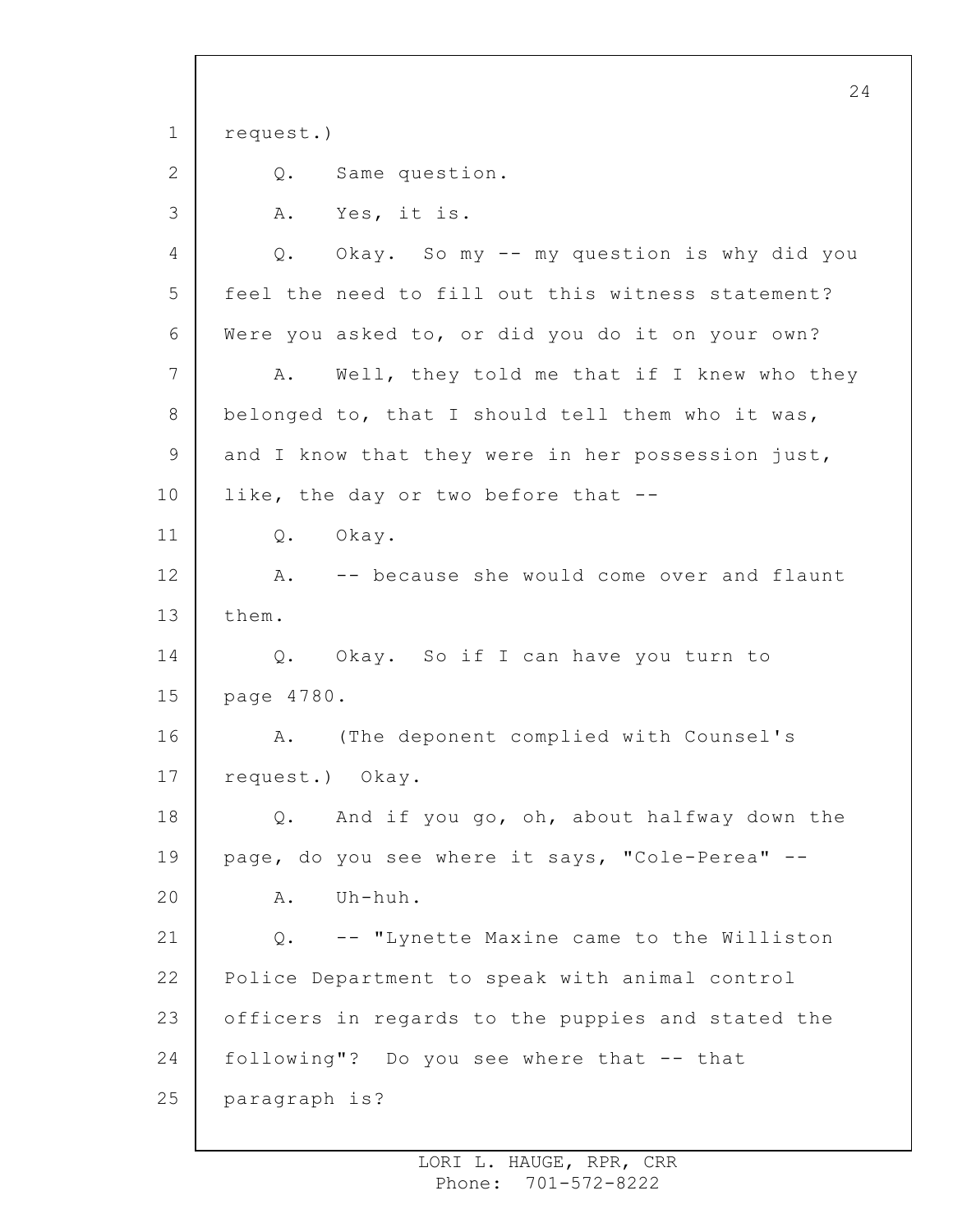request.)

Q. Same question.

A. Yes, it is.

Q. Okay. So my -- my question is why did you feel the need to fill out this witness statement? Were you asked to, or did you do it on your own?

A. Well, they told me that if I knew who they belonged to, that I should tell them who it was, and I know that they were in her possession just, like, the day or two before that --

Q. Okay.

A. -- because she would come over and flaunt them.

Q. Okay. So if I can have you turn to page 4780.

A. (The deponent complied with Counsel's request.) Okay.

Q. And if you go, oh, about halfway down the page, do you see where it says, "Cole-Perea" --

A. Uh-huh.

Q. -- "Lynette Maxine came to the Williston Police Department to speak with animal control officers in regards to the puppies and stated the following"? Do you see where that -- that paragraph is?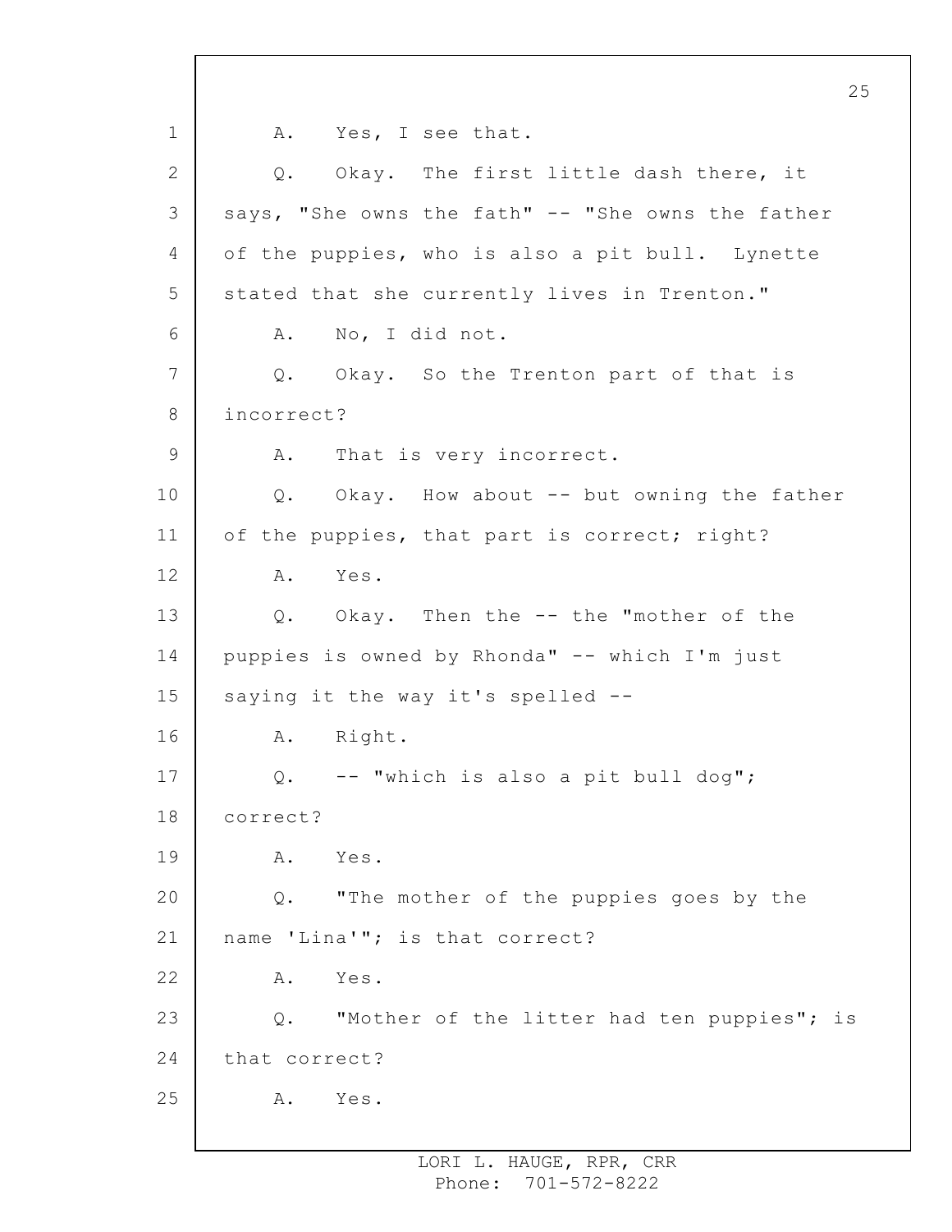1 A. Yes, I see that.

2 Q. Okay. The first little dash there, it

3 says, "She owns the fath" -- "She owns the father

4 of the puppies, who is also a pit bull. Lynette

5 stated that she currently lives in Trenton."

6 A. No, I did not.

7 Q. Okay. So the Trenton part of that is

8 incorrect?

9 A. That is very incorrect.

10 Q. Okay. How about -- but owning the father

11 of the puppies, that part is correct; right?

12 A. Yes.

13 Q. Okay. Then the -- the "mother of the

14 puppies is owned by Rhonda" -- which I'm just

15 saying it the way it's spelled --

16 A. Right.

17 Q. -- "which is also a pit bull dog";

18 correct?

19 A. Yes.

20 Q. "The mother of the puppies goes by the

21 name 'Lina'"; is that correct?

22 A. Yes.

23 Q. "Mother of the litter had ten puppies"; is

24 that correct?

25 A. Yes.

LORI L. HAUGE, RPR, CRR
Phone: 701-572-8222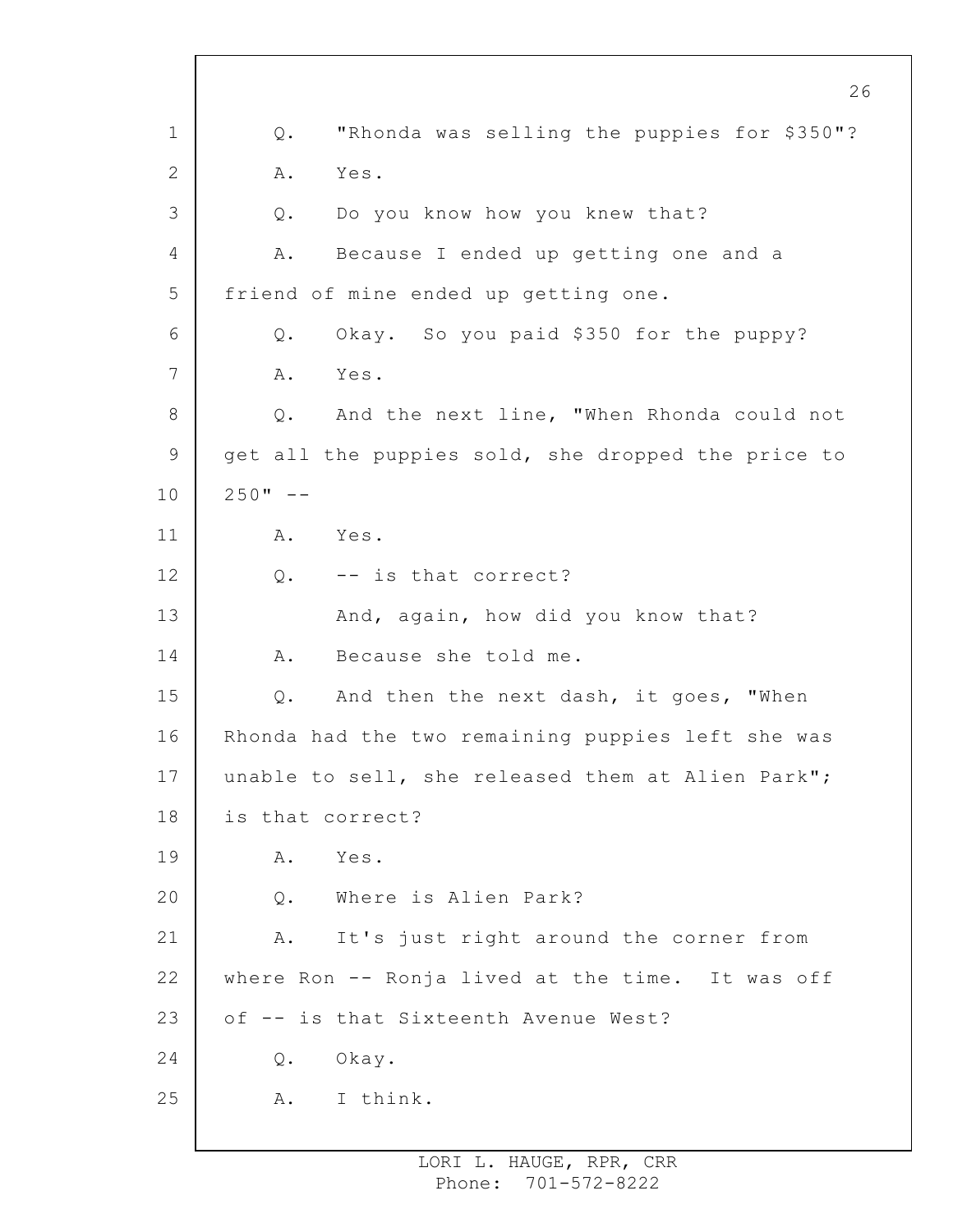Q. "Rhonda was selling the puppies for $350"?

A. Yes.

Q. Do you know how you knew that?

A. Because I ended up getting one and a friend of mine ended up getting one.

Q. Okay. So you paid $350 for the puppy?

A. Yes.

Q. And the next line, "When Rhonda could not get all the puppies sold, she dropped the price to 250" --

A. Yes.

Q. -- is that correct?

And, again, how did you know that?

A. Because she told me.

Q. And then the next dash, it goes, "When Rhonda had the two remaining puppies left she was unable to sell, she released them at Alien Park"; is that correct?

A. Yes.

Q. Where is Alien Park?

A. It's just right around the corner from where Ron -- Ronja lived at the time. It was off of -- is that Sixteenth Avenue West?

Q. Okay.

A. I think.

LORI L. HAUGE, RPR, CRR
Phone: 701-572-8222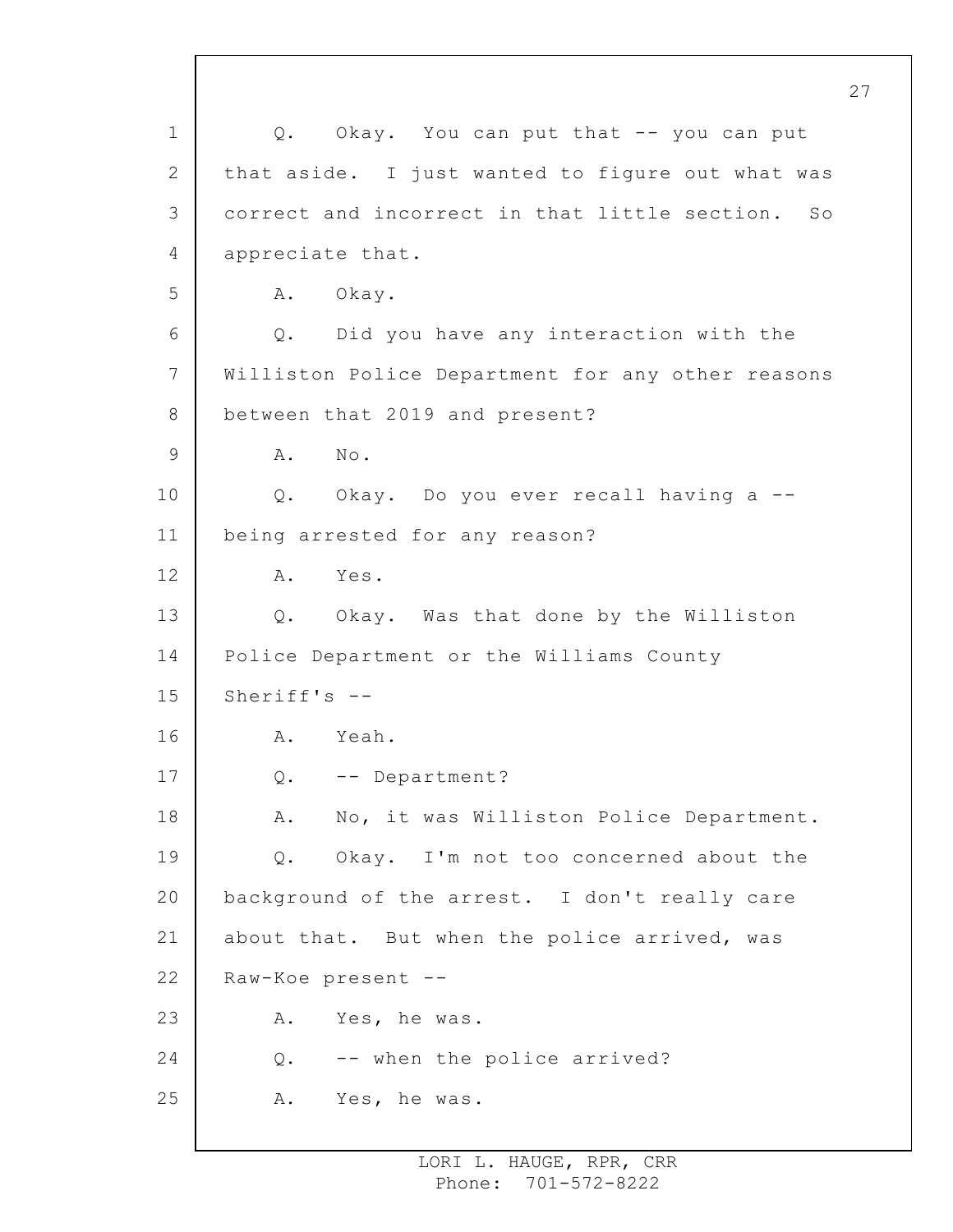1 Q. Okay. You can put that -- you can put
2 that aside. I just wanted to figure out what was
3 correct and incorrect in that little section. So
4 appreciate that.
5 A. Okay.
6 Q. Did you have any interaction with the
7 Williston Police Department for any other reasons
8 between that 2019 and present?
9 A. No.
10 Q. Okay. Do you ever recall having a --
11 being arrested for any reason?
12 A. Yes.
13 Q. Okay. Was that done by the Williston
14 Police Department or the Williams County
15 Sheriff's --
16 A. Yeah.
17 Q. -- Department?
18 A. No, it was Williston Police Department.
19 Q. Okay. I'm not too concerned about the
20 background of the arrest. I don't really care
21 about that. But when the police arrived, was
22 Raw-Koe present --
23 A. Yes, he was.
24 Q. -- when the police arrived?
25 A. Yes, he was.

LORI L. HAUGE, RPR, CRR
Phone: 701-572-8222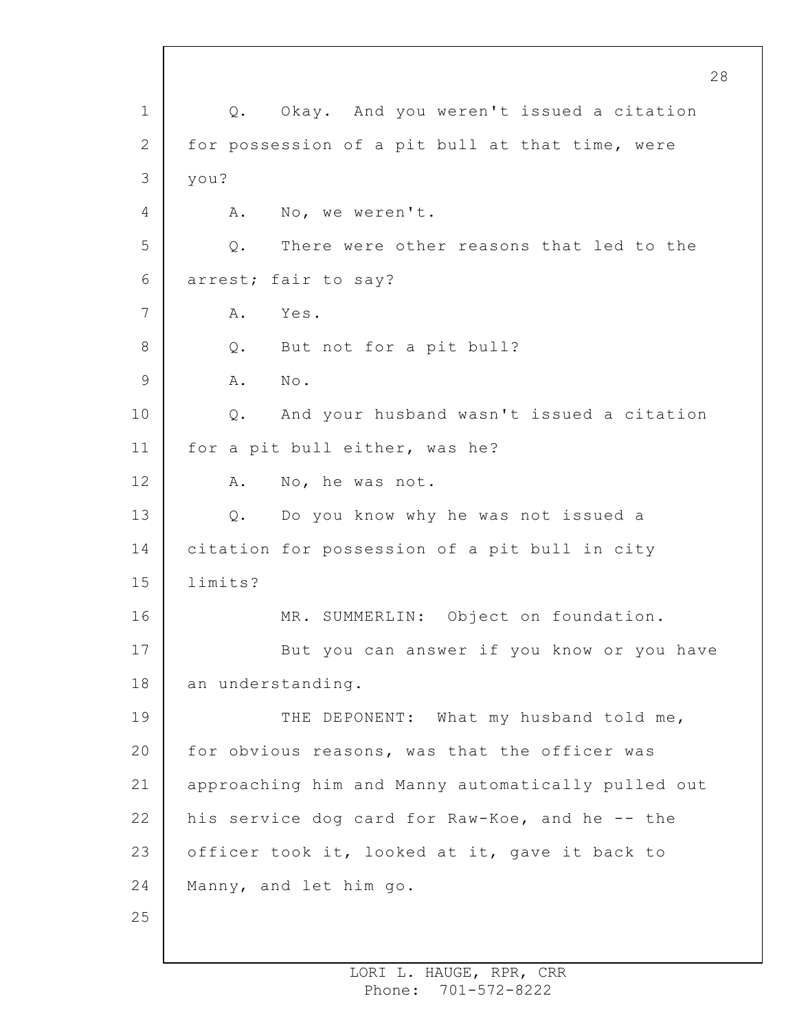Q. Okay. And you weren't issued a citation for possession of a pit bull at that time, were you?

A. No, we weren't.

Q. There were other reasons that led to the arrest; fair to say?

A. Yes.

Q. But not for a pit bull?

A. No.

Q. And your husband wasn't issued a citation for a pit bull either, was he?

A. No, he was not.

Q. Do you know why he was not issued a citation for possession of a pit bull in city limits?

MR. SUMMERLIN: Object on foundation.

But you can answer if you know or you have an understanding.

THE DEPONENT: What my husband told me, for obvious reasons, was that the officer was approaching him and Manny automatically pulled out his service dog card for Raw-Koe, and he -- the officer took it, looked at it, gave it back to Manny, and let him go.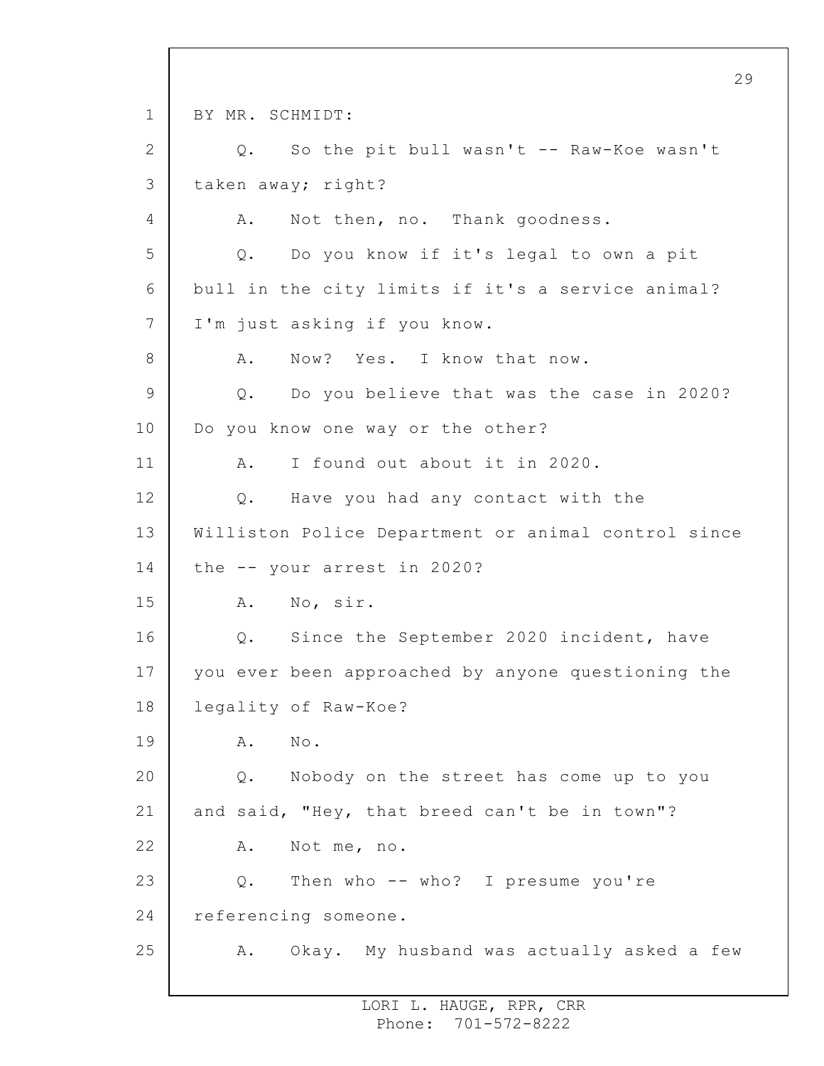BY MR. SCHMIDT:

Q. So the pit bull wasn't -- Raw-Koe wasn't taken away; right?

A. Not then, no. Thank goodness.

Q. Do you know if it's legal to own a pit bull in the city limits if it's a service animal? I'm just asking if you know.

A. Now? Yes. I know that now.

Q. Do you believe that was the case in 2020? Do you know one way or the other?

A. I found out about it in 2020.

Q. Have you had any contact with the Williston Police Department or animal control since the -- your arrest in 2020?

A. No, sir.

Q. Since the September 2020 incident, have you ever been approached by anyone questioning the legality of Raw-Koe?

A. No.

Q. Nobody on the street has come up to you and said, "Hey, that breed can't be in town"?

A. Not me, no.

Q. Then who -- who? I presume you're referencing someone.

A. Okay. My husband was actually asked a few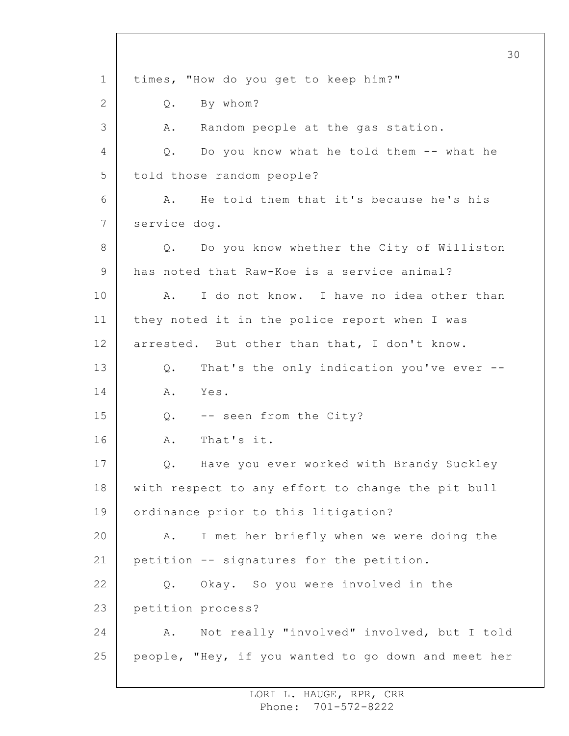times, "How do you get to keep him?"

Q. By whom?

A. Random people at the gas station.

Q. Do you know what he told them -- what he told those random people?

A. He told them that it's because he's his service dog.

Q. Do you know whether the City of Williston has noted that Raw-Koe is a service animal?

A. I do not know. I have no idea other than they noted it in the police report when I was arrested. But other than that, I don't know.

Q. That's the only indication you've ever --

A. Yes.

Q. -- seen from the City?

A. That's it.

Q. Have you ever worked with Brandy Suckley with respect to any effort to change the pit bull ordinance prior to this litigation?

A. I met her briefly when we were doing the petition -- signatures for the petition.

Q. Okay. So you were involved in the petition process?

A. Not really "involved" involved, but I told people, "Hey, if you wanted to go down and meet her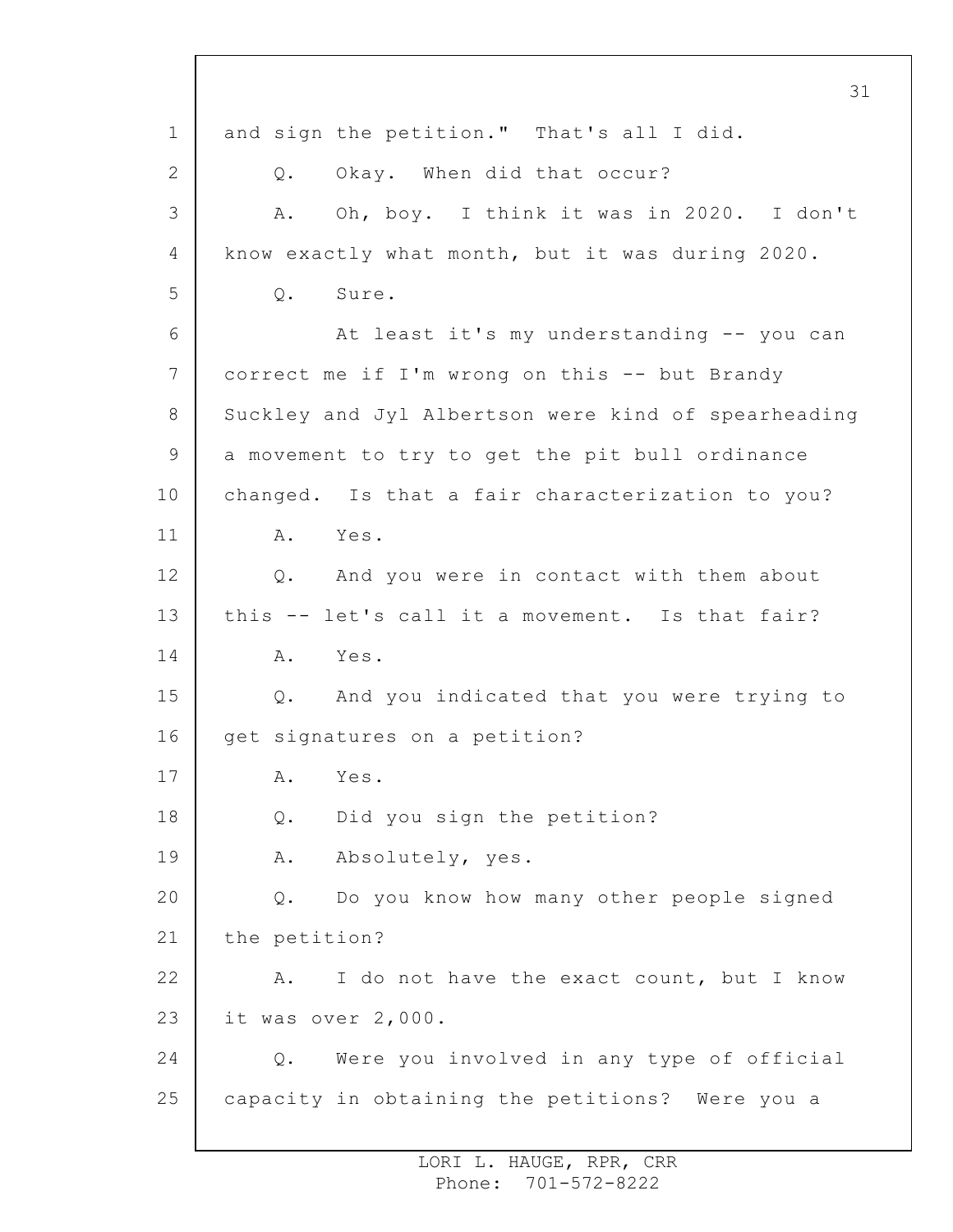and sign the petition." That's all I did.

Q. Okay. When did that occur?

A. Oh, boy. I think it was in 2020. I don't know exactly what month, but it was during 2020.

Q. Sure.

At least it's my understanding -- you can correct me if I'm wrong on this -- but Brandy Suckley and Jyl Albertson were kind of spearheading a movement to try to get the pit bull ordinance changed. Is that a fair characterization to you?

A. Yes.

Q. And you were in contact with them about this -- let's call it a movement. Is that fair?

A. Yes.

Q. And you indicated that you were trying to get signatures on a petition?

A. Yes.

Q. Did you sign the petition?

A. Absolutely, yes.

Q. Do you know how many other people signed the petition?

A. I do not have the exact count, but I know it was over 2,000.

Q. Were you involved in any type of official capacity in obtaining the petitions? Were you a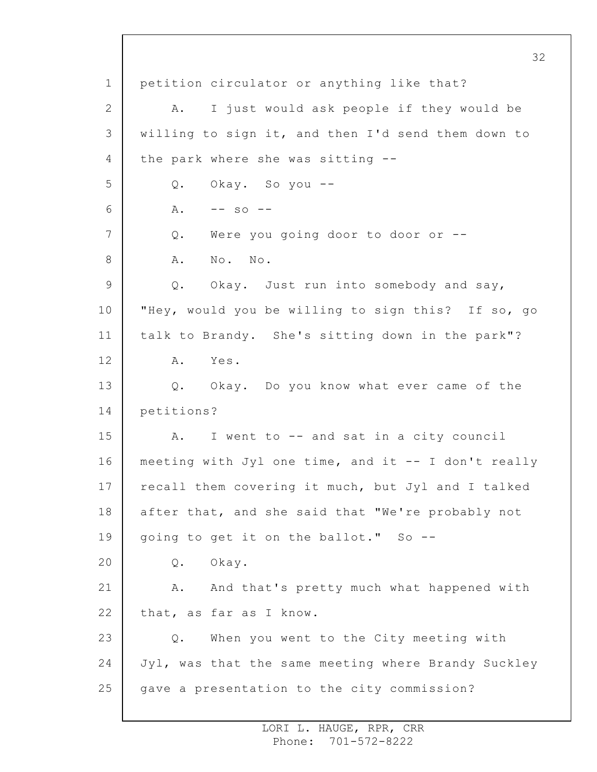petition circulator or anything like that?

A. I just would ask people if they would be willing to sign it, and then I'd send them down to the park where she was sitting --

Q. Okay. So you --

A. -- so --

Q. Were you going door to door or --

A. No. No.

Q. Okay. Just run into somebody and say, "Hey, would you be willing to sign this? If so, go talk to Brandy. She's sitting down in the park"?

A. Yes.

Q. Okay. Do you know what ever came of the petitions?

A. I went to -- and sat in a city council meeting with Jyl one time, and it -- I don't really recall them covering it much, but Jyl and I talked after that, and she said that "We're probably not going to get it on the ballot." So --

Q. Okay.

A. And that's pretty much what happened with that, as far as I know.

Q. When you went to the City meeting with Jyl, was that the same meeting where Brandy Suckley gave a presentation to the city commission?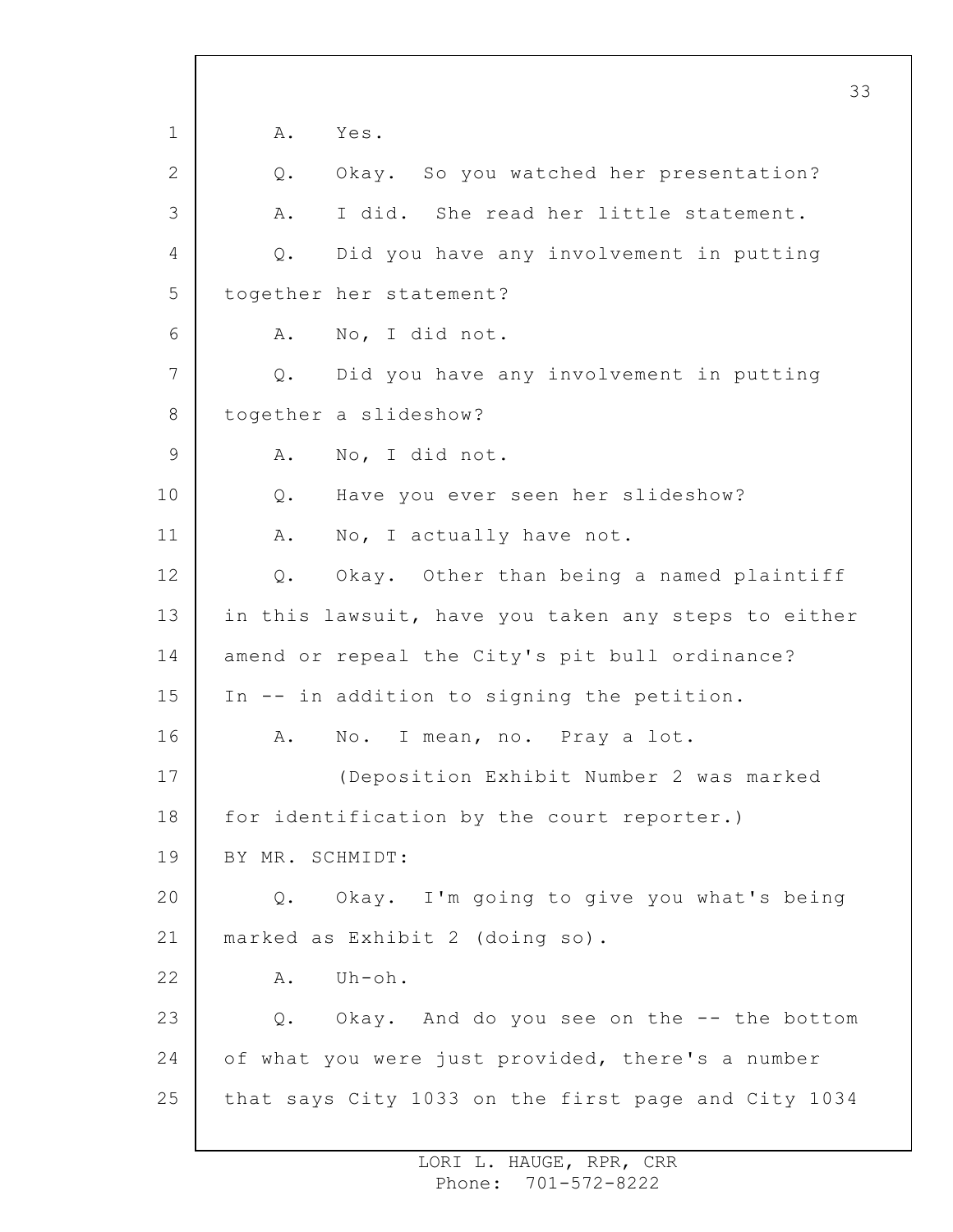A. Yes.

Q. Okay. So you watched her presentation?

A. I did. She read her little statement.

Q. Did you have any involvement in putting together her statement?

A. No, I did not.

Q. Did you have any involvement in putting together a slideshow?

A. No, I did not.

Q. Have you ever seen her slideshow?

A. No, I actually have not.

Q. Okay. Other than being a named plaintiff in this lawsuit, have you taken any steps to either amend or repeal the City's pit bull ordinance? In -- in addition to signing the petition.

A. No. I mean, no. Pray a lot.

(Deposition Exhibit Number 2 was marked for identification by the court reporter.)

BY MR. SCHMIDT:

Q. Okay. I'm going to give you what's being marked as Exhibit 2 (doing so).

A. Uh-oh.

Q. Okay. And do you see on the -- the bottom of what you were just provided, there's a number that says City 1033 on the first page and City 1034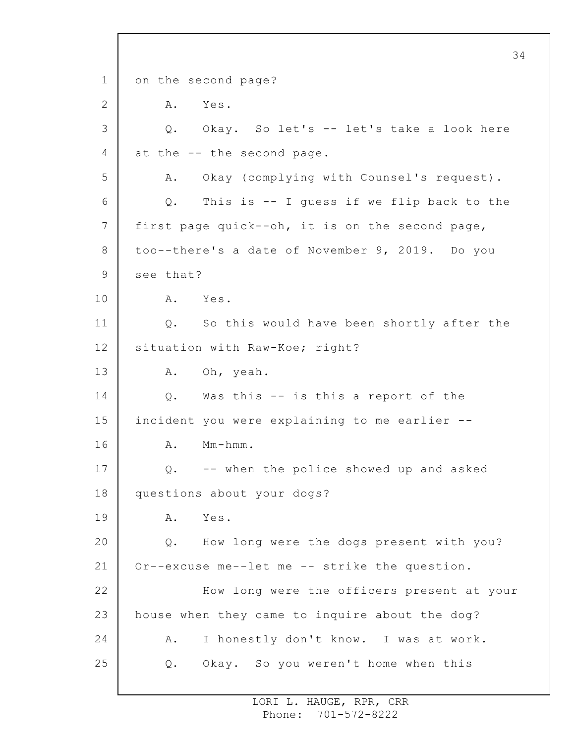on the second page?

A. Yes.

Q. Okay. So let's -- let's take a look here at the -- the second page.

A. Okay (complying with Counsel's request).

Q. This is -- I guess if we flip back to the first page quick--oh, it is on the second page, too--there's a date of November 9, 2019. Do you see that?

A. Yes.

Q. So this would have been shortly after the situation with Raw-Koe; right?

A. Oh, yeah.

Q. Was this -- is this a report of the incident you were explaining to me earlier --

A. Mm-hmm.

Q. -- when the police showed up and asked questions about your dogs?

A. Yes.

Q. How long were the dogs present with you? Or--excuse me--let me -- strike the question.

How long were the officers present at your house when they came to inquire about the dog?

A. I honestly don't know. I was at work.

Q. Okay. So you weren't home when this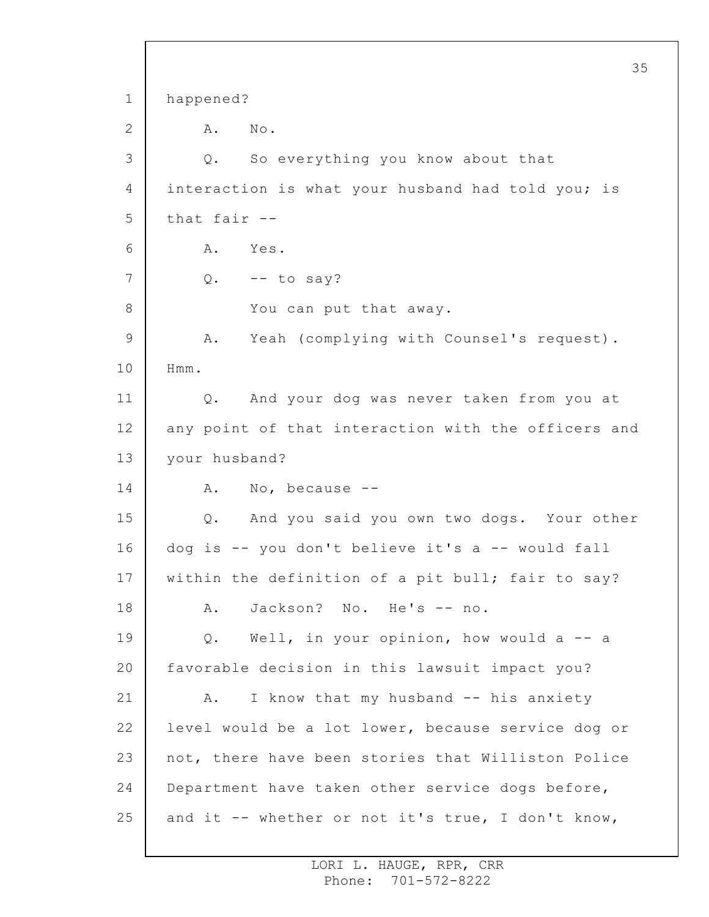happened?

A. No.

Q. So everything you know about that interaction is what your husband had told you; is that fair --

A. Yes.

Q. -- to say?

You can put that away.

A. Yeah (complying with Counsel's request). Hmm.

Q. And your dog was never taken from you at any point of that interaction with the officers and your husband?

A. No, because --

Q. And you said you own two dogs. Your other dog is -- you don't believe it's a -- would fall within the definition of a pit bull; fair to say?

A. Jackson? No. He's -- no.

Q. Well, in your opinion, how would a -- a favorable decision in this lawsuit impact you?

A. I know that my husband -- his anxiety level would be a lot lower, because service dog or not, there have been stories that Williston Police Department have taken other service dogs before, and it -- whether or not it's true, I don't know,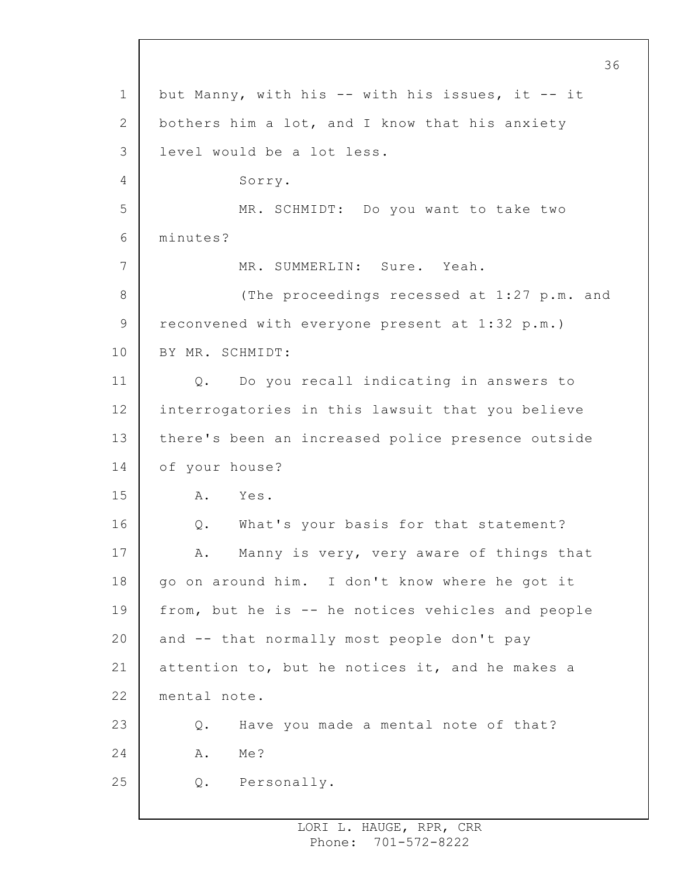but Manny, with his -- with his issues, it -- it bothers him a lot, and I know that his anxiety level would be a lot less.

Sorry.

MR. SCHMIDT: Do you want to take two minutes?

MR. SUMMERLIN: Sure. Yeah.

(The proceedings recessed at 1:27 p.m. and reconvened with everyone present at 1:32 p.m.)

BY MR. SCHMIDT:

Q. Do you recall indicating in answers to interrogatories in this lawsuit that you believe there's been an increased police presence outside of your house?

A. Yes.

Q. What's your basis for that statement?

A. Manny is very, very aware of things that go on around him. I don't know where he got it from, but he is -- he notices vehicles and people and -- that normally most people don't pay attention to, but he notices it, and he makes a mental note.

Q. Have you made a mental note of that?

A. Me?

Q. Personally.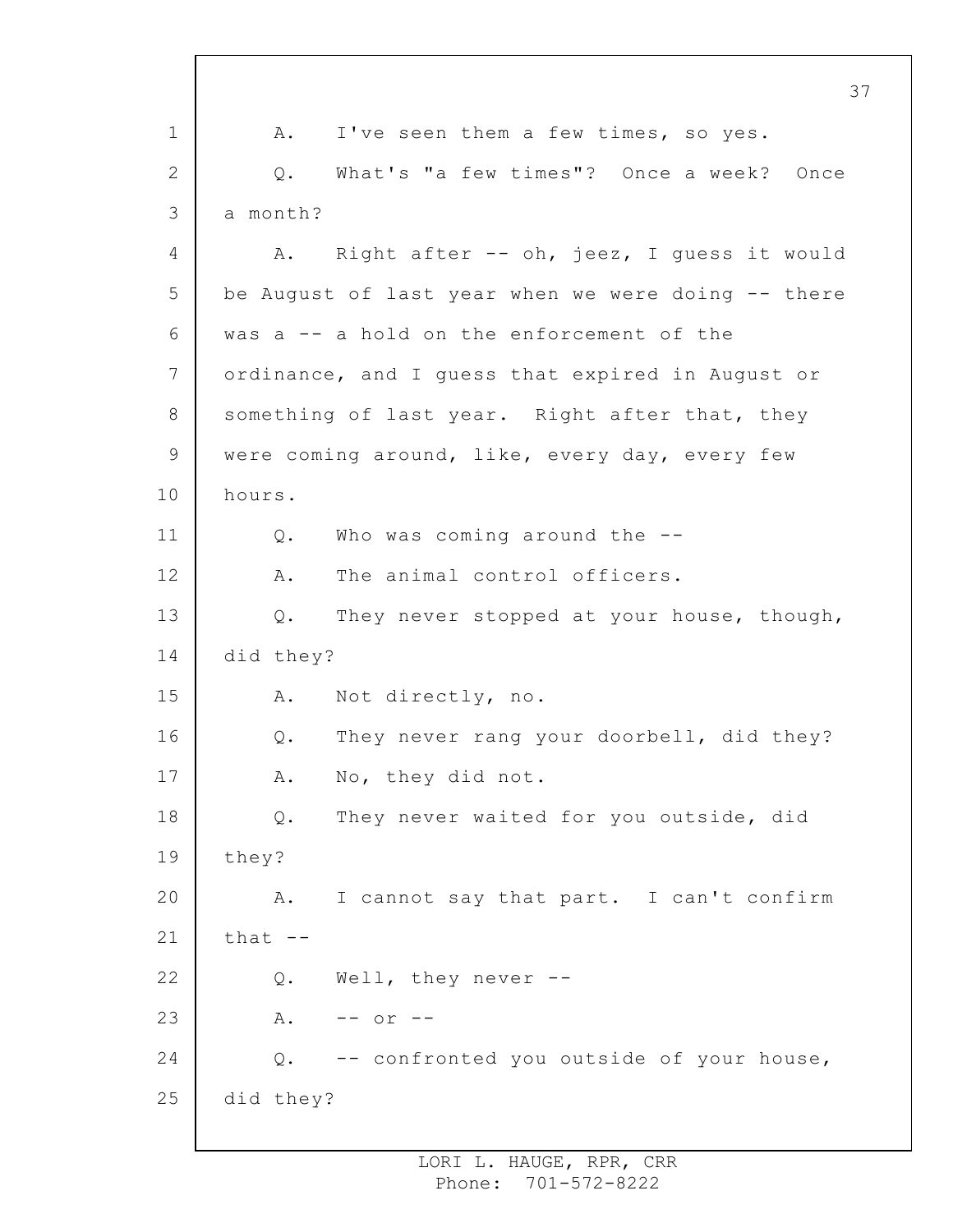A. I've seen them a few times, so yes.

Q. What's "a few times"? Once a week? Once a month?

A. Right after -- oh, jeez, I guess it would be August of last year when we were doing -- there was a -- a hold on the enforcement of the ordinance, and I guess that expired in August or something of last year. Right after that, they were coming around, like, every day, every few hours.

Q. Who was coming around the --

A. The animal control officers.

Q. They never stopped at your house, though, did they?

A. Not directly, no.

Q. They never rang your doorbell, did they?

A. No, they did not.

Q. They never waited for you outside, did they?

A. I cannot say that part. I can't confirm that --

Q. Well, they never --

A. -- or --

Q. -- confronted you outside of your house, did they?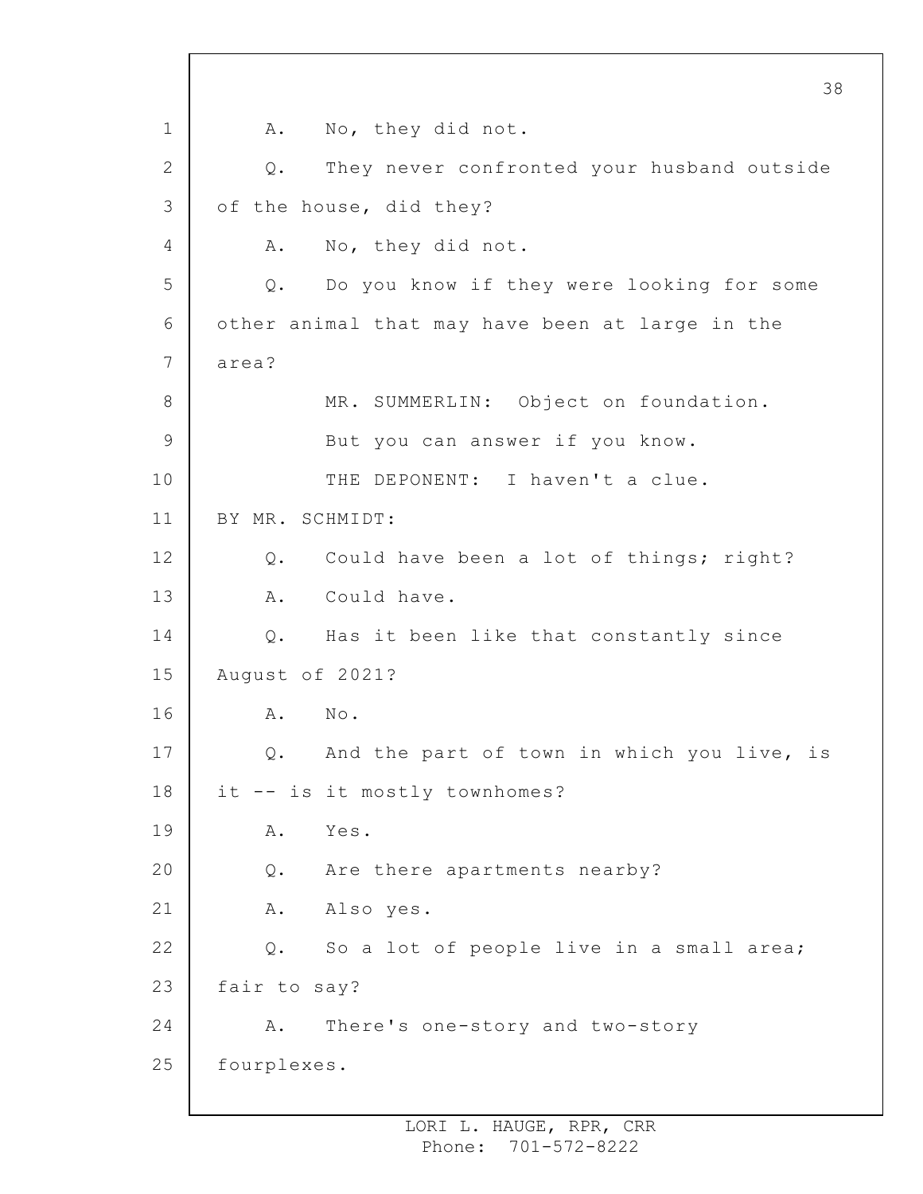A. No, they did not.

Q. They never confronted your husband outside of the house, did they?

A. No, they did not.

Q. Do you know if they were looking for some other animal that may have been at large in the area?

MR. SUMMERLIN: Object on foundation.

But you can answer if you know.

THE DEPONENT: I haven't a clue.

BY MR. SCHMIDT:

Q. Could have been a lot of things; right?

A. Could have.

Q. Has it been like that constantly since August of 2021?

A. No.

Q. And the part of town in which you live, is it -- is it mostly townhomes?

A. Yes.

Q. Are there apartments nearby?

A. Also yes.

Q. So a lot of people live in a small area; fair to say?

A. There's one-story and two-story fourplexes.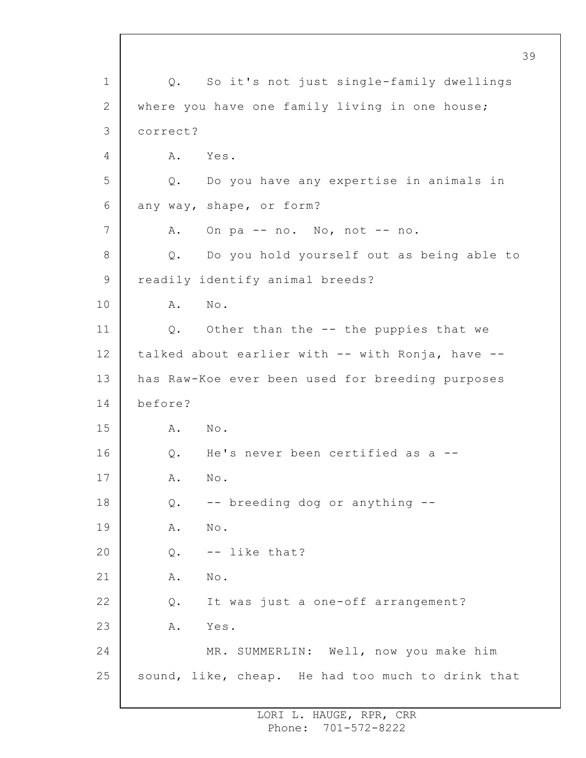Q. So it's not just single-family dwellings where you have one family living in one house; correct?

A. Yes.

Q. Do you have any expertise in animals in any way, shape, or form?

A. On pa -- no. No, not -- no.

Q. Do you hold yourself out as being able to readily identify animal breeds?

A. No.

Q. Other than the -- the puppies that we talked about earlier with -- with Ronja, have -- has Raw-Koe ever been used for breeding purposes before?

A. No.

Q. He's never been certified as a --

A. No.

Q. -- breeding dog or anything --

A. No.

Q. -- like that?

A. No.

Q. It was just a one-off arrangement?

A. Yes.

MR. SUMMERLIN: Well, now you make him sound, like, cheap. He had too much to drink that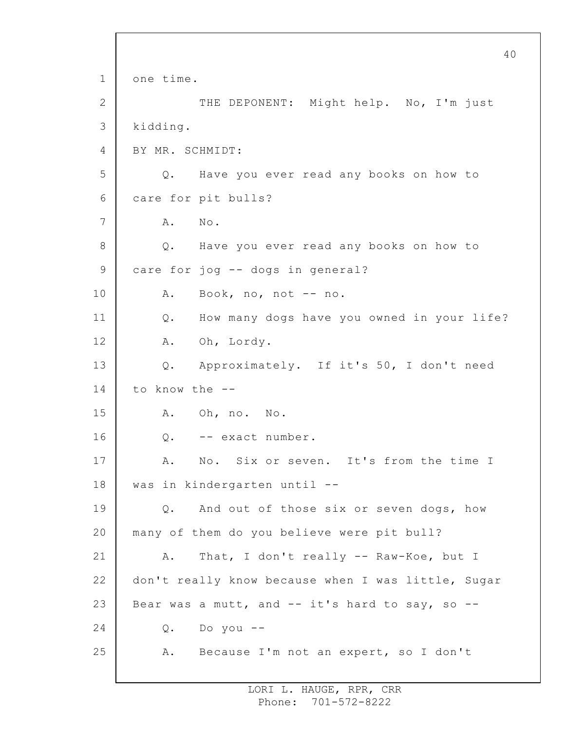one time.

THE DEPONENT: Might help. No, I'm just kidding.

BY MR. SCHMIDT:

Q. Have you ever read any books on how to care for pit bulls?

A. No.

Q. Have you ever read any books on how to care for jog -- dogs in general?

A. Book, no, not -- no.

Q. How many dogs have you owned in your life?

A. Oh, Lordy.

Q. Approximately. If it's 50, I don't need to know the --

A. Oh, no. No.

Q. -- exact number.

A. No. Six or seven. It's from the time I was in kindergarten until --

Q. And out of those six or seven dogs, how many of them do you believe were pit bull?

A. That, I don't really -- Raw-Koe, but I don't really know because when I was little, Sugar Bear was a mutt, and -- it's hard to say, so --

Q. Do you --

A. Because I'm not an expert, so I don't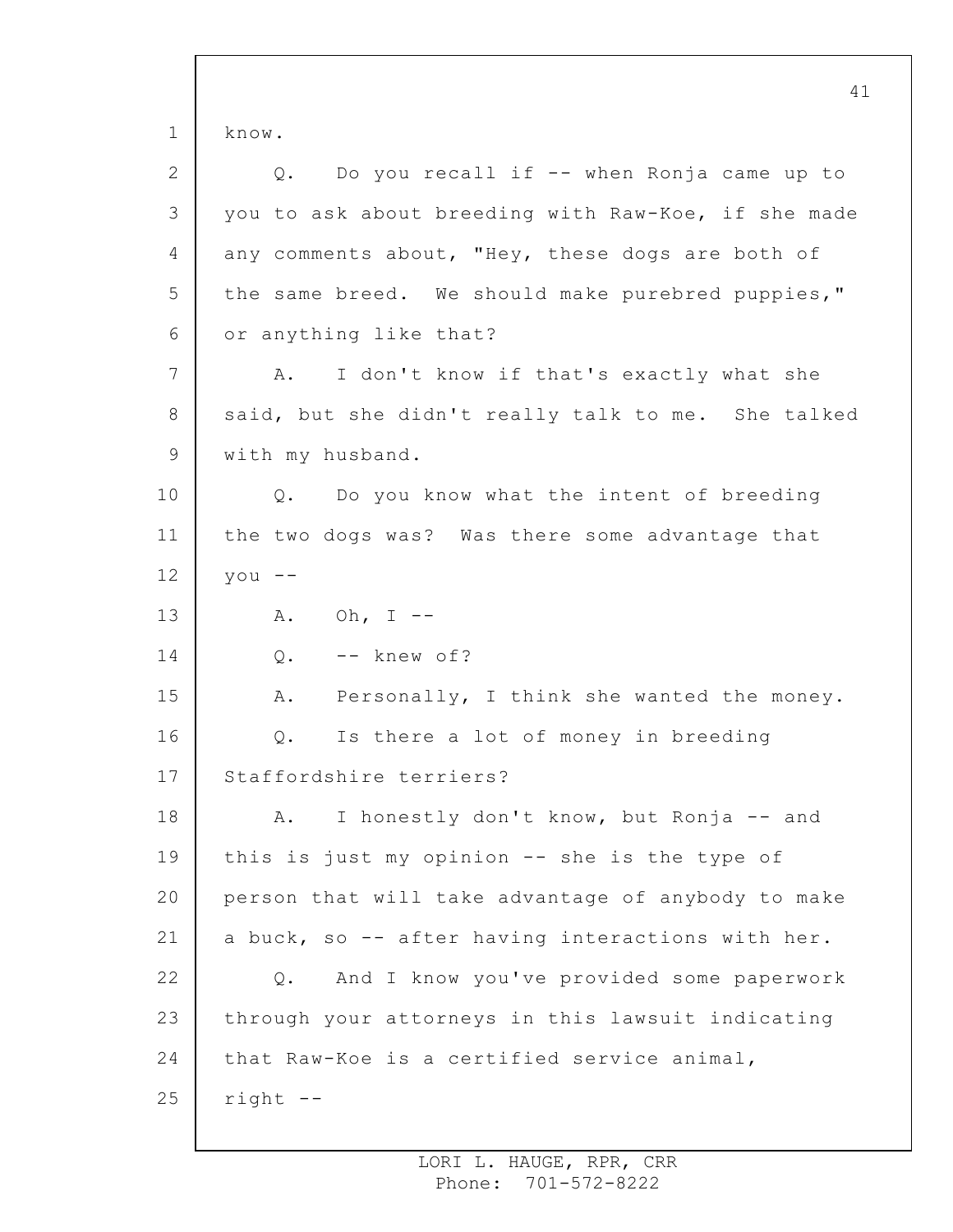know.

Q. Do you recall if -- when Ronja came up to you to ask about breeding with Raw-Koe, if she made any comments about, "Hey, these dogs are both of the same breed. We should make purebred puppies," or anything like that?

A. I don't know if that's exactly what she said, but she didn't really talk to me. She talked with my husband.

Q. Do you know what the intent of breeding the two dogs was? Was there some advantage that you --

A. Oh, I --

Q. -- knew of?

A. Personally, I think she wanted the money.

Q. Is there a lot of money in breeding Staffordshire terriers?

A. I honestly don't know, but Ronja -- and this is just my opinion -- she is the type of person that will take advantage of anybody to make a buck, so -- after having interactions with her.

Q. And I know you've provided some paperwork through your attorneys in this lawsuit indicating that Raw-Koe is a certified service animal, right --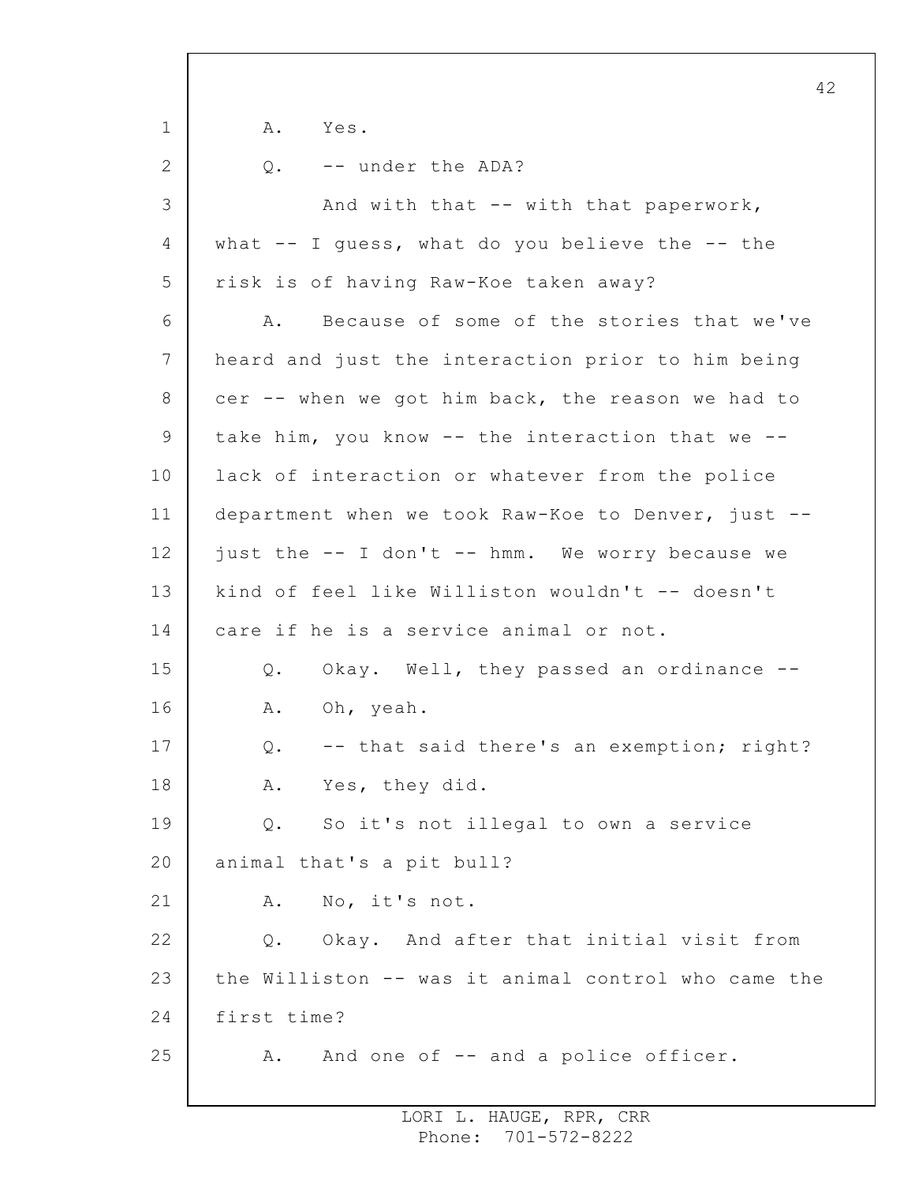A. Yes.

Q. -- under the ADA?

And with that -- with that paperwork, what -- I guess, what do you believe the -- the risk is of having Raw-Koe taken away?

A. Because of some of the stories that we've heard and just the interaction prior to him being cer -- when we got him back, the reason we had to take him, you know -- the interaction that we -- lack of interaction or whatever from the police department when we took Raw-Koe to Denver, just -- just the -- I don't -- hmm. We worry because we kind of feel like Williston wouldn't -- doesn't care if he is a service animal or not.

Q. Okay. Well, they passed an ordinance --

A. Oh, yeah.

Q. -- that said there's an exemption; right?

A. Yes, they did.

Q. So it's not illegal to own a service animal that's a pit bull?

A. No, it's not.

Q. Okay. And after that initial visit from the Williston -- was it animal control who came the first time?

A. And one of -- and a police officer.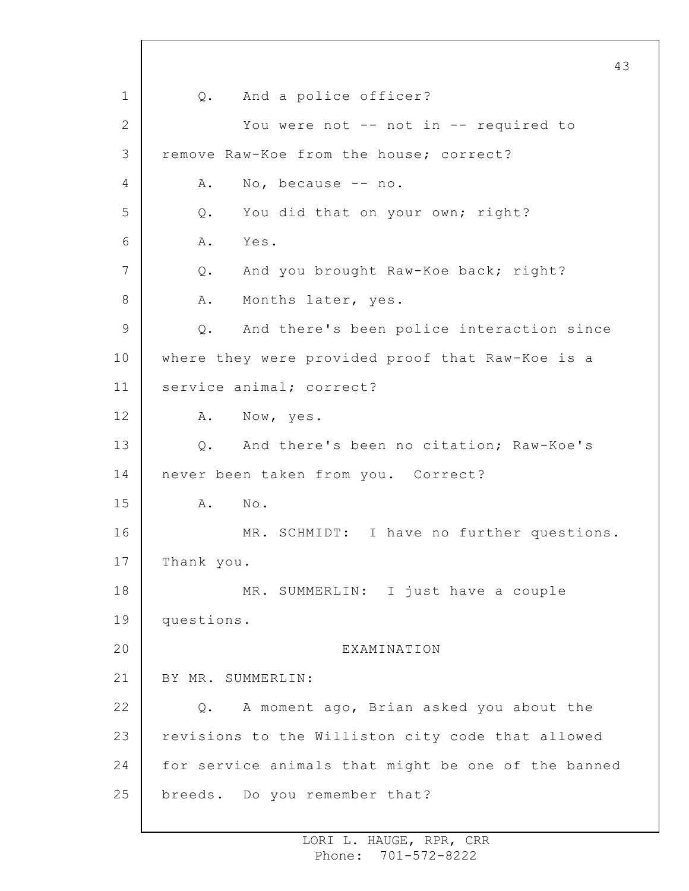Q. And a police officer?

You were not -- not in -- required to remove Raw-Koe from the house; correct?

A. No, because -- no.

Q. You did that on your own; right?

A. Yes.

Q. And you brought Raw-Koe back; right?

A. Months later, yes.

Q. And there's been police interaction since where they were provided proof that Raw-Koe is a service animal; correct?

A. Now, yes.

Q. And there's been no citation; Raw-Koe's never been taken from you. Correct?

A. No.

MR. SCHMIDT: I have no further questions. Thank you.

MR. SUMMERLIN: I just have a couple questions.

EXAMINATION

BY MR. SUMMERLIN:

Q. A moment ago, Brian asked you about the revisions to the Williston city code that allowed for service animals that might be one of the banned breeds. Do you remember that?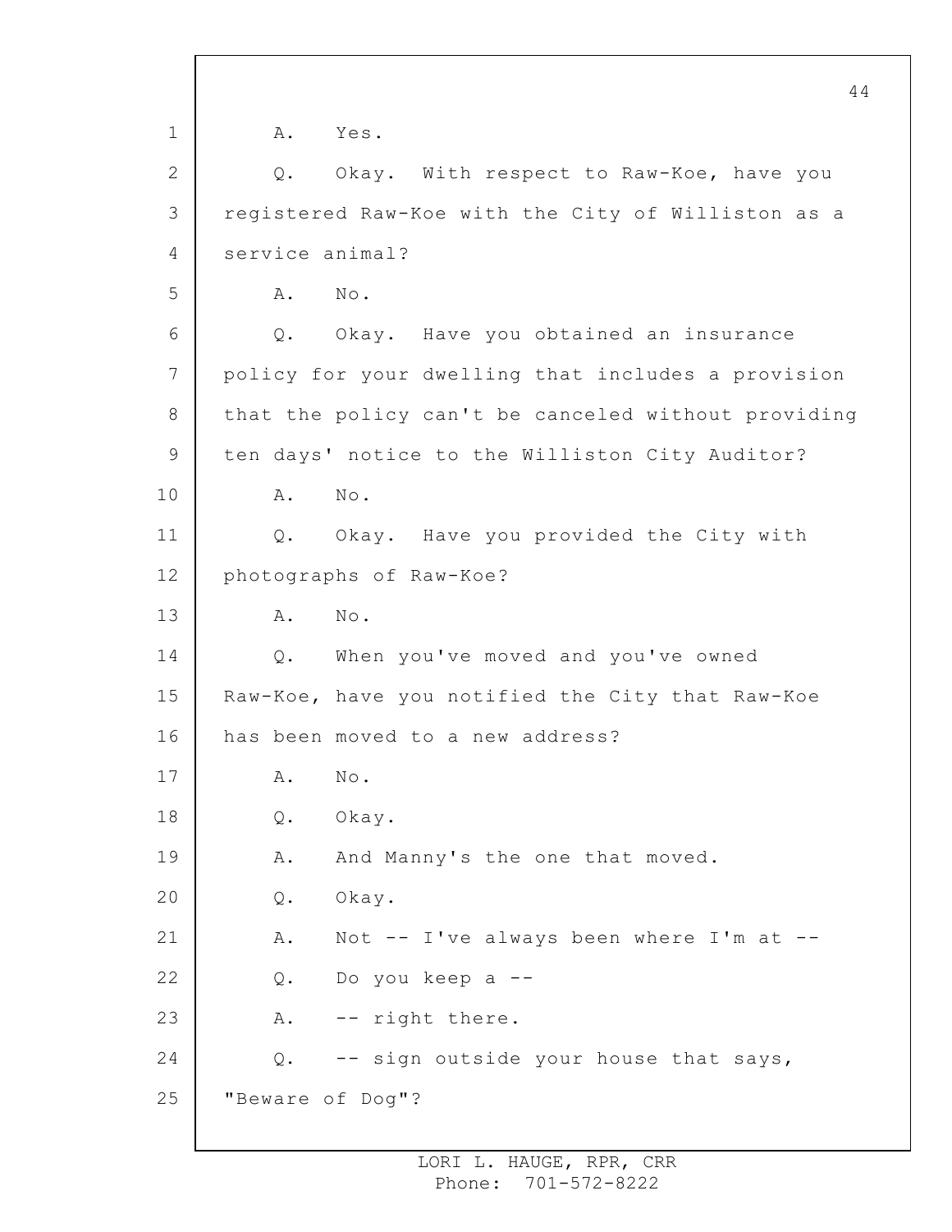A. Yes.

Q. Okay. With respect to Raw-Koe, have you registered Raw-Koe with the City of Williston as a service animal?

A. No.

Q. Okay. Have you obtained an insurance policy for your dwelling that includes a provision that the policy can't be canceled without providing ten days' notice to the Williston City Auditor?

A. No.

Q. Okay. Have you provided the City with photographs of Raw-Koe?

A. No.

Q. When you've moved and you've owned Raw-Koe, have you notified the City that Raw-Koe has been moved to a new address?

A. No.

Q. Okay.

A. And Manny's the one that moved.

Q. Okay.

A. Not -- I've always been where I'm at --

Q. Do you keep a --

A. -- right there.

Q. -- sign outside your house that says, "Beware of Dog"?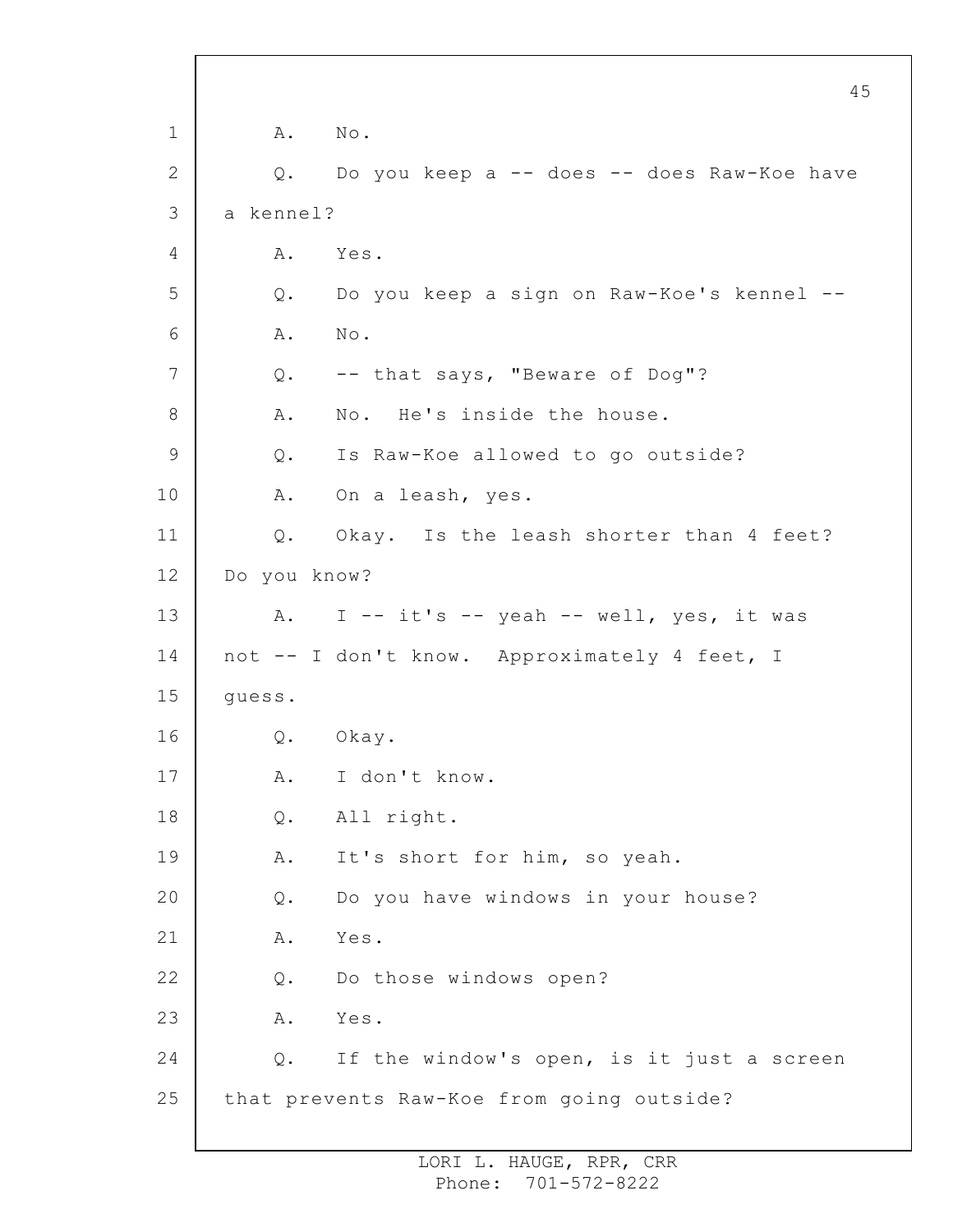1 A. No.

2 Q. Do you keep a -- does -- does Raw-Koe have

3 a kennel?

4 A. Yes.

5 Q. Do you keep a sign on Raw-Koe's kennel --

6 A. No.

7 Q. -- that says, "Beware of Dog"?

8 A. No. He's inside the house.

9 Q. Is Raw-Koe allowed to go outside?

10 A. On a leash, yes.

11 Q. Okay. Is the leash shorter than 4 feet?

12 Do you know?

13 A. I -- it's -- yeah -- well, yes, it was

14 not -- I don't know. Approximately 4 feet, I

15 guess.

16 Q. Okay.

17 A. I don't know.

18 Q. All right.

19 A. It's short for him, so yeah.

20 Q. Do you have windows in your house?

21 A. Yes.

22 Q. Do those windows open?

23 A. Yes.

24 Q. If the window's open, is it just a screen

25 that prevents Raw-Koe from going outside?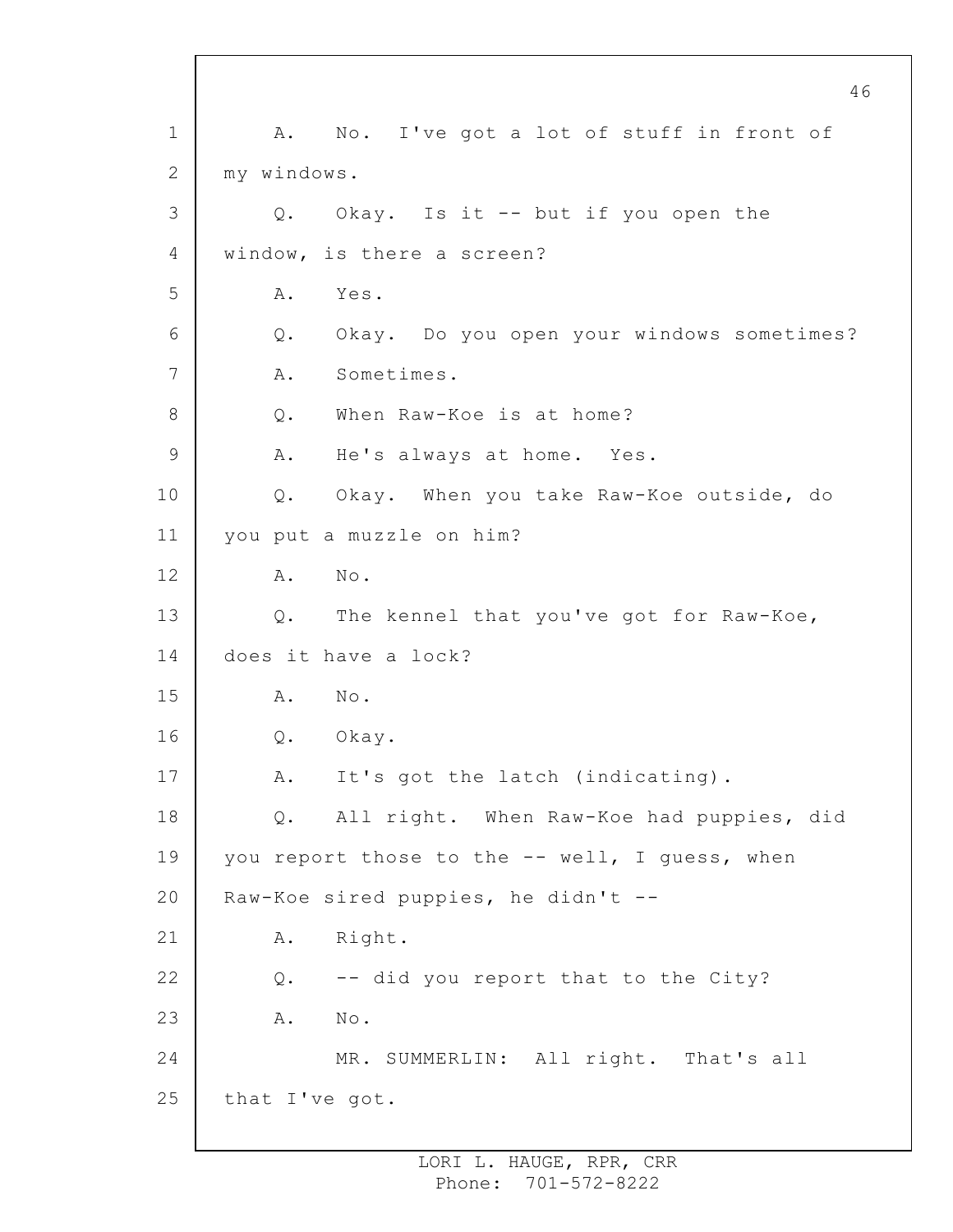A. No. I've got a lot of stuff in front of my windows.

Q. Okay. Is it -- but if you open the window, is there a screen?

A. Yes.

Q. Okay. Do you open your windows sometimes?

A. Sometimes.

Q. When Raw-Koe is at home?

A. He's always at home. Yes.

Q. Okay. When you take Raw-Koe outside, do you put a muzzle on him?

A. No.

Q. The kennel that you've got for Raw-Koe, does it have a lock?

A. No.

Q. Okay.

A. It's got the latch (indicating).

Q. All right. When Raw-Koe had puppies, did you report those to the -- well, I guess, when Raw-Koe sired puppies, he didn't --

A. Right.

Q. -- did you report that to the City?

A. No.

MR. SUMMERLIN: All right. That's all that I've got.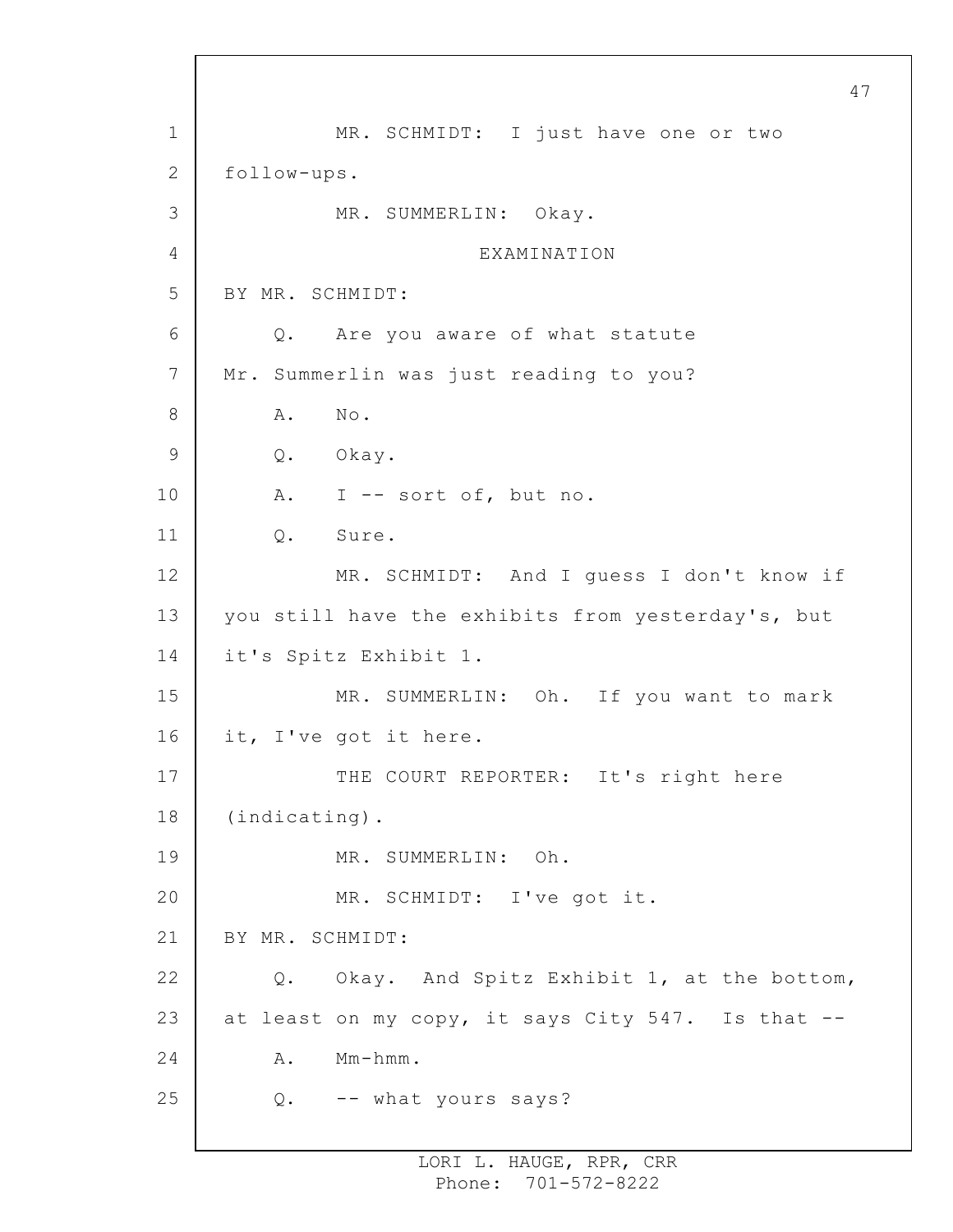MR. SCHMIDT: I just have one or two follow-ups.

MR. SUMMERLIN: Okay.

EXAMINATION

BY MR. SCHMIDT:

Q. Are you aware of what statute Mr. Summerlin was just reading to you?

A. No.

Q. Okay.

A. I -- sort of, but no.

Q. Sure.

MR. SCHMIDT: And I guess I don't know if you still have the exhibits from yesterday's, but it's Spitz Exhibit 1.

MR. SUMMERLIN: Oh. If you want to mark it, I've got it here.

THE COURT REPORTER: It's right here (indicating).

MR. SUMMERLIN: Oh.

MR. SCHMIDT: I've got it.

BY MR. SCHMIDT:

Q. Okay. And Spitz Exhibit 1, at the bottom, at least on my copy, it says City 547. Is that --

A. Mm-hmm.

Q. -- what yours says?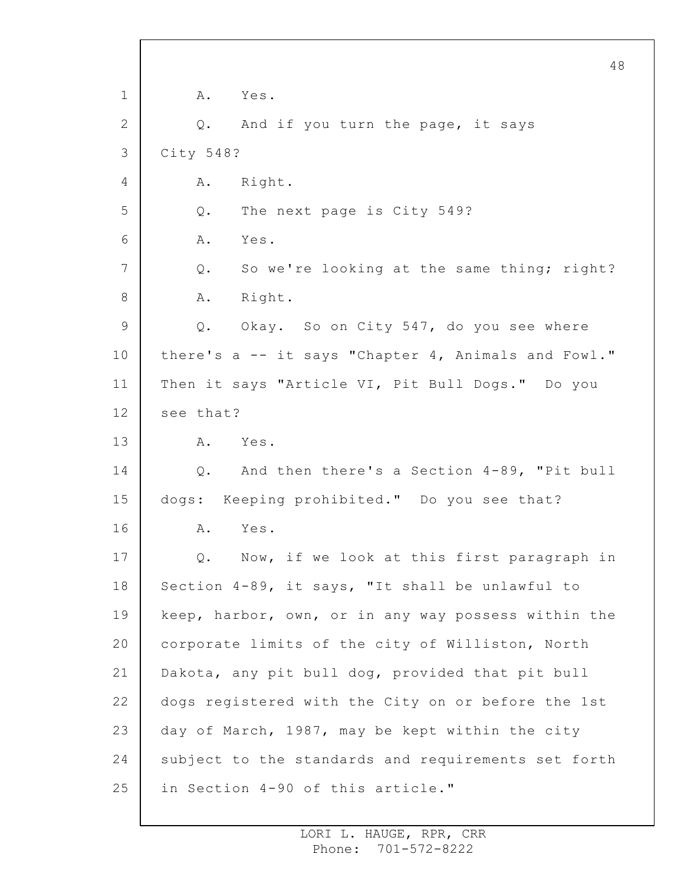A. Yes.

Q. And if you turn the page, it says City 548?

A. Right.

Q. The next page is City 549?

A. Yes.

Q. So we're looking at the same thing; right?

A. Right.

Q. Okay. So on City 547, do you see where there's a -- it says "Chapter 4, Animals and Fowl." Then it says "Article VI, Pit Bull Dogs." Do you see that?

A. Yes.

Q. And then there's a Section 4-89, "Pit bull dogs: Keeping prohibited." Do you see that?

A. Yes.

Q. Now, if we look at this first paragraph in Section 4-89, it says, "It shall be unlawful to keep, harbor, own, or in any way possess within the corporate limits of the city of Williston, North Dakota, any pit bull dog, provided that pit bull dogs registered with the City on or before the 1st day of March, 1987, may be kept within the city subject to the standards and requirements set forth in Section 4-90 of this article."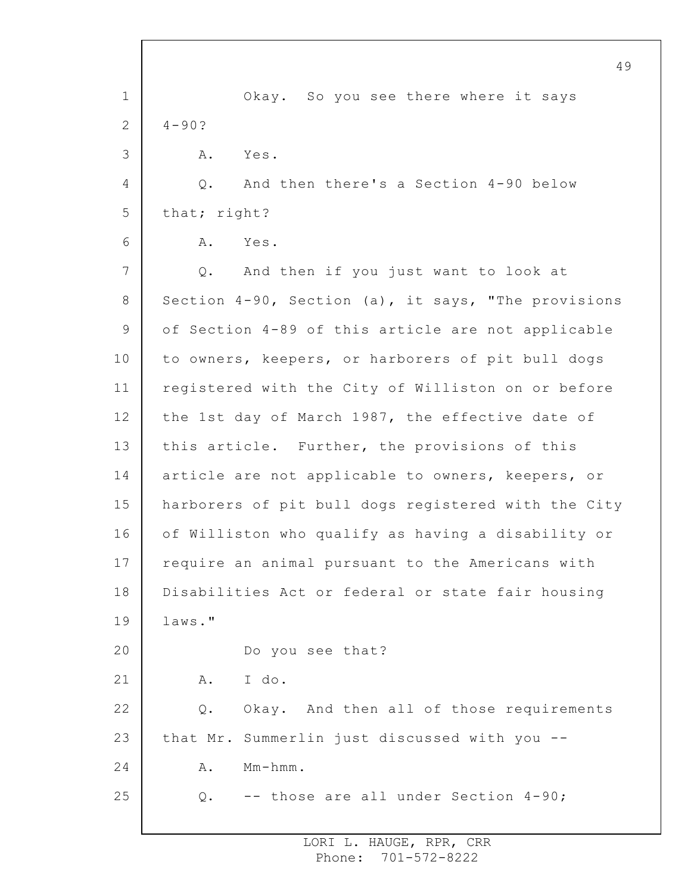Okay. So you see there where it says 4-90?

A. Yes.

Q. And then there's a Section 4-90 below that; right?

A. Yes.

Q. And then if you just want to look at Section 4-90, Section (a), it says, "The provisions of Section 4-89 of this article are not applicable to owners, keepers, or harborers of pit bull dogs registered with the City of Williston on or before the 1st day of March 1987, the effective date of this article. Further, the provisions of this article are not applicable to owners, keepers, or harborers of pit bull dogs registered with the City of Williston who qualify as having a disability or require an animal pursuant to the Americans with Disabilities Act or federal or state fair housing laws."

Do you see that?

A. I do.

Q. Okay. And then all of those requirements that Mr. Summerlin just discussed with you --

A. Mm-hmm.

Q. -- those are all under Section 4-90;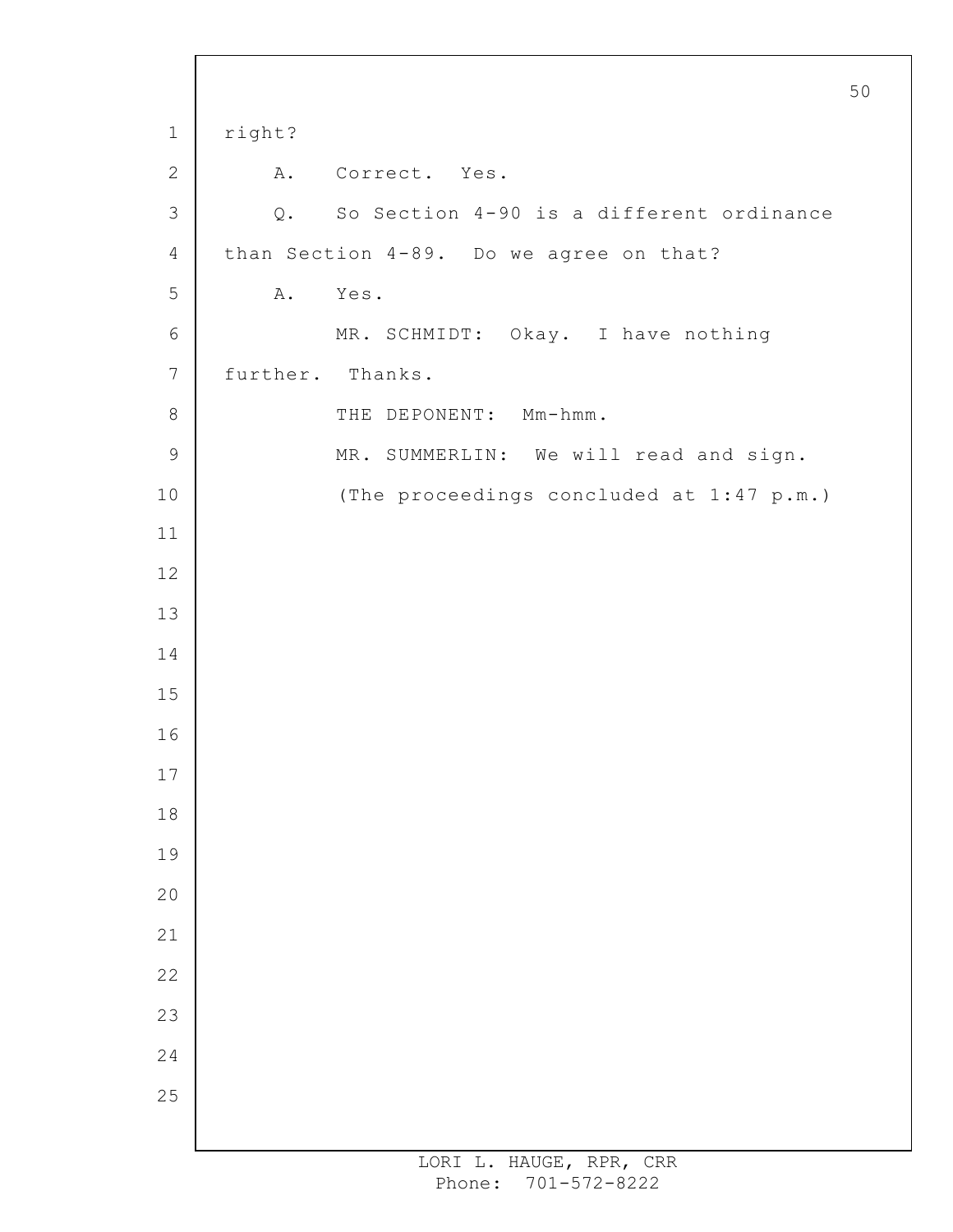right?

A. Correct. Yes.

Q. So Section 4-90 is a different ordinance than Section 4-89. Do we agree on that?

A. Yes.

MR. SCHMIDT: Okay. I have nothing further. Thanks.

THE DEPONENT: Mm-hmm.

MR. SUMMERLIN: We will read and sign.

(The proceedings concluded at 1:47 p.m.)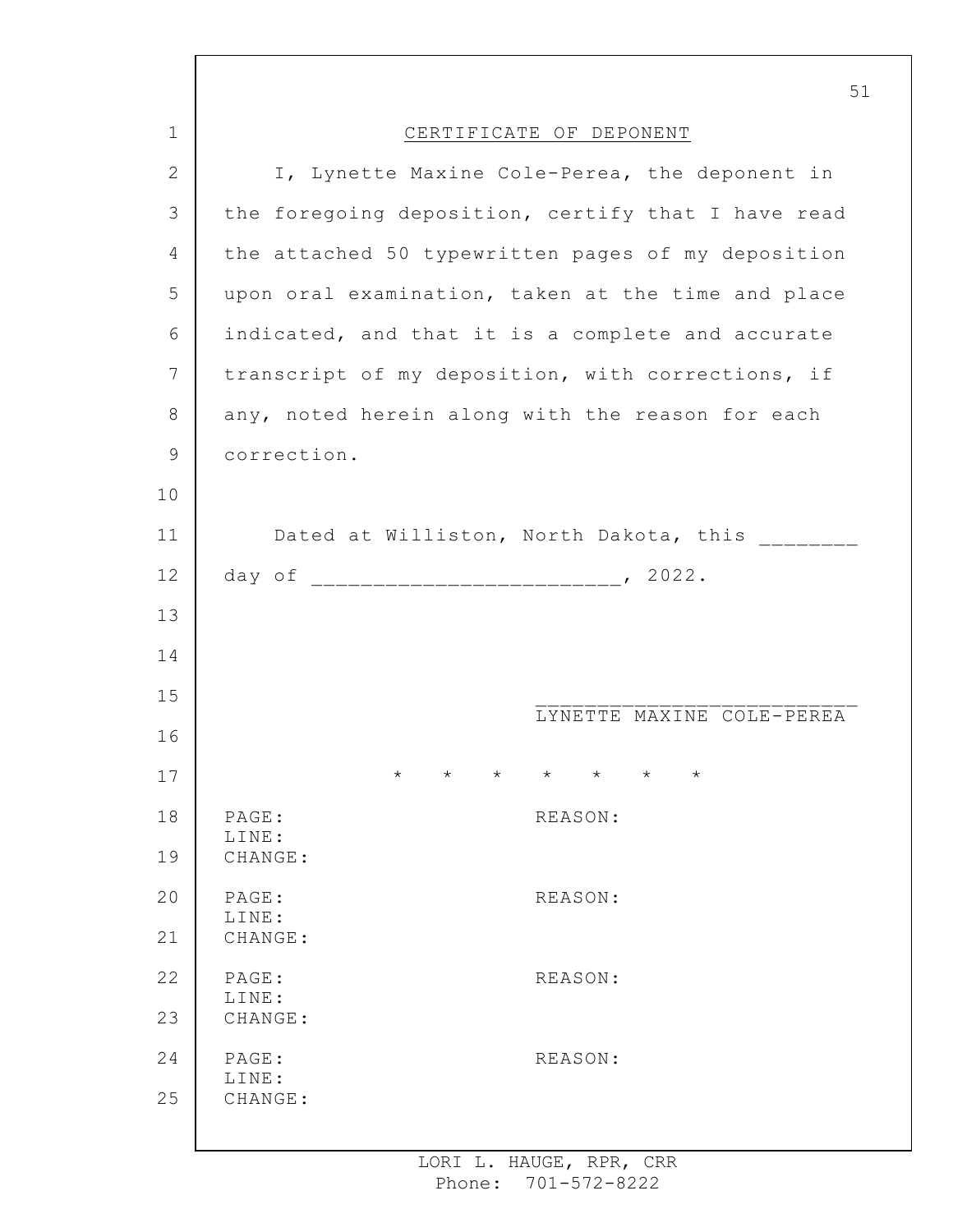## CERTIFICATE OF DEPONENT

I, Lynette Maxine Cole-Perea, the deponent in the foregoing deposition, certify that I have read the attached 50 typewritten pages of my deposition upon oral examination, taken at the time and place indicated, and that it is a complete and accurate transcript of my deposition, with corrections, if any, noted herein along with the reason for each correction.

Dated at Williston, North Dakota, this ________ day of _________________________, 2022.

__________________________
LYNETTE MAXINE COLE-PEREA

\* \* \* \* \* \* \*

PAGE: REASON:
LINE:
CHANGE:

PAGE: REASON:
LINE:
CHANGE:

PAGE: REASON:
LINE:
CHANGE:

PAGE: REASON:
LINE:
CHANGE:

LORI L. HAUGE, RPR, CRR
Phone: 701-572-8222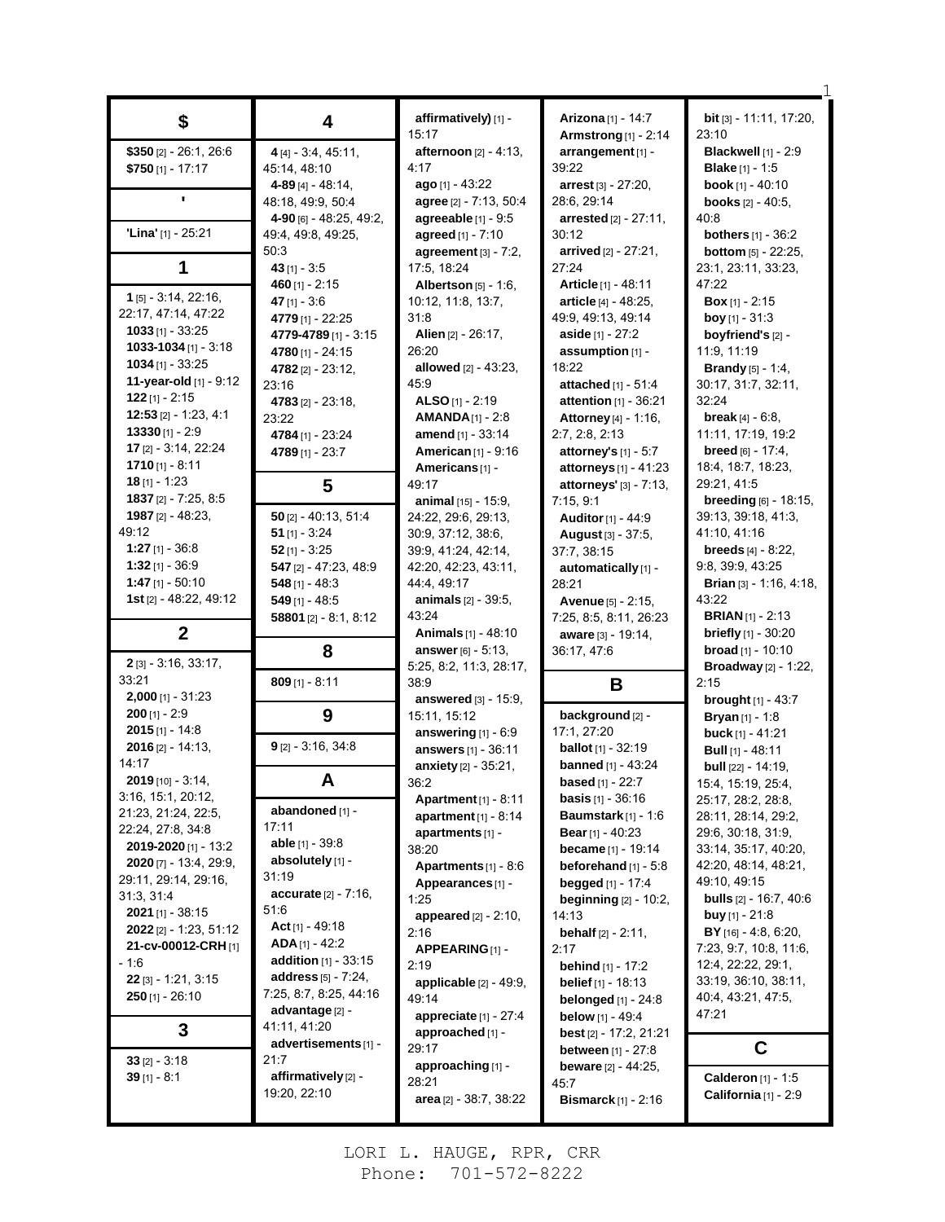## $

**$350** [2] - 26:1, 26:6
**$750** [1] - 17:17

## '

**'Lina'** [1] - 25:21

## 1

**1** [5] - 3:14, 22:16, 22:17, 47:14, 47:22
**1033** [1] - 33:25
**1033-1034** [1] - 3:18
**1034** [1] - 33:25
**11-year-old** [1] - 9:12
**122** [1] - 2:15
**12:53** [2] - 1:23, 4:1
**13330** [1] - 2:9
**17** [2] - 3:14, 22:24
**1710** [1] - 8:11
**18** [1] - 1:23
**1837** [2] - 7:25, 8:5
**1987** [2] - 48:23, 49:12
**1:27** [1] - 36:8
**1:32** [1] - 36:9
**1:47** [1] - 50:10
**1st** [2] - 48:22, 49:12

## 2

**2** [3] - 3:16, 33:17, 33:21
**2,000** [1] - 31:23
**200** [1] - 2:9
**2015** [1] - 14:8
**2016** [2] - 14:13, 14:17
**2019** [10] - 3:14, 3:16, 15:1, 20:12, 21:23, 21:24, 22:5, 22:24, 27:8, 34:8
**2019-2020** [1] - 13:2
**2020** [7] - 13:4, 29:9, 29:11, 29:14, 29:16, 31:3, 31:4
**2021** [1] - 38:15
**2022** [2] - 1:23, 51:12
**21-cv-00012-CRH** [1] - 1:6
**22** [3] - 1:21, 3:15
**250** [1] - 26:10

## 3

**33** [2] - 3:18
**39** [1] - 8:1

## 4

**4** [4] - 3:4, 45:11, 45:14, 48:10
**4-89** [4] - 48:14, 48:18, 49:9, 50:4
**4-90** [6] - 48:25, 49:2, 49:4, 49:8, 49:25, 50:3
**43** [1] - 3:5
**460** [1] - 2:15
**47** [1] - 3:6
**4779** [1] - 22:25
**4779-4789** [1] - 3:15
**4780** [1] - 24:15
**4782** [2] - 23:12, 23:16
**4783** [2] - 23:18, 23:22
**4784** [1] - 23:24
**4789** [1] - 23:7

## 5

**50** [2] - 40:13, 51:4
**51** [1] - 3:24
**52** [1] - 3:25
**547** [2] - 47:23, 48:9
**548** [1] - 48:3
**549** [1] - 48:5
**58801** [2] - 8:1, 8:12

## 8

**809** [1] - 8:11

## 9

**9** [2] - 3:16, 34:8

## A

**abandoned** [1] - 17:11
**able** [1] - 39:8
**absolutely** [1] - 31:19
**accurate** [2] - 7:16, 51:6
**Act** [1] - 49:18
**ADA** [1] - 42:2
**addition** [1] - 33:15
**address** [5] - 7:24, 7:25, 8:7, 8:25, 44:16
**advantage** [2] - 41:11, 41:20
**advertisements** [1] - 21:7
**affirmatively** [2] - 19:20, 22:10
**affirmatively)** [1] - 15:17
**afternoon** [2] - 4:13, 4:17
**ago** [1] - 43:22
**agree** [2] - 7:13, 50:4
**agreeable** [1] - 9:5
**agreed** [1] - 7:10
**agreement** [3] - 7:2, 17:5, 18:24
**Albertson** [5] - 1:6, 10:12, 11:8, 13:7, 31:8
**Alien** [2] - 26:17, 26:20
**allowed** [2] - 43:23, 45:9
**ALSO** [1] - 2:19
**AMANDA** [1] - 2:8
**amend** [1] - 33:14
**American** [1] - 9:16
**Americans** [1] - 49:17
**animal** [15] - 15:9, 24:22, 29:6, 29:13, 30:9, 37:12, 38:6, 39:9, 41:24, 42:14, 42:20, 42:23, 43:11, 44:4, 49:17
**animals** [2] - 39:5, 43:24
**Animals** [1] - 48:10
**answer** [6] - 5:13, 5:25, 8:2, 11:3, 28:17, 38:9
**answered** [3] - 15:9, 15:11, 15:12
**answering** [1] - 6:9
**answers** [1] - 36:11
**anxiety** [2] - 35:21, 36:2
**Apartment** [1] - 8:11
**apartment** [1] - 8:14
**apartments** [1] - 38:20
**Apartments** [1] - 8:6
**Appearances** [1] - 1:25
**appeared** [2] - 2:10, 2:16
**APPEARING** [1] - 2:19
**applicable** [2] - 49:9, 49:14
**appreciate** [1] - 27:4
**approached** [1] - 29:17
**approaching** [1] - 28:21
**area** [2] - 38:7, 38:22
**Arizona** [1] - 14:7
**Armstrong** [1] - 2:14
**arrangement** [1] - 39:22
**arrest** [3] - 27:20, 28:6, 29:14
**arrested** [2] - 27:11, 30:12
**arrived** [2] - 27:21, 27:24
**Article** [1] - 48:11
**article** [4] - 48:25, 49:9, 49:13, 49:14
**aside** [1] - 27:2
**assumption** [1] - 18:22
**attached** [1] - 51:4
**attention** [1] - 36:21
**Attorney** [4] - 1:16, 2:7, 2:8, 2:13
**attorney's** [1] - 5:7
**attorneys** [1] - 41:23
**attorneys'** [3] - 7:13, 7:15, 9:1
**Auditor** [1] - 44:9
**August** [3] - 37:5, 37:7, 38:15
**automatically** [1] - 28:21
**Avenue** [5] - 2:15, 7:25, 8:5, 8:11, 26:23
**aware** [3] - 19:14, 36:17, 47:6

## B

**background** [2] - 17:21, 27:20
**ballot** [1] - 32:19
**banned** [1] - 43:24
**based** [1] - 22:7
**basis** [1] - 36:16
**Baumstark** [1] - 1:6
**Bear** [1] - 40:23
**became** [1] - 19:14
**beforehand** [1] - 5:8
**begged** [1] - 17:4
**beginning** [2] - 10:2, 14:13
**behalf** [2] - 2:11, 2:17
**behind** [1] - 17:2
**belief** [1] - 18:13
**belonged** [1] - 24:8
**below** [1] - 49:4
**best** [2] - 17:2, 21:21
**between** [1] - 27:8
**beware** [2] - 44:25, 45:7
**Bismarck** [1] - 2:16
**bit** [3] - 11:11, 17:20, 23:10
**Blackwell** [1] - 2:9
**Blake** [1] - 1:5
**book** [1] - 40:10
**books** [2] - 40:5, 40:8
**bothers** [1] - 36:2
**bottom** [5] - 22:25, 23:1, 23:11, 33:23, 47:22
**Box** [1] - 2:15
**boy** [1] - 31:3
**boyfriend's** [2] - 11:9, 11:19
**Brandy** [5] - 1:4, 30:17, 31:7, 32:11, 32:24
**break** [4] - 6:8, 11:11, 17:19, 19:2
**breed** [6] - 17:4, 18:4, 18:7, 18:23, 29:21, 41:5
**breeding** [6] - 18:15, 39:13, 39:18, 41:3, 41:10, 41:16
**breeds** [4] - 8:22, 9:8, 39:9, 43:25
**Brian** [3] - 1:16, 4:18, 43:22
**BRIAN** [1] - 2:13
**briefly** [1] - 30:20
**broad** [1] - 10:10
**Broadway** [2] - 1:22, 2:15
**brought** [1] - 43:7
**Bryan** [1] - 1:8
**buck** [1] - 41:21
**Bull** [1] - 48:11
**bull** [22] - 14:19, 15:4, 15:19, 25:4, 25:17, 28:2, 28:8, 28:11, 28:14, 29:2, 29:6, 30:18, 31:9, 33:14, 35:17, 40:20, 42:20, 42:25, 48:14, 48:21, 49:10, 49:15
**bulls** [2] - 16:7, 40:6
**buy** [1] - 21:8
**BY** [16] - 4:8, 6:20, 7:23, 9:7, 10:8, 11:6, 12:4, 22:22, 29:1, 33:19, 36:10, 38:11, 40:4, 43:21, 47:5, 47:21

## C

**Calderon** [1] - 1:5
**California** [1] - 2:9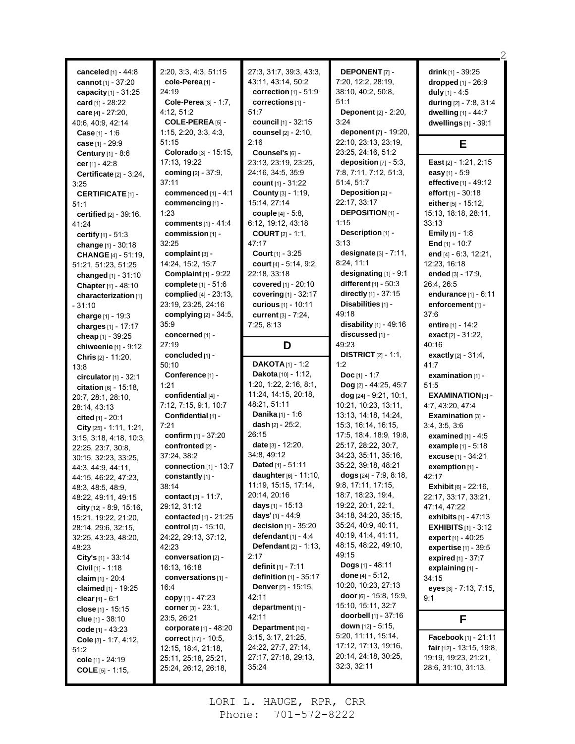**canceled** [1] - 44:8
**cannot** [1] - 37:20
**capacity** [1] - 31:25
**card** [1] - 28:22
**care** [4] - 27:20, 40:6, 40:9, 42:14
**Case** [1] - 1:6
**case** [1] - 29:9
**Century** [1] - 8:6
**cer** [1] - 42:8
**Certificate** [2] - 3:24, 3:25
**CERTIFICATE** [1] - 51:1
**certified** [2] - 39:16, 41:24
**certify** [1] - 51:3
**change** [1] - 30:18
**CHANGE** [4] - 51:19, 51:21, 51:23, 51:25
**changed** [1] - 31:10
**Chapter** [1] - 48:10
**characterization** [1] - 31:10
**charge** [1] - 19:3
**charges** [1] - 17:17
**cheap** [1] - 39:25
**chiweenie** [1] - 9:12
**Chris** [2] - 11:20, 13:8
**circulator** [1] - 32:1
**citation** [6] - 15:18, 20:7, 28:1, 28:10, 28:14, 43:13
**cited** [1] - 20:1
**City** [25] - 1:11, 1:21, 3:15, 3:18, 4:18, 10:3, 22:25, 23:7, 30:8, 30:15, 32:23, 33:25, 44:3, 44:9, 44:11, 44:15, 46:22, 47:23, 48:3, 48:5, 48:9, 48:22, 49:11, 49:15
**city** [12] - 8:9, 15:16, 15:21, 19:22, 21:20, 28:14, 29:6, 32:15, 32:25, 43:23, 48:20, 48:23
**City's** [1] - 33:14
**Civil** [1] - 1:18
**claim** [1] - 20:4
**claimed** [1] - 19:25
**clear** [1] - 6:1
**close** [1] - 15:15
**clue** [1] - 38:10
**code** [1] - 43:23
**Cole** [3] - 1:7, 4:12, 51:2
**cole** [1] - 24:19
**COLE** [5] - 1:15, 2:20, 3:3, 4:3, 51:15
**cole-Perea** [1] - 24:19
**Cole-Perea** [3] - 1:7, 4:12, 51:2
**COLE-PEREA** [5] - 1:15, 2:20, 3:3, 4:3, 51:15
**Colorado** [3] - 15:15, 17:13, 19:22
**coming** [2] - 37:9, 37:11
**commenced** [1] - 4:1
**commencing** [1] - 1:23
**comments** [1] - 41:4
**commission** [1] - 32:25
**complaint** [3] - 14:24, 15:2, 15:7
**Complaint** [1] - 9:22
**complete** [1] - 51:6
**complied** [4] - 23:13, 23:19, 23:25, 24:16
**complying** [2] - 34:5, 35:9
**concerned** [1] - 27:19
**concluded** [1] - 50:10
**Conference** [1] - 1:21
**confidential** [4] - 7:12, 7:15, 9:1, 10:7
**Confidential** [1] - 7:21
**confirm** [1] - 37:20
**confronted** [2] - 37:24, 38:2
**connection** [1] - 13:7
**constantly** [1] - 38:14
**contact** [3] - 11:7, 29:12, 31:12
**contacted** [1] - 21:25
**control** [5] - 15:10, 24:22, 29:13, 37:12, 42:23
**conversation** [2] - 16:13, 16:18
**conversations** [1] - 16:4
**copy** [1] - 47:23
**corner** [3] - 23:1, 23:5, 26:21
**corporate** [1] - 48:20
**correct** [17] - 10:5, 12:15, 18:4, 21:18, 25:11, 25:18, 25:21, 25:24, 26:12, 26:18, 27:3, 31:7, 39:3, 43:3, 43:11, 43:14, 50:2
**correction** [1] - 51:9
**corrections** [1] - 51:7
**council** [1] - 32:15
**counsel** [2] - 2:10, 2:16
**Counsel's** [6] - 23:13, 23:19, 23:25, 24:16, 34:5, 35:9
**count** [1] - 31:22
**County** [3] - 1:19, 15:14, 27:14
**couple** [4] - 5:8, 6:12, 19:12, 43:18
**COURT** [2] - 1:1, 47:17
**Court** [1] - 3:25
**court** [4] - 5:14, 9:2, 22:18, 33:18
**covered** [1] - 20:10
**covering** [1] - 32:17
**curious** [1] - 10:11
**current** [3] - 7:24, 7:25, 8:13

## D

**DAKOTA** [1] - 1:2
**Dakota** [10] - 1:12, 1:20, 1:22, 2:16, 8:1, 11:24, 14:15, 20:18, 48:21, 51:11
**Danika** [1] - 1:6
**dash** [2] - 25:2, 26:15
**date** [3] - 12:20, 34:8, 49:12
**Dated** [1] - 51:11
**daughter** [6] - 11:10, 11:19, 15:15, 17:14, 20:14, 20:16
**days** [1] - 15:13
**days'** [1] - 44:9
**decision** [1] - 35:20
**defendant** [1] - 4:4
**Defendant** [2] - 1:13, 2:17
**definit** [1] - 7:11
**definition** [1] - 35:17
**Denver** [2] - 15:15, 42:11
**department** [1] - 42:11
**Department** [10] - 3:15, 3:17, 21:25, 24:22, 27:7, 27:14, 27:17, 27:18, 29:13, 35:24
**DEPONENT** [7] - 7:20, 12:2, 28:19, 38:10, 40:2, 50:8, 51:1
**Deponent** [2] - 2:20, 3:24
**deponent** [7] - 19:20, 22:10, 23:13, 23:19, 23:25, 24:16, 51:2
**deposition** [7] - 5:3, 7:8, 7:11, 7:12, 51:3, 51:4, 51:7
**Deposition** [2] - 22:17, 33:17
**DEPOSITION** [1] - 1:15
**Description** [1] - 3:13
**designate** [3] - 7:11, 8:24, 11:1
**designating** [1] - 9:1
**different** [1] - 50:3
**directly** [1] - 37:15
**Disabilities** [1] - 49:18
**disability** [1] - 49:16
**discussed** [1] - 49:23
**DISTRICT** [2] - 1:1, 1:2
**Doc** [1] - 1:7
**Dog** [2] - 44:25, 45:7
**dog** [24] - 9:21, 10:1, 10:21, 10:23, 13:11, 13:13, 14:18, 14:24, 15:3, 16:14, 16:15, 17:5, 18:4, 18:9, 19:8, 25:17, 28:22, 30:7, 34:23, 35:11, 35:16, 35:22, 39:18, 48:21
**dogs** [24] - 7:9, 8:18, 9:8, 17:11, 17:15, 18:7, 18:23, 19:4, 19:22, 20:1, 22:1, 34:18, 34:20, 35:15, 35:24, 40:9, 40:11, 40:19, 41:4, 41:11, 48:15, 48:22, 49:10, 49:15
**Dogs** [1] - 48:11
**done** [4] - 5:12, 10:20, 10:23, 27:13
**door** [6] - 15:8, 15:9, 15:10, 15:11, 32:7
**doorbell** [1] - 37:16
**down** [12] - 5:15, 5:20, 11:11, 15:14, 17:12, 17:13, 19:16, 20:14, 24:18, 30:25, 32:3, 32:11
**drink** [1] - 39:25
**dropped** [1] - 26:9
**duly** [1] - 4:5
**during** [2] - 7:8, 31:4
**dwelling** [1] - 44:7
**dwellings** [1] - 39:1

## E

**East** [2] - 1:21, 2:15
**easy** [1] - 5:9
**effective** [1] - 49:12
**effort** [1] - 30:18
**either** [5] - 15:12, 15:13, 18:18, 28:11, 33:13
**Emily** [1] - 1:8
**End** [1] - 10:7
**end** [4] - 6:3, 12:21, 12:23, 16:18
**ended** [3] - 17:9, 26:4, 26:5
**endurance** [1] - 6:11
**enforcement** [1] - 37:6
**entire** [1] - 14:2
**exact** [2] - 31:22, 40:16
**exactly** [2] - 31:4, 41:7
**examination** [1] - 51:5
**EXAMINATION** [3] - 4:7, 43:20, 47:4
**Examination** [3] - 3:4, 3:5, 3:6
**examined** [1] - 4:5
**example** [1] - 5:18
**excuse** [1] - 34:21
**exemption** [1] - 42:17
**Exhibit** [6] - 22:16, 22:17, 33:17, 33:21, 47:14, 47:22
**exhibits** [1] - 47:13
**EXHIBITS** [1] - 3:12
**expert** [1] - 40:25
**expertise** [1] - 39:5
**expired** [1] - 37:7
**explaining** [1] - 34:15
**eyes** [3] - 7:13, 7:15, 9:1

## F

**Facebook** [1] - 21:11
**fair** [12] - 13:15, 19:8, 19:19, 19:23, 21:21, 28:6, 31:10, 31:13,

LORI L. HAUGE, RPR, CRR
Phone: 701-572-8222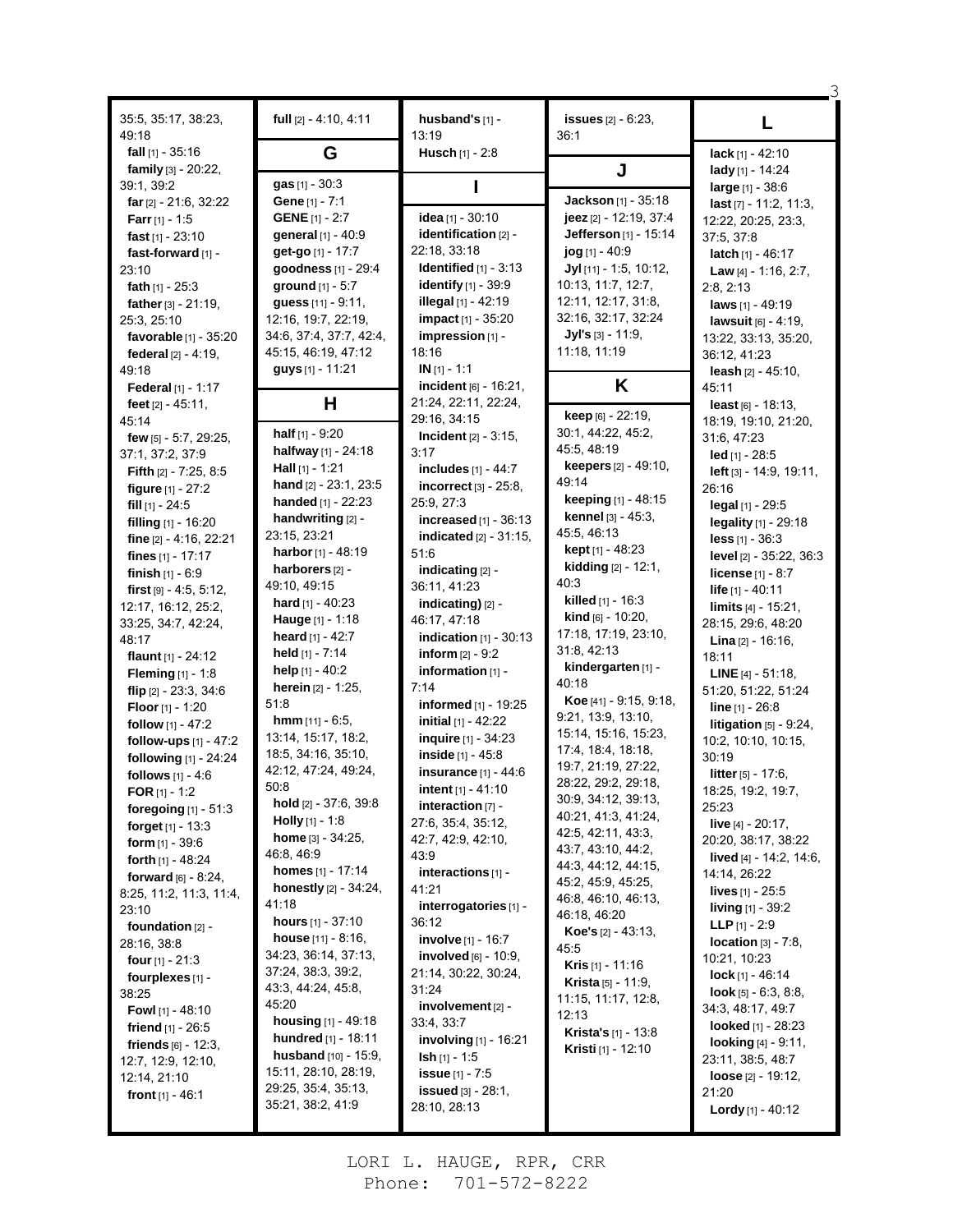35:5, 35:17, 38:23, 49:18
**fall** [1] - 35:16
**family** [3] - 20:22, 39:1, 39:2
**far** [2] - 21:6, 32:22
**Farr** [1] - 1:5
**fast** [1] - 23:10
**fast-forward** [1] - 23:10
**fath** [1] - 25:3
**father** [3] - 21:19, 25:3, 25:10
**favorable** [1] - 35:20
**federal** [2] - 4:19, 49:18
**Federal** [1] - 1:17
**feet** [2] - 45:11, 45:14
**few** [5] - 5:7, 29:25, 37:1, 37:2, 37:9
**Fifth** [2] - 7:25, 8:5
**figure** [1] - 27:2
**fill** [1] - 24:5
**filling** [1] - 16:20
**fine** [2] - 4:16, 22:21
**fines** [1] - 17:17
**finish** [1] - 6:9
**first** [9] - 4:5, 5:12, 12:17, 16:12, 25:2, 33:25, 34:7, 42:24, 48:17
**flaunt** [1] - 24:12
**Fleming** [1] - 1:8
**flip** [2] - 23:3, 34:6
**Floor** [1] - 1:20
**follow** [1] - 47:2
**follow-ups** [1] - 47:2
**following** [1] - 24:24
**follows** [1] - 4:6
**FOR** [1] - 1:2
**foregoing** [1] - 51:3
**forget** [1] - 13:3
**form** [1] - 39:6
**forth** [1] - 48:24
**forward** [6] - 8:24, 8:25, 11:2, 11:3, 11:4, 23:10
**foundation** [2] - 28:16, 38:8
**four** [1] - 21:3
**fourplexes** [1] - 38:25
**Fowl** [1] - 48:10
**friend** [1] - 26:5
**friends** [6] - 12:3, 12:7, 12:9, 12:10, 12:14, 21:10
**front** [1] - 46:1
**full** [2] - 4:10, 4:11

## G

**gas** [1] - 30:3
**Gene** [1] - 7:1
**GENE** [1] - 2:7
**general** [1] - 40:9
**get-go** [1] - 17:7
**goodness** [1] - 29:4
**ground** [1] - 5:7
**guess** [11] - 9:11, 12:16, 19:7, 22:19, 34:6, 37:4, 37:7, 42:4, 45:15, 46:19, 47:12
**guys** [1] - 11:21

## H

**half** [1] - 9:20
**halfway** [1] - 24:18
**Hall** [1] - 1:21
**hand** [2] - 23:1, 23:5
**handed** [1] - 22:23
**handwriting** [2] - 23:15, 23:21
**harbor** [1] - 48:19
**harborers** [2] - 49:10, 49:15
**hard** [1] - 40:23
**Hauge** [1] - 1:18
**heard** [1] - 42:7
**held** [1] - 7:14
**help** [1] - 40:2
**herein** [2] - 1:25, 51:8
**hmm** [11] - 6:5, 13:14, 15:17, 18:2, 18:5, 34:16, 35:10, 42:12, 47:24, 49:24, 50:8
**hold** [2] - 37:6, 39:8
**Holly** [1] - 1:8
**home** [3] - 34:25, 46:8, 46:9
**homes** [1] - 17:14
**honestly** [2] - 34:24, 41:18
**hours** [1] - 37:10
**house** [11] - 8:16, 34:23, 36:14, 37:13, 37:24, 38:3, 39:2, 43:3, 44:24, 45:8, 45:20
**housing** [1] - 49:18
**hundred** [1] - 18:11
**husband** [10] - 15:9, 15:11, 28:10, 28:19, 29:25, 35:4, 35:13, 35:21, 38:2, 41:9
**husband's** [1] - 13:19
**Husch** [1] - 2:8

## I

**idea** [1] - 30:10
**identification** [2] - 22:18, 33:18
**Identified** [1] - 3:13
**identify** [1] - 39:9
**illegal** [1] - 42:19
**impact** [1] - 35:20
**impression** [1] - 18:16
**IN** [1] - 1:1
**incident** [6] - 16:21, 21:24, 22:11, 22:24, 29:16, 34:15
**Incident** [2] - 3:15, 3:17
**includes** [1] - 44:7
**incorrect** [3] - 25:8, 25:9, 27:3
**increased** [1] - 36:13
**indicated** [2] - 31:15, 51:6
**indicating** [2] - 36:11, 41:23
**indicating)** [2] - 46:17, 47:18
**indication** [1] - 30:13
**inform** [2] - 9:2
**information** [1] - 7:14
**informed** [1] - 19:25
**initial** [1] - 42:22
**inquire** [1] - 34:23
**inside** [1] - 45:8
**insurance** [1] - 44:6
**intent** [1] - 41:10
**interaction** [7] - 27:6, 35:4, 35:12, 42:7, 42:9, 42:10, 43:9
**interactions** [1] - 41:21
**interrogatories** [1] - 36:12
**involve** [1] - 16:7
**involved** [6] - 10:9, 21:14, 30:22, 30:24, 31:24
**involvement** [2] - 33:4, 33:7
**involving** [1] - 16:21
**Ish** [1] - 1:5
**issue** [1] - 7:5
**issued** [3] - 28:1, 28:10, 28:13
**issues** [2] - 6:23, 36:1

## J

**Jackson** [1] - 35:18
**jeez** [2] - 12:19, 37:4
**Jefferson** [1] - 15:14
**jog** [1] - 40:9
**Jyl** [11] - 1:5, 10:12, 10:13, 11:7, 12:7, 12:11, 12:17, 31:8, 32:16, 32:17, 32:24
**Jyl's** [3] - 11:9, 11:18, 11:19

## K

**keep** [6] - 22:19, 30:1, 44:22, 45:2, 45:5, 48:19
**keepers** [2] - 49:10, 49:14
**keeping** [1] - 48:15
**kennel** [3] - 45:3, 45:5, 46:13
**kept** [1] - 48:23
**kidding** [2] - 12:1, 40:3
**killed** [1] - 16:3
**kind** [6] - 10:20, 17:18, 17:19, 23:10, 31:8, 42:13
**kindergarten** [1] - 40:18
**Koe** [41] - 9:15, 9:18, 9:21, 13:9, 13:10, 15:14, 15:16, 15:23, 17:4, 18:4, 18:18, 19:7, 21:19, 27:22, 28:22, 29:2, 29:18, 30:9, 34:12, 39:13, 40:21, 41:3, 41:24, 42:5, 42:11, 43:3, 43:7, 43:10, 44:2, 44:3, 44:12, 44:15, 45:2, 45:9, 45:25, 46:8, 46:10, 46:13, 46:18, 46:20
**Koe's** [2] - 43:13, 45:5
**Kris** [1] - 11:16
**Krista** [5] - 11:9, 11:15, 11:17, 12:8, 12:13
**Krista's** [1] - 13:8
**Kristi** [1] - 12:10

## L

**lack** [1] - 42:10
**lady** [1] - 14:24
**large** [1] - 38:6
**last** [7] - 11:2, 11:3, 12:22, 20:25, 23:3, 37:5, 37:8
**latch** [1] - 46:17
**Law** [4] - 1:16, 2:7, 2:8, 2:13
**laws** [1] - 49:19
**lawsuit** [6] - 4:19, 13:22, 33:13, 35:20, 36:12, 41:23
**leash** [2] - 45:10, 45:11
**least** [6] - 18:13, 18:19, 19:10, 21:20, 31:6, 47:23
**led** [1] - 28:5
**left** [3] - 14:9, 19:11, 26:16
**legal** [1] - 29:5
**legality** [1] - 29:18
**less** [1] - 36:3
**level** [2] - 35:22, 36:3
**license** [1] - 8:7
**life** [1] - 40:11
**limits** [4] - 15:21, 28:15, 29:6, 48:20
**Lina** [2] - 16:16, 18:11
**LINE** [4] - 51:18, 51:20, 51:22, 51:24
**line** [1] - 26:8
**litigation** [5] - 9:24, 10:2, 10:10, 10:15, 30:19
**litter** [5] - 17:6, 18:25, 19:2, 19:7, 25:23
**live** [4] - 20:17, 20:20, 38:17, 38:22
**lived** [4] - 14:2, 14:6, 14:14, 26:22
**lives** [1] - 25:5
**living** [1] - 39:2
**LLP** [1] - 2:9
**location** [3] - 7:8, 10:21, 10:23
**lock** [1] - 46:14
**look** [5] - 6:3, 8:8, 34:3, 48:17, 49:7
**looked** [1] - 28:23
**looking** [4] - 9:11, 23:11, 38:5, 48:7
**loose** [2] - 19:12, 21:20
**Lordy** [1] - 40:12

LORI L. HAUGE, RPR, CRR
Phone: 701-572-8222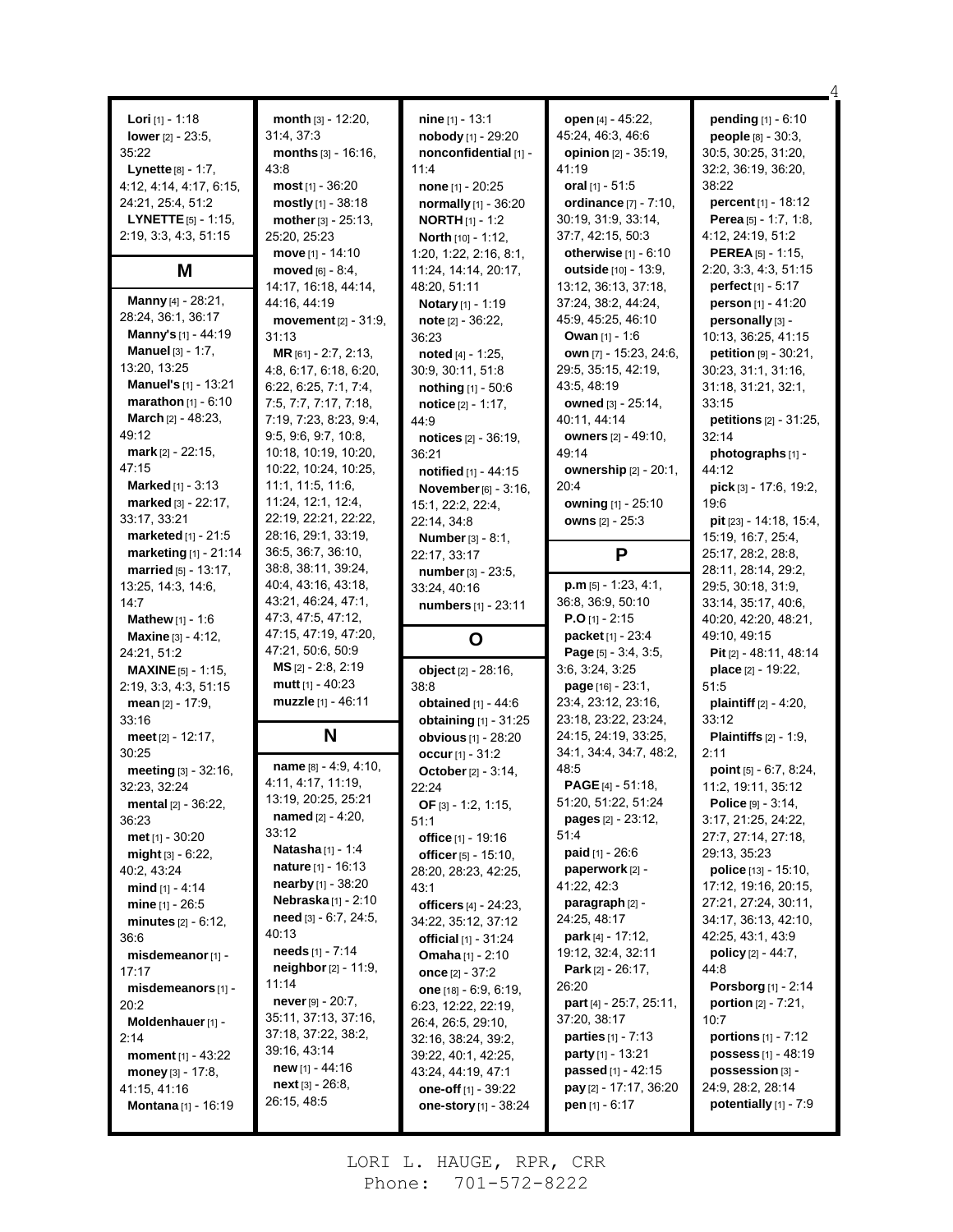**Lori** [1] - 1:18
**lower** [2] - 23:5, 35:22
**Lynette** [8] - 1:7, 4:12, 4:14, 4:17, 6:15, 24:21, 25:4, 51:2
**LYNETTE** [5] - 1:15, 2:19, 3:3, 4:3, 51:15

## M

**Manny** [4] - 28:21, 28:24, 36:1, 36:17
**Manny's** [1] - 44:19
**Manuel** [3] - 1:7, 13:20, 13:25
**Manuel's** [1] - 13:21
**marathon** [1] - 6:10
**March** [2] - 48:23, 49:12
**mark** [2] - 22:15, 47:15
**Marked** [1] - 3:13
**marked** [3] - 22:17, 33:17, 33:21
**marketed** [1] - 21:5
**marketing** [1] - 21:14
**married** [5] - 13:17, 13:25, 14:3, 14:6, 14:7
**Mathew** [1] - 1:6
**Maxine** [3] - 4:12, 24:21, 51:2
**MAXINE** [5] - 1:15, 2:19, 3:3, 4:3, 51:15
**mean** [2] - 17:9, 33:16
**meet** [2] - 12:17, 30:25
**meeting** [3] - 32:16, 32:23, 32:24
**mental** [2] - 36:22, 36:23
**met** [1] - 30:20
**might** [3] - 6:22, 40:2, 43:24
**mind** [1] - 4:14
**mine** [1] - 26:5
**minutes** [2] - 6:12, 36:6
**misdemeanor** [1] - 17:17
**misdemeanors** [1] - 20:2
**Moldenhauer** [1] - 2:14
**moment** [1] - 43:22
**money** [3] - 17:8, 41:15, 41:16
**Montana** [1] - 16:19
**month** [3] - 12:20, 31:4, 37:3
**months** [3] - 16:16, 43:8
**most** [1] - 36:20
**mostly** [1] - 38:18
**mother** [3] - 25:13, 25:20, 25:23
**move** [1] - 14:10
**moved** [6] - 8:4, 14:17, 16:18, 44:14, 44:16, 44:19
**movement** [2] - 31:9, 31:13
**MR** [61] - 2:7, 2:13, 4:8, 6:17, 6:18, 6:20, 6:22, 6:25, 7:1, 7:4, 7:5, 7:7, 7:17, 7:18, 7:19, 7:23, 8:23, 9:4, 9:5, 9:6, 9:7, 10:8, 10:18, 10:19, 10:20, 10:22, 10:24, 10:25, 11:1, 11:5, 11:6, 11:24, 12:1, 12:4, 22:19, 22:21, 22:22, 28:16, 29:1, 33:19, 36:5, 36:7, 36:10, 38:8, 38:11, 39:24, 40:4, 43:16, 43:18, 43:21, 46:24, 47:1, 47:3, 47:5, 47:12, 47:15, 47:19, 47:20, 47:21, 50:6, 50:9
**MS** [2] - 2:8, 2:19
**mutt** [1] - 40:23
**muzzle** [1] - 46:11

## N

**name** [8] - 4:9, 4:10, 4:11, 4:17, 11:19, 13:19, 20:25, 25:21
**named** [2] - 4:20, 33:12
**Natasha** [1] - 1:4
**nature** [1] - 16:13
**nearby** [1] - 38:20
**Nebraska** [1] - 2:10
**need** [3] - 6:7, 24:5, 40:13
**needs** [1] - 7:14
**neighbor** [2] - 11:9, 11:14
**never** [9] - 20:7, 35:11, 37:13, 37:16, 37:18, 37:22, 38:2, 39:16, 43:14
**new** [1] - 44:16
**next** [3] - 26:8, 26:15, 48:5
**nine** [1] - 13:1
**nobody** [1] - 29:20
**nonconfidential** [1] - 11:4
**none** [1] - 20:25
**normally** [1] - 36:20
**NORTH** [1] - 1:2
**North** [10] - 1:12, 1:20, 1:22, 2:16, 8:1, 11:24, 14:14, 20:17, 48:20, 51:11
**Notary** [1] - 1:19
**note** [2] - 36:22, 36:23
**noted** [4] - 1:25, 30:9, 30:11, 51:8
**nothing** [1] - 50:6
**notice** [2] - 1:17, 44:9
**notices** [2] - 36:19, 36:21
**notified** [1] - 44:15
**November** [6] - 3:16, 15:1, 22:2, 22:4, 22:14, 34:8
**Number** [3] - 8:1, 22:17, 33:17
**number** [3] - 23:5, 33:24, 40:16
**numbers** [1] - 23:11

## O

**object** [2] - 28:16, 38:8
**obtained** [1] - 44:6
**obtaining** [1] - 31:25
**obvious** [1] - 28:20
**occur** [1] - 31:2
**October** [2] - 3:14, 22:24
**OF** [3] - 1:2, 1:15, 51:1
**office** [1] - 19:16
**officer** [5] - 15:10, 28:20, 28:23, 42:25, 43:1
**officers** [4] - 24:23, 34:22, 35:12, 37:12
**official** [1] - 31:24
**Omaha** [1] - 2:10
**once** [2] - 37:2
**one** [18] - 6:9, 6:19, 6:23, 12:22, 22:19, 26:4, 26:5, 29:10, 32:16, 38:24, 39:2, 39:22, 40:1, 42:25, 43:24, 44:19, 47:1
**one-off** [1] - 39:22
**one-story** [1] - 38:24
**open** [4] - 45:22, 45:24, 46:3, 46:6
**opinion** [2] - 35:19, 41:19
**oral** [1] - 51:5
**ordinance** [7] - 7:10, 30:19, 31:9, 33:14, 37:7, 42:15, 50:3
**otherwise** [1] - 6:10
**outside** [10] - 13:9, 13:12, 36:13, 37:18, 37:24, 38:2, 44:24, 45:9, 45:25, 46:10
**Owan** [1] - 1:6
**own** [7] - 15:23, 24:6, 29:5, 35:15, 42:19, 43:5, 48:19
**owned** [3] - 25:14, 40:11, 44:14
**owners** [2] - 49:10, 49:14
**ownership** [2] - 20:1, 20:4
**owning** [1] - 25:10
**owns** [2] - 25:3

## P

**p.m** [5] - 1:23, 4:1, 36:8, 36:9, 50:10
**P.O** [1] - 2:15
**packet** [1] - 23:4
**Page** [5] - 3:4, 3:5, 3:6, 3:24, 3:25
**page** [16] - 23:1, 23:4, 23:12, 23:16, 23:18, 23:22, 23:24, 24:15, 24:19, 33:25, 34:1, 34:4, 34:7, 48:2, 48:5
**PAGE** [4] - 51:18, 51:20, 51:22, 51:24
**pages** [2] - 23:12, 51:4
**paid** [1] - 26:6
**paperwork** [2] - 41:22, 42:3
**paragraph** [2] - 24:25, 48:17
**park** [4] - 17:12, 19:12, 32:4, 32:11
**Park** [2] - 26:17, 26:20
**part** [4] - 25:7, 25:11, 37:20, 38:17
**parties** [1] - 7:13
**party** [1] - 13:21
**passed** [1] - 42:15
**pay** [2] - 17:17, 36:20
**pen** [1] - 6:17
**pending** [1] - 6:10
**people** [8] - 30:3, 30:5, 30:25, 31:20, 32:2, 36:19, 36:20, 38:22
**percent** [1] - 18:12
**Perea** [5] - 1:7, 1:8, 4:12, 24:19, 51:2
**PEREA** [5] - 1:15, 2:20, 3:3, 4:3, 51:15
**perfect** [1] - 5:17
**person** [1] - 41:20
**personally** [3] - 10:13, 36:25, 41:15
**petition** [9] - 30:21, 30:23, 31:1, 31:16, 31:18, 31:21, 32:1, 33:15
**petitions** [2] - 31:25, 32:14
**photographs** [1] - 44:12
**pick** [3] - 17:6, 19:2, 19:6
**pit** [23] - 14:18, 15:4, 15:19, 16:7, 25:4, 25:17, 28:2, 28:8, 28:11, 28:14, 29:2, 29:5, 30:18, 31:9, 33:14, 35:17, 40:6, 40:20, 42:20, 48:21, 49:10, 49:15
**Pit** [2] - 48:11, 48:14
**place** [2] - 19:22, 51:5
**plaintiff** [2] - 4:20, 33:12
**Plaintiffs** [2] - 1:9, 2:11
**point** [5] - 6:7, 8:24, 11:2, 19:11, 35:12
**Police** [9] - 3:14, 3:17, 21:25, 24:22, 27:7, 27:14, 27:18, 29:13, 35:23
**police** [13] - 15:10, 17:12, 19:16, 20:15, 27:21, 27:24, 30:11, 34:17, 36:13, 42:10, 42:25, 43:1, 43:9
**policy** [2] - 44:7, 44:8
**Porsborg** [1] - 2:14
**portion** [2] - 7:21, 10:7
**portions** [1] - 7:12
**possess** [1] - 48:19
**possession** [3] - 24:9, 28:2, 28:14
**potentially** [1] - 7:9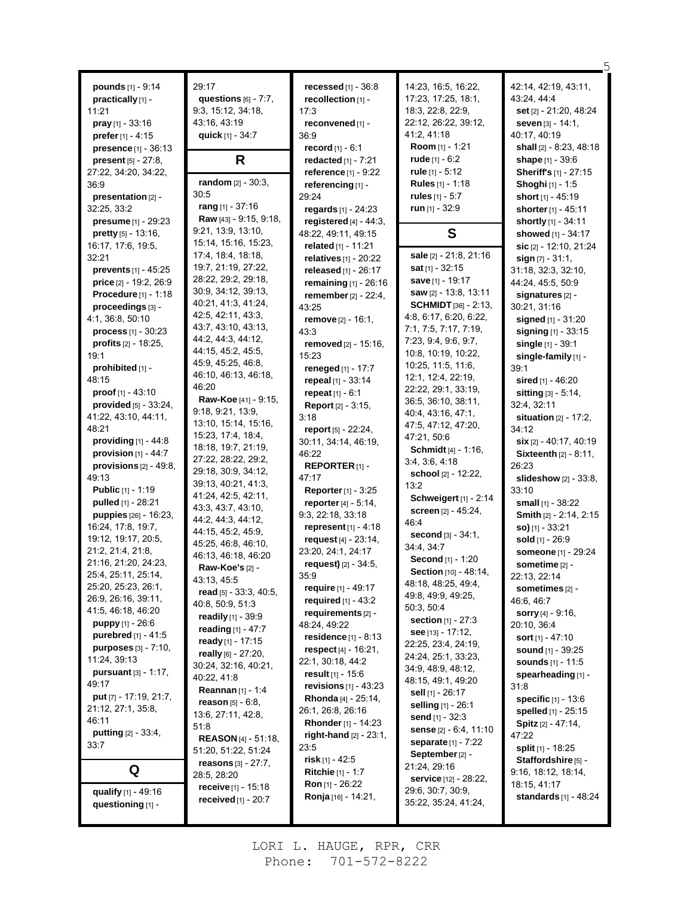**pounds** [1] - 9:14
**practically** [1] - 11:21
**pray** [1] - 33:16
**prefer** [1] - 4:15
**presence** [1] - 36:13
**present** [5] - 27:8, 27:22, 34:20, 34:22, 36:9
**presentation** [2] - 32:25, 33:2
**presume** [1] - 29:23
**pretty** [5] - 13:16, 16:17, 17:6, 19:5, 32:21
**prevents** [1] - 45:25
**price** [2] - 19:2, 26:9
**Procedure** [1] - 1:18
**proceedings** [3] - 4:1, 36:8, 50:10
**process** [1] - 30:23
**profits** [2] - 18:25, 19:1
**prohibited** [1] - 48:15
**proof** [1] - 43:10
**provided** [5] - 33:24, 41:22, 43:10, 44:11, 48:21
**providing** [1] - 44:8
**provision** [1] - 44:7
**provisions** [2] - 49:8, 49:13
**Public** [1] - 1:19
**pulled** [1] - 28:21
**puppies** [26] - 16:23, 16:24, 17:8, 19:7, 19:12, 19:17, 20:5, 21:2, 21:4, 21:8, 21:16, 21:20, 24:23, 25:4, 25:11, 25:14, 25:20, 25:23, 26:1, 26:9, 26:16, 39:11, 41:5, 46:18, 46:20
**puppy** [1] - 26:6
**purebred** [1] - 41:5
**purposes** [3] - 7:10, 11:24, 39:13
**pursuant** [3] - 1:17, 49:17
**put** [7] - 17:19, 21:7, 21:12, 27:1, 35:8, 46:11
**putting** [2] - 33:4, 33:7

## Q

**qualify** [1] - 49:16
**questioning** [1] - 29:17
**questions** [6] - 7:7, 9:3, 15:12, 34:18, 43:16, 43:19
**quick** [1] - 34:7

## R

**random** [2] - 30:3, 30:5
**rang** [1] - 37:16
**Raw** [43] - 9:15, 9:18, 9:21, 13:9, 13:10, 15:14, 15:16, 15:23, 17:4, 18:4, 18:18, 19:7, 21:19, 27:22, 28:22, 29:2, 29:18, 30:9, 34:12, 39:13, 40:21, 41:3, 41:24, 42:5, 42:11, 43:3, 43:7, 43:10, 43:13, 44:2, 44:3, 44:12, 44:15, 45:2, 45:5, 45:9, 45:25, 46:8, 46:10, 46:13, 46:18, 46:20
**Raw-Koe** [41] - 9:15, 9:18, 9:21, 13:9, 13:10, 15:14, 15:16, 15:23, 17:4, 18:4, 18:18, 19:7, 21:19, 27:22, 28:22, 29:2, 29:18, 30:9, 34:12, 39:13, 40:21, 41:3, 41:24, 42:5, 42:11, 43:3, 43:7, 43:10, 44:2, 44:3, 44:12, 44:15, 45:2, 45:9, 45:25, 46:8, 46:10, 46:13, 46:18, 46:20
**Raw-Koe's** [2] - 43:13, 45:5
**read** [5] - 33:3, 40:5, 40:8, 50:9, 51:3
**readily** [1] - 39:9
**reading** [1] - 47:7
**ready** [1] - 17:15
**really** [6] - 27:20, 30:24, 32:16, 40:21, 40:22, 41:8
**Reannan** [1] - 1:4
**reason** [5] - 6:8, 13:6, 27:11, 42:8, 51:8
**REASON** [4] - 51:18, 51:20, 51:22, 51:24
**reasons** [3] - 27:7, 28:5, 28:20
**receive** [1] - 15:18
**received** [1] - 20:7
**recessed** [1] - 36:8
**recollection** [1] - 17:3
**reconvened** [1] - 36:9
**record** [1] - 6:1
**redacted** [1] - 7:21
**reference** [1] - 9:22
**referencing** [1] - 29:24
**regards** [1] - 24:23
**registered** [4] - 44:3, 48:22, 49:11, 49:15
**related** [1] - 11:21
**relatives** [1] - 20:22
**released** [1] - 26:17
**remaining** [1] - 26:16
**remember** [2] - 22:4, 43:25
**remove** [2] - 16:1, 43:3
**removed** [2] - 15:16, 15:23
**reneged** [1] - 17:7
**repeal** [1] - 33:14
**repeat** [1] - 6:1
**Report** [2] - 3:15, 3:18
**report** [5] - 22:24, 30:11, 34:14, 46:19, 46:22
**REPORTER** [1] - 47:17
**Reporter** [1] - 3:25
**reporter** [4] - 5:14, 9:3, 22:18, 33:18
**represent** [1] - 4:18
**request** [4] - 23:14, 23:20, 24:1, 24:17
**request)** [2] - 34:5, 35:9
**require** [1] - 49:17
**required** [1] - 43:2
**requirements** [2] - 48:24, 49:22
**residence** [1] - 8:13
**respect** [4] - 16:21, 22:1, 30:18, 44:2
**result** [1] - 15:6
**revisions** [1] - 43:23
**Rhonda** [4] - 25:14, 26:1, 26:8, 26:16
**Rhonder** [1] - 14:23
**right-hand** [2] - 23:1, 23:5
**risk** [1] - 42:5
**Ritchie** [1] - 1:7
**Ron** [1] - 26:22
**Ronja** [16] - 14:21, 14:23, 16:5, 16:22, 17:23, 17:25, 18:1, 18:3, 22:8, 22:9, 22:12, 26:22, 39:12, 41:2, 41:18
**Room** [1] - 1:21
**rude** [1] - 6:2
**rule** [1] - 5:12
**Rules** [1] - 1:18
**rules** [1] - 5:7
**run** [1] - 32:9

## S

**sale** [2] - 21:8, 21:16
**sat** [1] - 32:15
**save** [1] - 19:17
**saw** [2] - 13:8, 13:11
**SCHMIDT** [36] - 2:13, 4:8, 6:17, 6:20, 6:22, 7:1, 7:5, 7:17, 7:19, 7:23, 9:4, 9:6, 9:7, 10:8, 10:19, 10:22, 10:25, 11:5, 11:6, 12:1, 12:4, 22:19, 22:22, 29:1, 33:19, 36:5, 36:10, 38:11, 40:4, 43:16, 47:1, 47:5, 47:12, 47:20, 47:21, 50:6
**Schmidt** [4] - 1:16, 3:4, 3:6, 4:18
**school** [2] - 12:22, 13:2
**Schweigert** [1] - 2:14
**screen** [2] - 45:24, 46:4
**second** [3] - 34:1, 34:4, 34:7
**Second** [1] - 1:20
**Section** [10] - 48:14, 48:18, 48:25, 49:4, 49:8, 49:9, 49:25, 50:3, 50:4
**section** [1] - 27:3
**see** [13] - 17:12, 22:25, 23:4, 24:19, 24:24, 25:1, 33:23, 34:9, 48:9, 48:12, 48:15, 49:1, 49:20
**sell** [1] - 26:17
**selling** [1] - 26:1
**send** [1] - 32:3
**sense** [2] - 6:4, 11:10
**separate** [1] - 7:22
**September** [2] - 21:24, 29:16
**service** [12] - 28:22, 29:6, 30:7, 30:9, 35:22, 35:24, 41:24, 42:14, 42:19, 43:11, 43:24, 44:4
**set** [2] - 21:20, 48:24
**seven** [3] - 14:1, 40:17, 40:19
**shall** [2] - 8:23, 48:18
**shape** [1] - 39:6
**Sheriff's** [1] - 27:15
**Shoghi** [1] - 1:5
**short** [1] - 45:19
**shorter** [1] - 45:11
**shortly** [1] - 34:11
**showed** [1] - 34:17
**sic** [2] - 12:10, 21:24
**sign** [7] - 31:1, 31:18, 32:3, 32:10, 44:24, 45:5, 50:9
**signatures** [2] - 30:21, 31:16
**signed** [1] - 31:20
**signing** [1] - 33:15
**single** [1] - 39:1
**single-family** [1] - 39:1
**sired** [1] - 46:20
**sitting** [3] - 5:14, 32:4, 32:11
**situation** [2] - 17:2, 34:12
**six** [2] - 40:17, 40:19
**Sixteenth** [2] - 8:11, 26:23
**slideshow** [2] - 33:8, 33:10
**small** [1] - 38:22
**Smith** [2] - 2:14, 2:15
**so)** [1] - 33:21
**sold** [1] - 26:9
**someone** [1] - 29:24
**sometime** [2] - 22:13, 22:14
**sometimes** [2] - 46:6, 46:7
**sorry** [4] - 9:16, 20:10, 36:4
**sort** [1] - 47:10
**sound** [1] - 39:25
**sounds** [1] - 11:5
**spearheading** [1] - 31:8
**specific** [1] - 13:6
**spelled** [1] - 25:15
**Spitz** [2] - 47:14, 47:22
**split** [1] - 18:25
**Staffordshire** [5] - 9:16, 18:12, 18:14, 18:15, 41:17
**standards** [1] - 48:24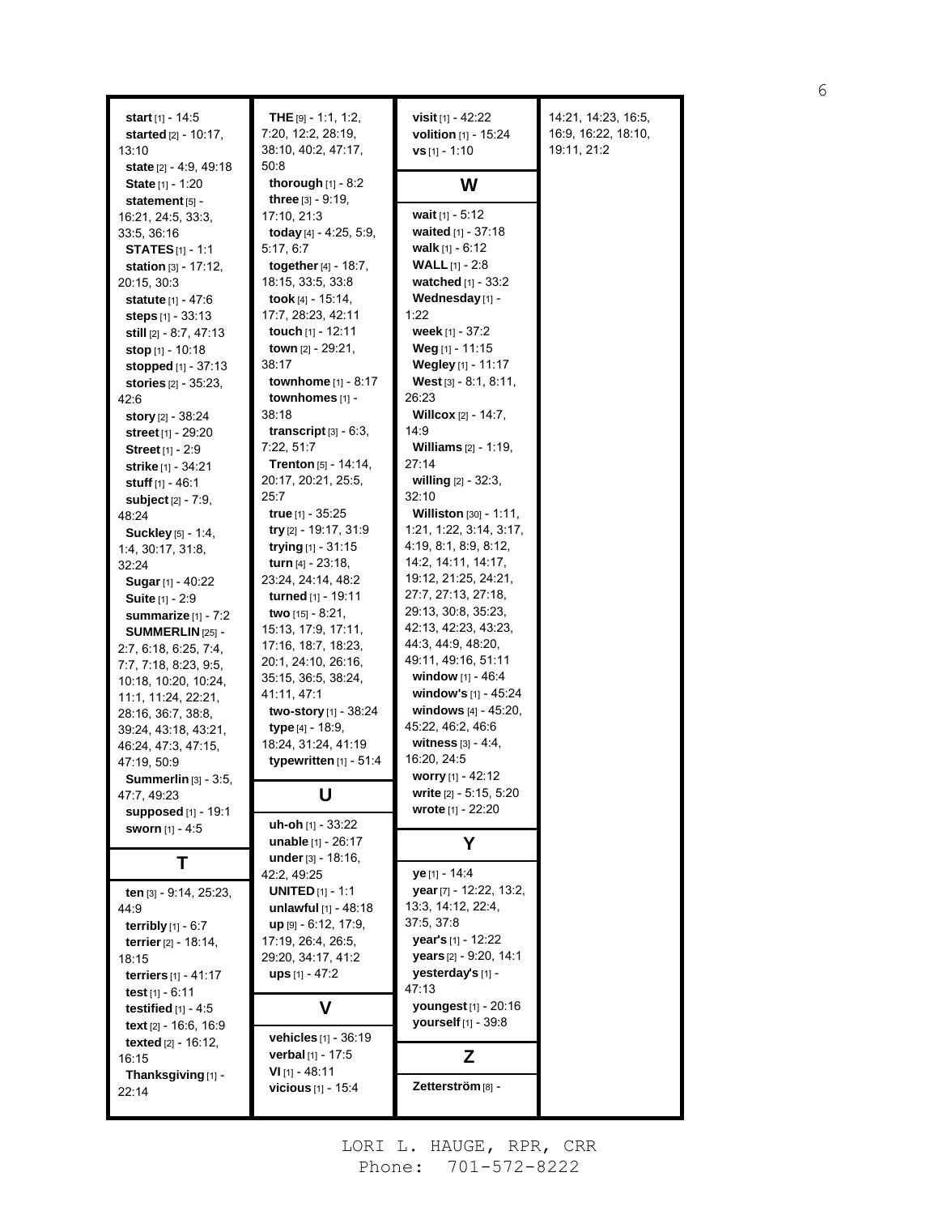**start** [1] - 14:5
**started** [2] - 10:17, 13:10
**state** [2] - 4:9, 49:18
**State** [1] - 1:20
**statement** [5] - 16:21, 24:5, 33:3, 33:5, 36:16
**STATES** [1] - 1:1
**station** [3] - 17:12, 20:15, 30:3
**statute** [1] - 47:6
**steps** [1] - 33:13
**still** [2] - 8:7, 47:13
**stop** [1] - 10:18
**stopped** [1] - 37:13
**stories** [2] - 35:23, 42:6
**story** [2] - 38:24
**street** [1] - 29:20
**Street** [1] - 2:9
**strike** [1] - 34:21
**stuff** [1] - 46:1
**subject** [2] - 7:9, 48:24
**Suckley** [5] - 1:4, 1:4, 30:17, 31:8, 32:24
**Sugar** [1] - 40:22
**Suite** [1] - 2:9
**summarize** [1] - 7:2
**SUMMERLIN** [25] - 2:7, 6:18, 6:25, 7:4, 7:7, 7:18, 8:23, 9:5, 10:18, 10:20, 10:24, 11:1, 11:24, 22:21, 28:16, 36:7, 38:8, 39:24, 43:18, 43:21, 46:24, 47:3, 47:15, 47:19, 50:9
**Summerlin** [3] - 3:5, 47:7, 49:23
**supposed** [1] - 19:1
**sworn** [1] - 4:5

## T

**ten** [3] - 9:14, 25:23, 44:9
**terribly** [1] - 6:7
**terrier** [2] - 18:14, 18:15
**terriers** [1] - 41:17
**test** [1] - 6:11
**testified** [1] - 4:5
**text** [2] - 16:6, 16:9
**texted** [2] - 16:12, 16:15
**Thanksgiving** [1] - 22:14
**THE** [9] - 1:1, 1:2, 7:20, 12:2, 28:19, 38:10, 40:2, 47:17, 50:8
**thorough** [1] - 8:2
**three** [3] - 9:19, 17:10, 21:3
**today** [4] - 4:25, 5:9, 5:17, 6:7
**together** [4] - 18:7, 18:15, 33:5, 33:8
**took** [4] - 15:14, 17:7, 28:23, 42:11
**touch** [1] - 12:11
**town** [2] - 29:21, 38:17
**townhome** [1] - 8:17
**townhomes** [1] - 38:18
**transcript** [3] - 6:3, 7:22, 51:7
**Trenton** [5] - 14:14, 20:17, 20:21, 25:5, 25:7
**true** [1] - 35:25
**try** [2] - 19:17, 31:9
**trying** [1] - 31:15
**turn** [4] - 23:18, 23:24, 24:14, 48:2
**turned** [1] - 19:11
**two** [15] - 8:21, 15:13, 17:9, 17:11, 17:16, 18:7, 18:23, 20:1, 24:10, 26:16, 35:15, 36:5, 38:24, 41:11, 47:1
**two-story** [1] - 38:24
**type** [4] - 18:9, 18:24, 31:24, 41:19
**typewritten** [1] - 51:4

## U

**uh-oh** [1] - 33:22
**unable** [1] - 26:17
**under** [3] - 18:16, 42:2, 49:25
**UNITED** [1] - 1:1
**unlawful** [1] - 48:18
**up** [9] - 6:12, 17:9, 17:19, 26:4, 26:5, 29:20, 34:17, 41:2
**ups** [1] - 47:2

## V

**vehicles** [1] - 36:19
**verbal** [1] - 17:5
**VI** [1] - 48:11
**vicious** [1] - 15:4
**visit** [1] - 42:22
**volition** [1] - 15:24
**vs** [1] - 1:10

## W

**wait** [1] - 5:12
**waited** [1] - 37:18
**walk** [1] - 6:12
**WALL** [1] - 2:8
**watched** [1] - 33:2
**Wednesday** [1] - 1:22
**week** [1] - 37:2
**Weg** [1] - 11:15
**Wegley** [1] - 11:17
**West** [3] - 8:1, 8:11, 26:23
**Willcox** [2] - 14:7, 14:9
**Williams** [2] - 1:19, 27:14
**willing** [2] - 32:3, 32:10
**Williston** [30] - 1:11, 1:21, 1:22, 3:14, 3:17, 4:19, 8:1, 8:9, 8:12, 14:2, 14:11, 14:17, 19:12, 21:25, 24:21, 27:7, 27:13, 27:18, 29:13, 30:8, 35:23, 42:13, 42:23, 43:23, 44:3, 44:9, 48:20, 49:11, 49:16, 51:11
**window** [1] - 46:4
**window's** [1] - 45:24
**windows** [4] - 45:20, 45:22, 46:2, 46:6
**witness** [3] - 4:4, 16:20, 24:5
**worry** [1] - 42:12
**write** [2] - 5:15, 5:20
**wrote** [1] - 22:20

## Y

**ye** [1] - 14:4
**year** [7] - 12:22, 13:2, 13:3, 14:12, 22:4, 37:5, 37:8
**year's** [1] - 12:22
**years** [2] - 9:20, 14:1
**yesterday's** [1] - 47:13
**youngest** [1] - 20:16
**yourself** [1] - 39:8

## Z

**Zetterström** [8] - 14:21, 14:23, 16:5, 16:9, 16:22, 18:10, 19:11, 21:2

LORI L. HAUGE, RPR, CRR
Phone: 701-572-8222